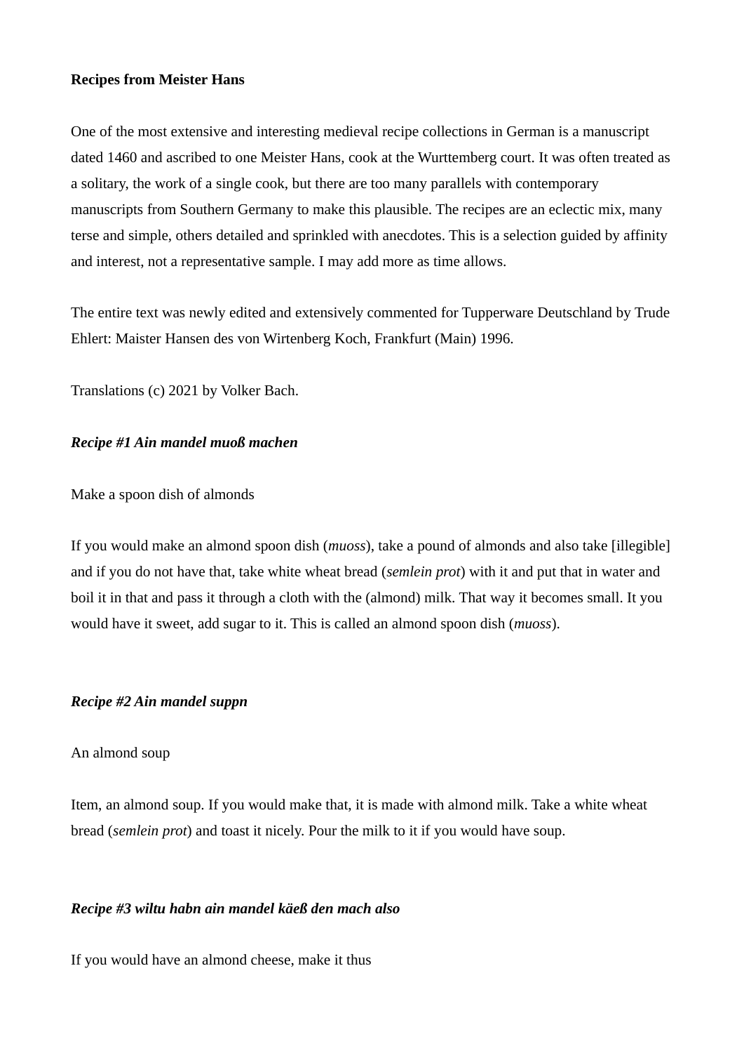**Recipes from Meister Hans**

One of the most extensive and interesting medieval recipe collections in German is a manuscript dated 1460 and ascribed to one Meister Hans, cook at the Wurttemberg court. It was often treated as a solitary, the work of a single cook, but there are too many parallels with contemporary manuscripts from Southern Germany to make this plausible. The recipes are an eclectic mix, many terse and simple, others detailed and sprinkled with anecdotes. This is a selection guided by affinity and interest, not a representative sample. I may add more as time allows.

The entire text was newly edited and extensively commented for Tupperware Deutschland by Trude Ehlert: Maister Hansen des von Wirtenberg Koch, Frankfurt (Main) 1996.

Translations (c) 2021 by Volker Bach.

***Recipe #1 Ain mandel muoß machen***

Make a spoon dish of almonds

If you would make an almond spoon dish (*muoss*), take a pound of almonds and also take [illegible] and if you do not have that, take white wheat bread (*semlein prot*) with it and put that in water and boil it in that and pass it through a cloth with the (almond) milk. That way it becomes small. It you would have it sweet, add sugar to it. This is called an almond spoon dish (*muoss*).

***Recipe #2 Ain mandel suppn***

An almond soup

Item, an almond soup. If you would make that, it is made with almond milk. Take a white wheat bread (*semlein prot*) and toast it nicely. Pour the milk to it if you would have soup.

***Recipe #3 wiltu habn ain mandel käeß den mach also***

If you would have an almond cheese, make it thus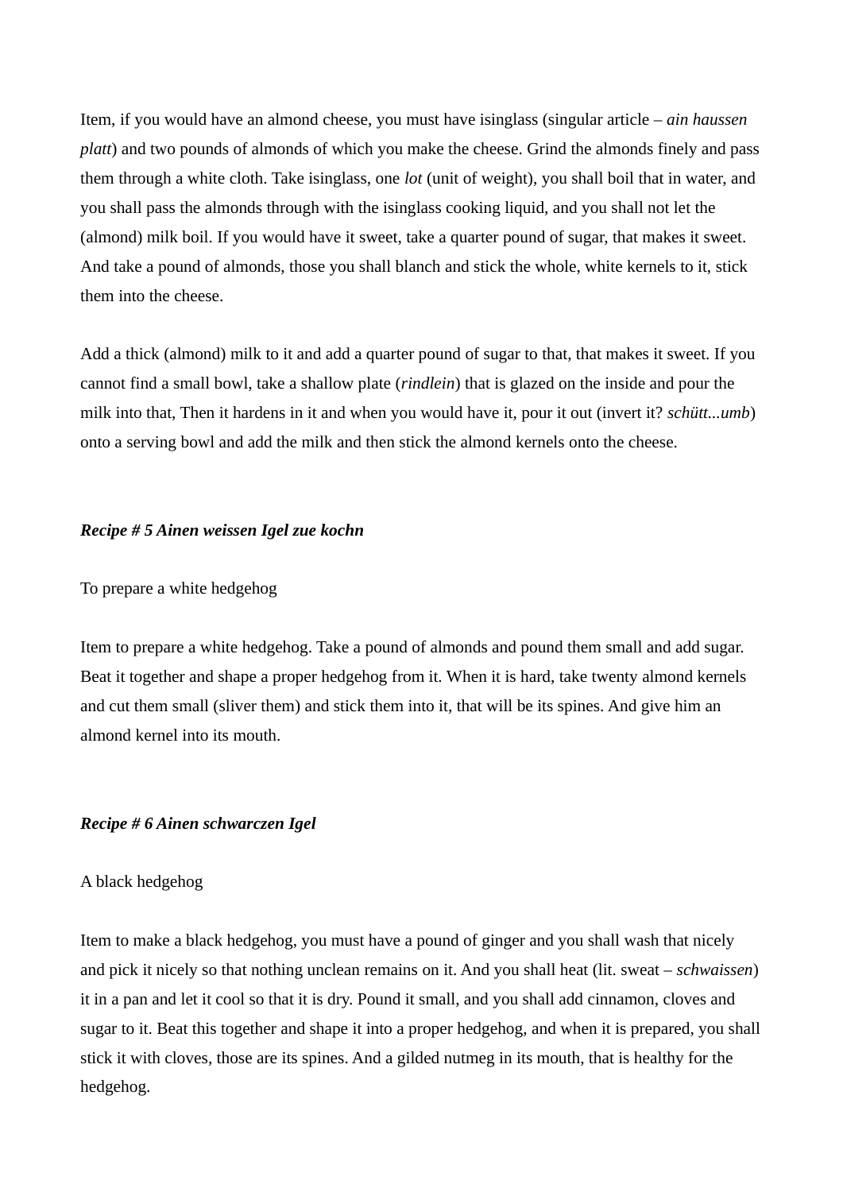Item, if you would have an almond cheese, you must have isinglass (singular article – *ain haussen platt*) and two pounds of almonds of which you make the cheese. Grind the almonds finely and pass them through a white cloth. Take isinglass, one *lot* (unit of weight), you shall boil that in water, and you shall pass the almonds through with the isinglass cooking liquid, and you shall not let the (almond) milk boil. If you would have it sweet, take a quarter pound of sugar, that makes it sweet. And take a pound of almonds, those you shall blanch and stick the whole, white kernels to it, stick them into the cheese.

Add a thick (almond) milk to it and add a quarter pound of sugar to that, that makes it sweet. If you cannot find a small bowl, take a shallow plate (*rindlein*) that is glazed on the inside and pour the milk into that, Then it hardens in it and when you would have it, pour it out (invert it? *schütt...umb*) onto a serving bowl and add the milk and then stick the almond kernels onto the cheese.

### *Recipe # 5 Ainen weissen Igel zue kochn*

To prepare a white hedgehog

Item to prepare a white hedgehog. Take a pound of almonds and pound them small and add sugar. Beat it together and shape a proper hedgehog from it. When it is hard, take twenty almond kernels and cut them small (sliver them) and stick them into it, that will be its spines. And give him an almond kernel into its mouth.

### *Recipe # 6 Ainen schwarczen Igel*

A black hedgehog

Item to make a black hedgehog, you must have a pound of ginger and you shall wash that nicely and pick it nicely so that nothing unclean remains on it. And you shall heat (lit. sweat – *schwaissen*) it in a pan and let it cool so that it is dry. Pound it small, and you shall add cinnamon, cloves and sugar to it. Beat this together and shape it into a proper hedgehog, and when it is prepared, you shall stick it with cloves, those are its spines. And a gilded nutmeg in its mouth, that is healthy for the hedgehog.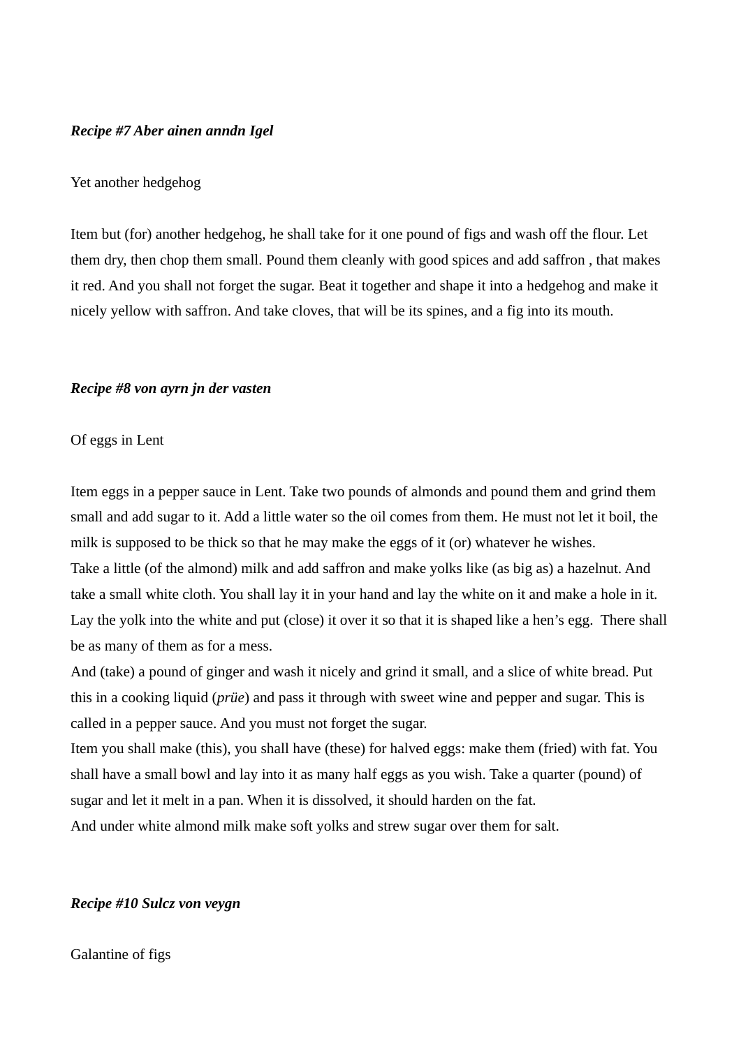***Recipe #7 Aber ainen anndn Igel***

Yet another hedgehog

Item but (for) another hedgehog, he shall take for it one pound of figs and wash off the flour. Let them dry, then chop them small. Pound them cleanly with good spices and add saffron , that makes it red. And you shall not forget the sugar. Beat it together and shape it into a hedgehog and make it nicely yellow with saffron. And take cloves, that will be its spines, and a fig into its mouth.

***Recipe #8 von ayrn jn der vasten***

Of eggs in Lent

Item eggs in a pepper sauce in Lent. Take two pounds of almonds and pound them and grind them small and add sugar to it. Add a little water so the oil comes from them. He must not let it boil, the milk is supposed to be thick so that he may make the eggs of it (or) whatever he wishes.
Take a little (of the almond) milk and add saffron and make yolks like (as big as) a hazelnut. And take a small white cloth. You shall lay it in your hand and lay the white on it and make a hole in it. Lay the yolk into the white and put (close) it over it so that it is shaped like a hen’s egg.  There shall be as many of them as for a mess.
And (take) a pound of ginger and wash it nicely and grind it small, and a slice of white bread. Put this in a cooking liquid (*prüe*) and pass it through with sweet wine and pepper and sugar. This is called in a pepper sauce. And you must not forget the sugar.
Item you shall make (this), you shall have (these) for halved eggs: make them (fried) with fat. You shall have a small bowl and lay into it as many half eggs as you wish. Take a quarter (pound) of sugar and let it melt in a pan. When it is dissolved, it should harden on the fat.
And under white almond milk make soft yolks and strew sugar over them for salt.

***Recipe #10 Sulcz von veygn***

Galantine of figs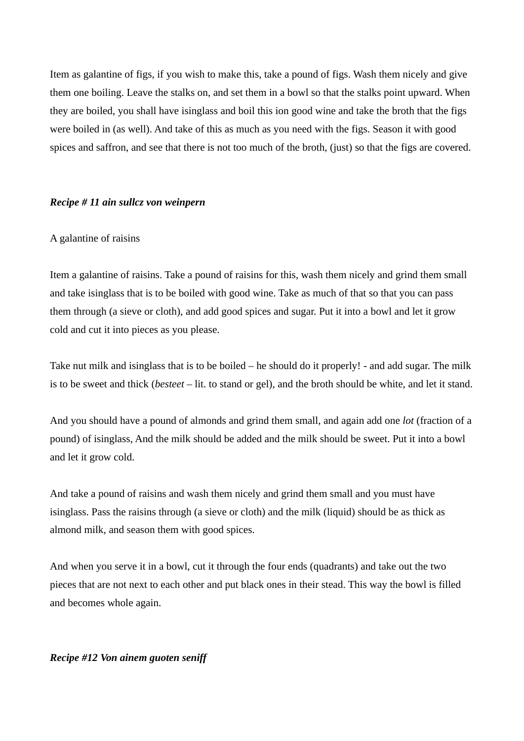Item as galantine of figs, if you wish to make this, take a pound of figs. Wash them nicely and give them one boiling. Leave the stalks on, and set them in a bowl so that the stalks point upward. When they are boiled, you shall have isinglass and boil this ion good wine and take the broth that the figs were boiled in (as well). And take of this as much as you need with the figs. Season it with good spices and saffron, and see that there is not too much of the broth, (just) so that the figs are covered.

***Recipe # 11 ain sullcz von weinpern***

A galantine of raisins

Item a galantine of raisins. Take a pound of raisins for this, wash them nicely and grind them small and take isinglass that is to be boiled with good wine. Take as much of that so that you can pass them through (a sieve or cloth), and add good spices and sugar. Put it into a bowl and let it grow cold and cut it into pieces as you please.

Take nut milk and isinglass that is to be boiled – he should do it properly! - and add sugar. The milk is to be sweet and thick (*besteet* – lit. to stand or gel), and the broth should be white, and let it stand.

And you should have a pound of almonds and grind them small, and again add one *lot* (fraction of a pound) of isinglass, And the milk should be added and the milk should be sweet. Put it into a bowl and let it grow cold.

And take a pound of raisins and wash them nicely and grind them small and you must have isinglass. Pass the raisins through (a sieve or cloth) and the milk (liquid) should be as thick as almond milk, and season them with good spices.

And when you serve it in a bowl, cut it through the four ends (quadrants) and take out the two pieces that are not next to each other and put black ones in their stead. This way the bowl is filled and becomes whole again.

***Recipe #12 Von ainem guoten seniff***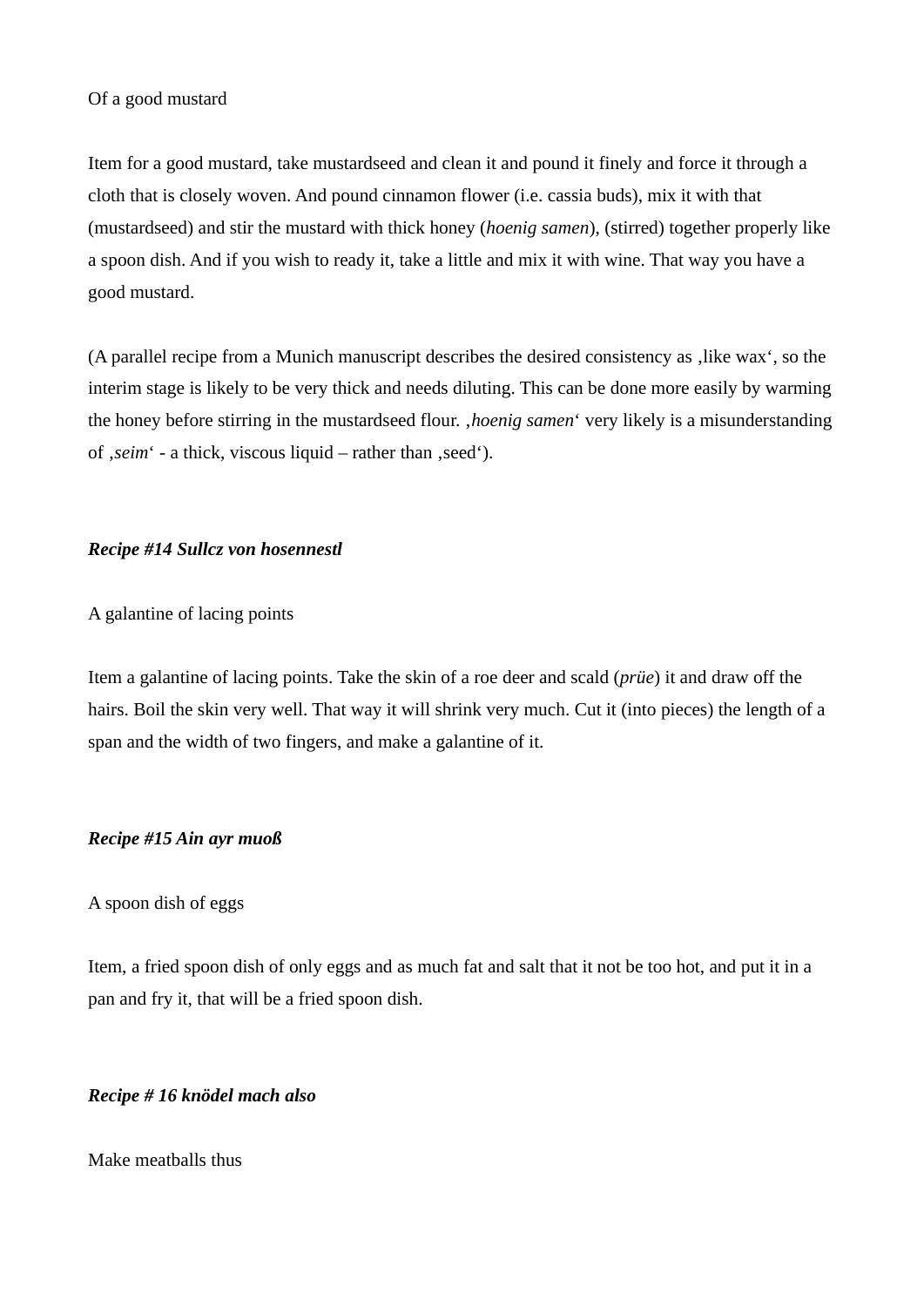Of a good mustard

Item for a good mustard, take mustardseed and clean it and pound it finely and force it through a cloth that is closely woven. And pound cinnamon flower (i.e. cassia buds), mix it with that (mustardseed) and stir the mustard with thick honey (*hoenig samen*), (stirred) together properly like a spoon dish. And if you wish to ready it, take a little and mix it with wine. That way you have a good mustard.

(A parallel recipe from a Munich manuscript describes the desired consistency as ‚like wax‘, so the interim stage is likely to be very thick and needs diluting. This can be done more easily by warming the honey before stirring in the mustardseed flour. ‚*hoenig samen*‘ very likely is a misunderstanding of ‚*seim*‘ - a thick, viscous liquid – rather than ‚seed‘).

***Recipe #14 Sullcz von hosennestl***

A galantine of lacing points

Item a galantine of lacing points. Take the skin of a roe deer and scald (*prüe*) it and draw off the hairs. Boil the skin very well. That way it will shrink very much. Cut it (into pieces) the length of a span and the width of two fingers, and make a galantine of it.

***Recipe #15 Ain ayr muoß***

A spoon dish of eggs

Item, a fried spoon dish of only eggs and as much fat and salt that it not be too hot, and put it in a pan and fry it, that will be a fried spoon dish.

***Recipe # 16 knödel mach also***

Make meatballs thus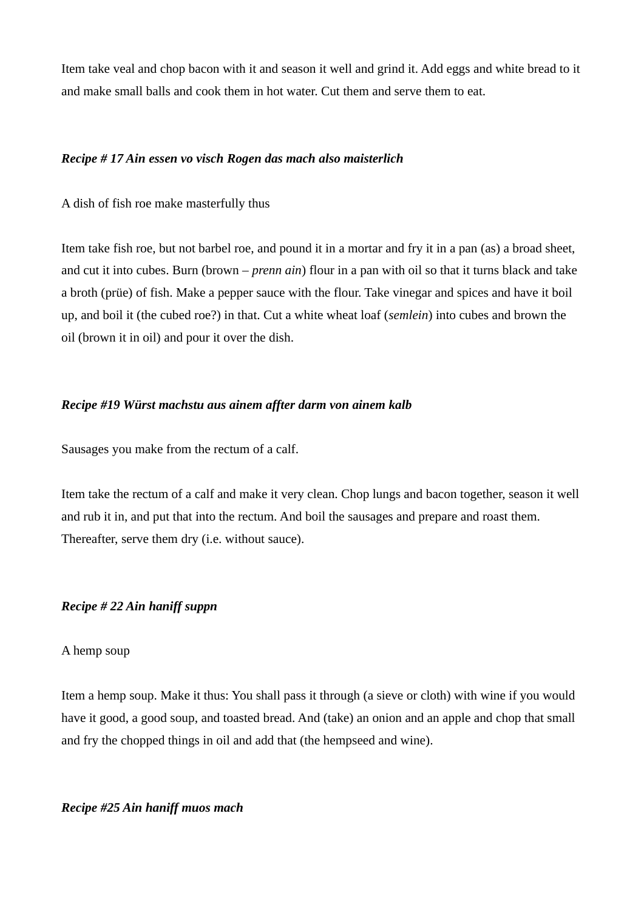Item take veal and chop bacon with it and season it well and grind it. Add eggs and white bread to it and make small balls and cook them in hot water. Cut them and serve them to eat.

***Recipe # 17 Ain essen vo visch Rogen das mach also maisterlich***

A dish of fish roe make masterfully thus

Item take fish roe, but not barbel roe, and pound it in a mortar and fry it in a pan (as) a broad sheet, and cut it into cubes. Burn (brown – *prenn ain*) flour in a pan with oil so that it turns black and take a broth (prüe) of fish. Make a pepper sauce with the flour. Take vinegar and spices and have it boil up, and boil it (the cubed roe?) in that. Cut a white wheat loaf (*semlein*) into cubes and brown the oil (brown it in oil) and pour it over the dish.

***Recipe #19 Würst machstu aus ainem affter darm von ainem kalb***

Sausages you make from the rectum of a calf.

Item take the rectum of a calf and make it very clean. Chop lungs and bacon together, season it well and rub it in, and put that into the rectum. And boil the sausages and prepare and roast them. Thereafter, serve them dry (i.e. without sauce).

***Recipe # 22 Ain haniff suppn***

A hemp soup

Item a hemp soup. Make it thus: You shall pass it through (a sieve or cloth) with wine if you would have it good, a good soup, and toasted bread. And (take) an onion and an apple and chop that small and fry the chopped things in oil and add that (the hempseed and wine).

***Recipe #25 Ain haniff muos mach***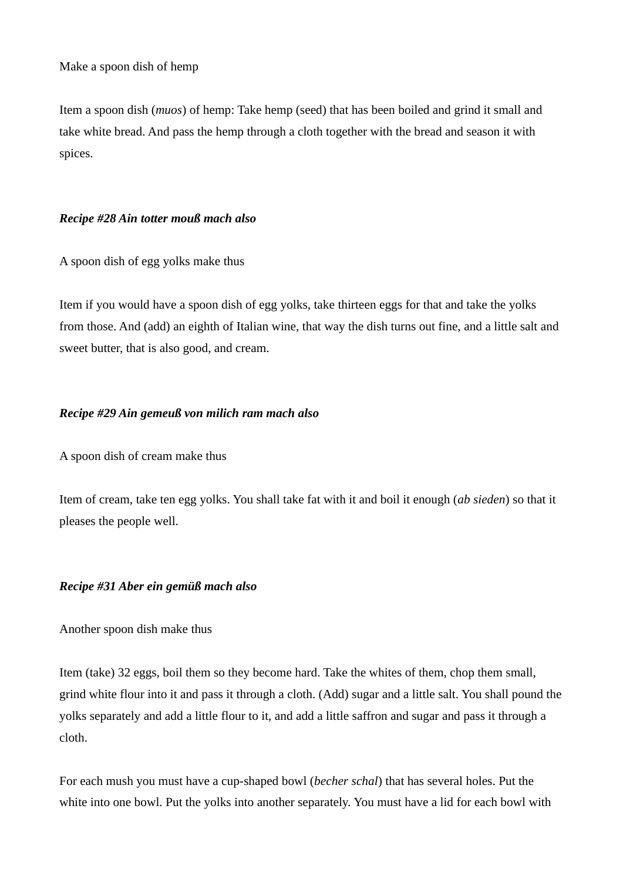Make a spoon dish of hemp

Item a spoon dish (*muos*) of hemp: Take hemp (seed) that has been boiled and grind it small and take white bread. And pass the hemp through a cloth together with the bread and season it with spices.

***Recipe #28 Ain totter mouß mach also***

A spoon dish of egg yolks make thus

Item if you would have a spoon dish of egg yolks, take thirteen eggs for that and take the yolks from those. And (add) an eighth of Italian wine, that way the dish turns out fine, and a little salt and sweet butter, that is also good, and cream.

***Recipe #29 Ain gemeuß von milich ram mach also***

A spoon dish of cream make thus

Item of cream, take ten egg yolks. You shall take fat with it and boil it enough (*ab sieden*) so that it pleases the people well.

***Recipe #31 Aber ein gemüß mach also***

Another spoon dish make thus

Item (take) 32 eggs, boil them so they become hard. Take the whites of them, chop them small, grind white flour into it and pass it through a cloth. (Add) sugar and a little salt. You shall pound the yolks separately and add a little flour to it, and add a little saffron and sugar and pass it through a cloth.

For each mush you must have a cup-shaped bowl (*becher schal*) that has several holes. Put the white into one bowl. Put the yolks into another separately. You must have a lid for each bowl with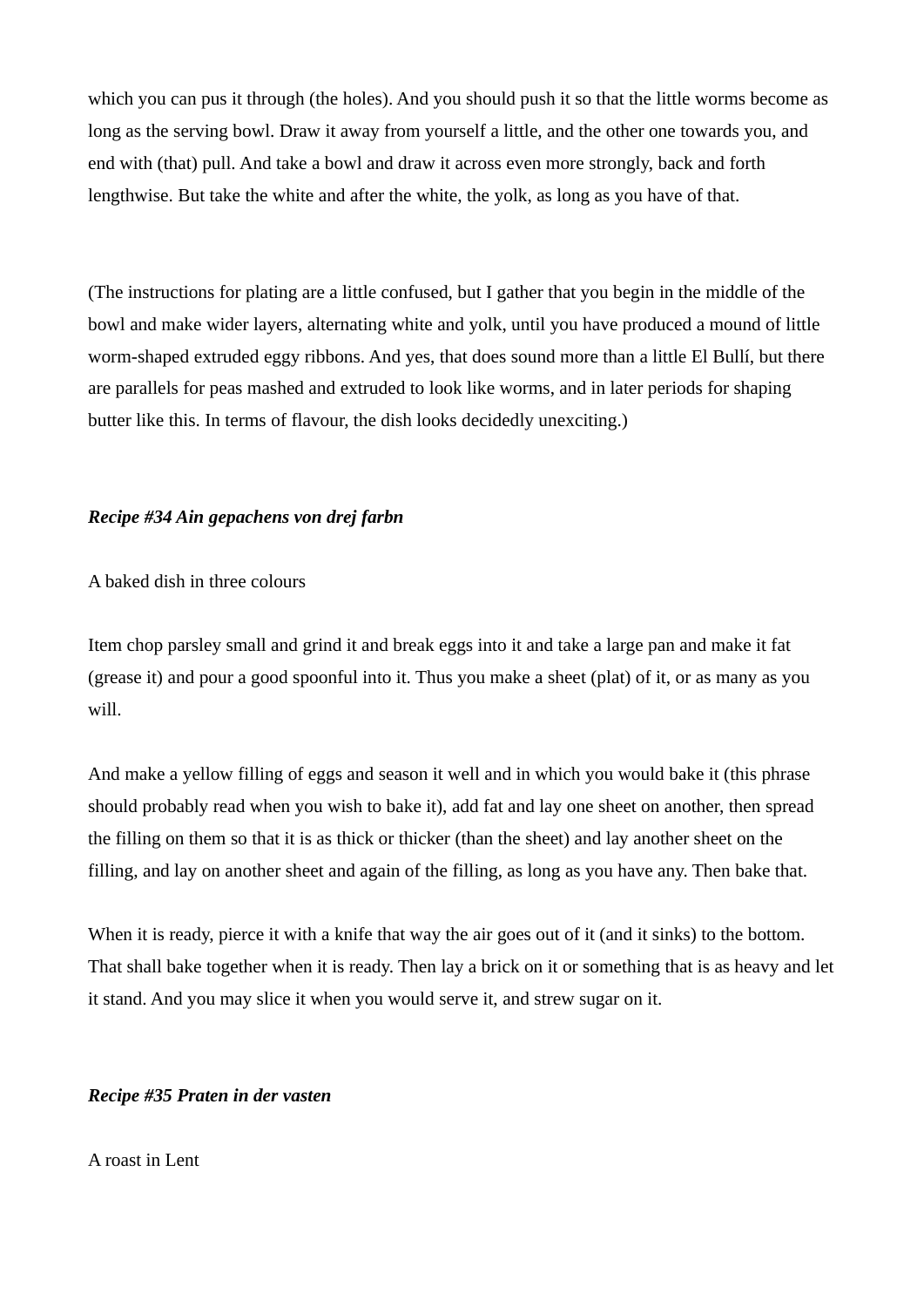which you can pus it through (the holes). And you should push it so that the little worms become as long as the serving bowl. Draw it away from yourself a little, and the other one towards you, and end with (that) pull. And take a bowl and draw it across even more strongly, back and forth lengthwise. But take the white and after the white, the yolk, as long as you have of that.

(The instructions for plating are a little confused, but I gather that you begin in the middle of the bowl and make wider layers, alternating white and yolk, until you have produced a mound of little worm-shaped extruded eggy ribbons. And yes, that does sound more than a little El Bullí, but there are parallels for peas mashed and extruded to look like worms, and in later periods for shaping butter like this. In terms of flavour, the dish looks decidedly unexciting.)

***Recipe #34 Ain gepachens von drej farbn***

A baked dish in three colours

Item chop parsley small and grind it and break eggs into it and take a large pan and make it fat (grease it) and pour a good spoonful into it. Thus you make a sheet (plat) of it, or as many as you will.

And make a yellow filling of eggs and season it well and in which you would bake it (this phrase should probably read when you wish to bake it), add fat and lay one sheet on another, then spread the filling on them so that it is as thick or thicker (than the sheet) and lay another sheet on the filling, and lay on another sheet and again of the filling, as long as you have any. Then bake that.

When it is ready, pierce it with a knife that way the air goes out of it (and it sinks) to the bottom. That shall bake together when it is ready. Then lay a brick on it or something that is as heavy and let it stand. And you may slice it when you would serve it, and strew sugar on it.

***Recipe #35 Praten in der vasten***

A roast in Lent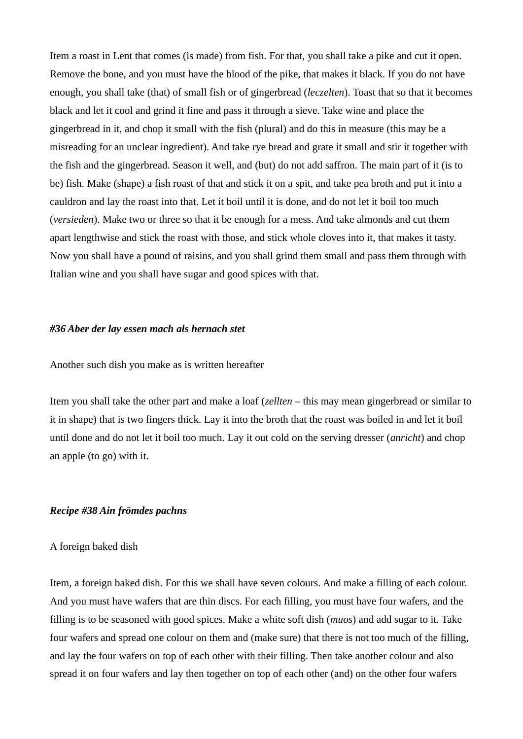Item a roast in Lent that comes (is made) from fish. For that, you shall take a pike and cut it open. Remove the bone, and you must have the blood of the pike, that makes it black. If you do not have enough, you shall take (that) of small fish or of gingerbread (*leczelten*). Toast that so that it becomes black and let it cool and grind it fine and pass it through a sieve. Take wine and place the gingerbread in it, and chop it small with the fish (plural) and do this in measure (this may be a misreading for an unclear ingredient). And take rye bread and grate it small and stir it together with the fish and the gingerbread. Season it well, and (but) do not add saffron. The main part of it (is to be) fish. Make (shape) a fish roast of that and stick it on a spit, and take pea broth and put it into a cauldron and lay the roast into that. Let it boil until it is done, and do not let it boil too much (*versieden*). Make two or three so that it be enough for a mess. And take almonds and cut them apart lengthwise and stick the roast with those, and stick whole cloves into it, that makes it tasty. Now you shall have a pound of raisins, and you shall grind them small and pass them through with Italian wine and you shall have sugar and good spices with that.

***#36 Aber der lay essen mach als hernach stet***

Another such dish you make as is written hereafter

Item you shall take the other part and make a loaf (*zellten* – this may mean gingerbread or similar to it in shape) that is two fingers thick. Lay it into the broth that the roast was boiled in and let it boil until done and do not let it boil too much. Lay it out cold on the serving dresser (*anricht*) and chop an apple (to go) with it.

***Recipe #38 Ain frömdes pachns***

A foreign baked dish

Item, a foreign baked dish. For this we shall have seven colours. And make a filling of each colour. And you must have wafers that are thin discs. For each filling, you must have four wafers, and the filling is to be seasoned with good spices. Make a white soft dish (*muos*) and add sugar to it. Take four wafers and spread one colour on them and (make sure) that there is not too much of the filling, and lay the four wafers on top of each other with their filling. Then take another colour and also spread it on four wafers and lay then together on top of each other (and) on the other four wafers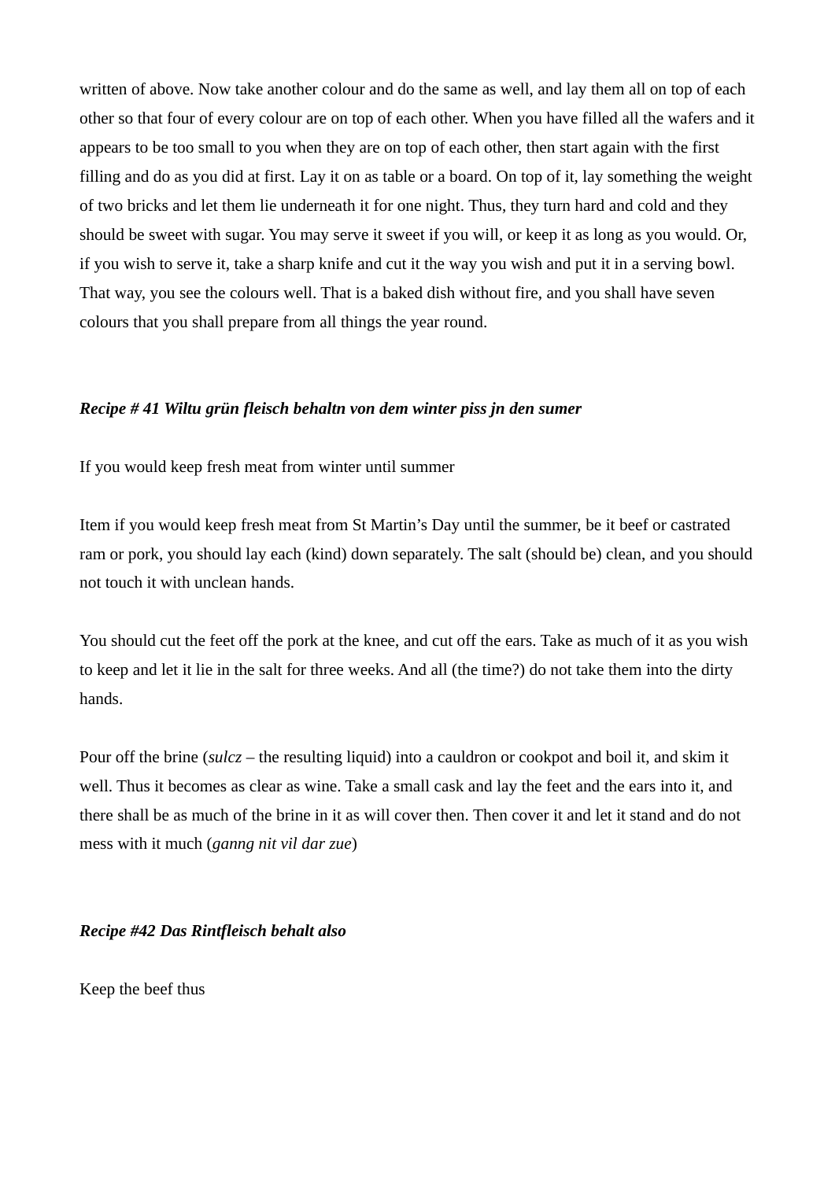written of above. Now take another colour and do the same as well, and lay them all on top of each other so that four of every colour are on top of each other. When you have filled all the wafers and it appears to be too small to you when they are on top of each other, then start again with the first filling and do as you did at first. Lay it on as table or a board. On top of it, lay something the weight of two bricks and let them lie underneath it for one night. Thus, they turn hard and cold and they should be sweet with sugar. You may serve it sweet if you will, or keep it as long as you would. Or, if you wish to serve it, take a sharp knife and cut it the way you wish and put it in a serving bowl. That way, you see the colours well. That is a baked dish without fire, and you shall have seven colours that you shall prepare from all things the year round.

***Recipe # 41 Wiltu grün fleisch behaltn von dem winter piss jn den sumer***

If you would keep fresh meat from winter until summer

Item if you would keep fresh meat from St Martin's Day until the summer, be it beef or castrated ram or pork, you should lay each (kind) down separately. The salt (should be) clean, and you should not touch it with unclean hands.

You should cut the feet off the pork at the knee, and cut off the ears. Take as much of it as you wish to keep and let it lie in the salt for three weeks. And all (the time?) do not take them into the dirty hands.

Pour off the brine (*sulcz* – the resulting liquid) into a cauldron or cookpot and boil it, and skim it well. Thus it becomes as clear as wine. Take a small cask and lay the feet and the ears into it, and there shall be as much of the brine in it as will cover then. Then cover it and let it stand and do not mess with it much (*ganng nit vil dar zue*)

***Recipe #42 Das Rintfleisch behalt also***

Keep the beef thus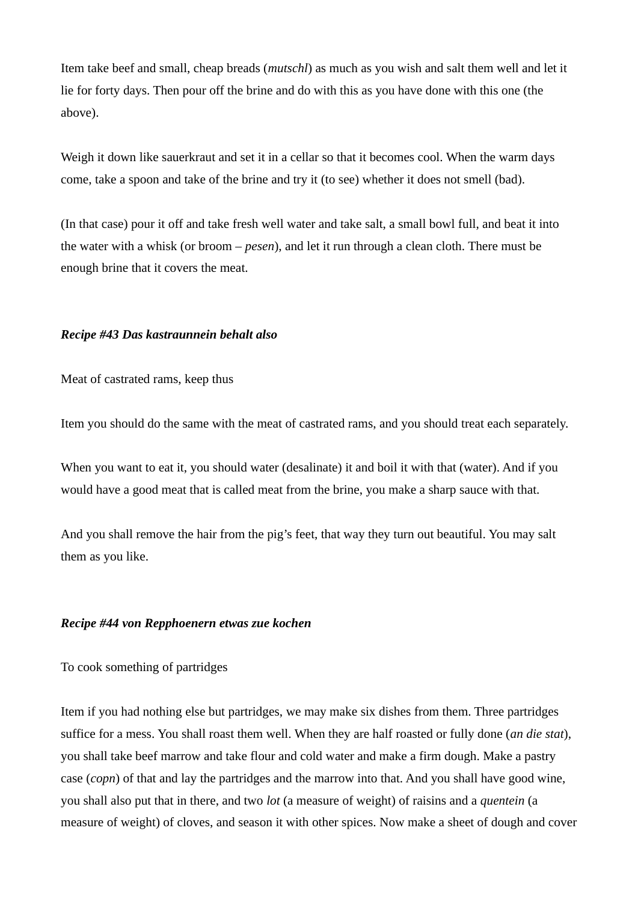Item take beef and small, cheap breads (*mutschl*) as much as you wish and salt them well and let it lie for forty days. Then pour off the brine and do with this as you have done with this one (the above).

Weigh it down like sauerkraut and set it in a cellar so that it becomes cool. When the warm days come, take a spoon and take of the brine and try it (to see) whether it does not smell (bad).

(In that case) pour it off and take fresh well water and take salt, a small bowl full, and beat it into the water with a whisk (or broom – *pesen*), and let it run through a clean cloth. There must be enough brine that it covers the meat.

### *Recipe #43 Das kastraunnein behalt also*

Meat of castrated rams, keep thus

Item you should do the same with the meat of castrated rams, and you should treat each separately.

When you want to eat it, you should water (desalinate) it and boil it with that (water). And if you would have a good meat that is called meat from the brine, you make a sharp sauce with that.

And you shall remove the hair from the pig's feet, that way they turn out beautiful. You may salt them as you like.

### *Recipe #44 von Repphoenern etwas zue kochen*

To cook something of partridges

Item if you had nothing else but partridges, we may make six dishes from them. Three partridges suffice for a mess. You shall roast them well. When they are half roasted or fully done (*an die stat*), you shall take beef marrow and take flour and cold water and make a firm dough. Make a pastry case (*copn*) of that and lay the partridges and the marrow into that. And you shall have good wine, you shall also put that in there, and two *lot* (a measure of weight) of raisins and a *quentein* (a measure of weight) of cloves, and season it with other spices. Now make a sheet of dough and cover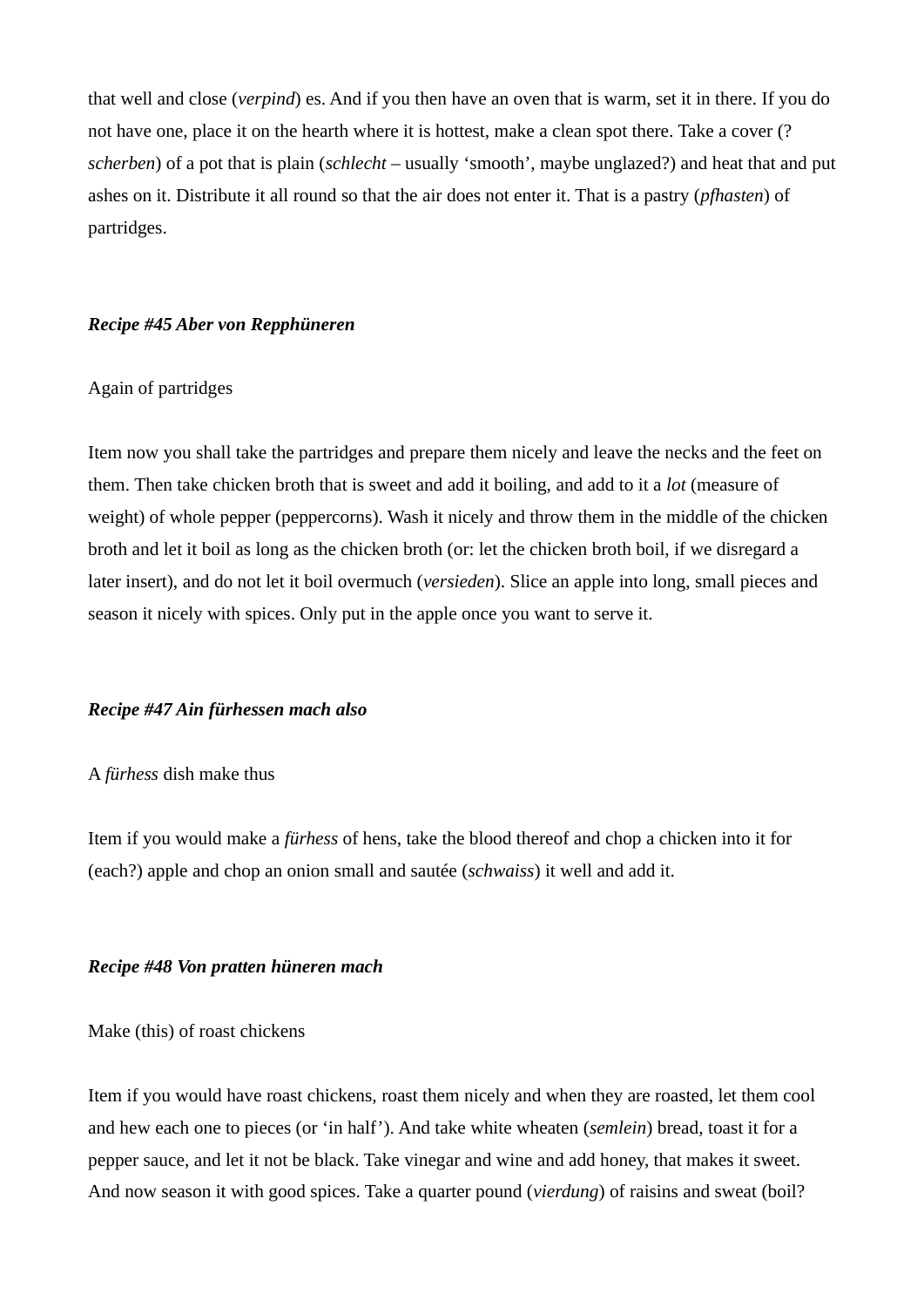that well and close (*verpind*) es. And if you then have an oven that is warm, set it in there. If you do not have one, place it on the hearth where it is hottest, make a clean spot there. Take a cover (?*scherben*) of a pot that is plain (*schlecht* – usually 'smooth', maybe unglazed?) and heat that and put ashes on it. Distribute it all round so that the air does not enter it. That is a pastry (*pfhasten*) of partridges.

***Recipe #45 Aber von Repphüneren***

Again of partridges

Item now you shall take the partridges and prepare them nicely and leave the necks and the feet on them. Then take chicken broth that is sweet and add it boiling, and add to it a *lot* (measure of weight) of whole pepper (peppercorns). Wash it nicely and throw them in the middle of the chicken broth and let it boil as long as the chicken broth (or: let the chicken broth boil, if we disregard a later insert), and do not let it boil overmuch (*versieden*). Slice an apple into long, small pieces and season it nicely with spices. Only put in the apple once you want to serve it.

***Recipe #47 Ain fürhessen mach also***

A *fürhess* dish make thus

Item if you would make a *fürhess* of hens, take the blood thereof and chop a chicken into it for (each?) apple and chop an onion small and sautée (*schwaiss*) it well and add it.

***Recipe #48 Von pratten hüneren mach***

Make (this) of roast chickens

Item if you would have roast chickens, roast them nicely and when they are roasted, let them cool and hew each one to pieces (or 'in half'). And take white wheaten (*semlein*) bread, toast it for a pepper sauce, and let it not be black. Take vinegar and wine and add honey, that makes it sweet. And now season it with good spices. Take a quarter pound (*vierdung*) of raisins and sweat (boil?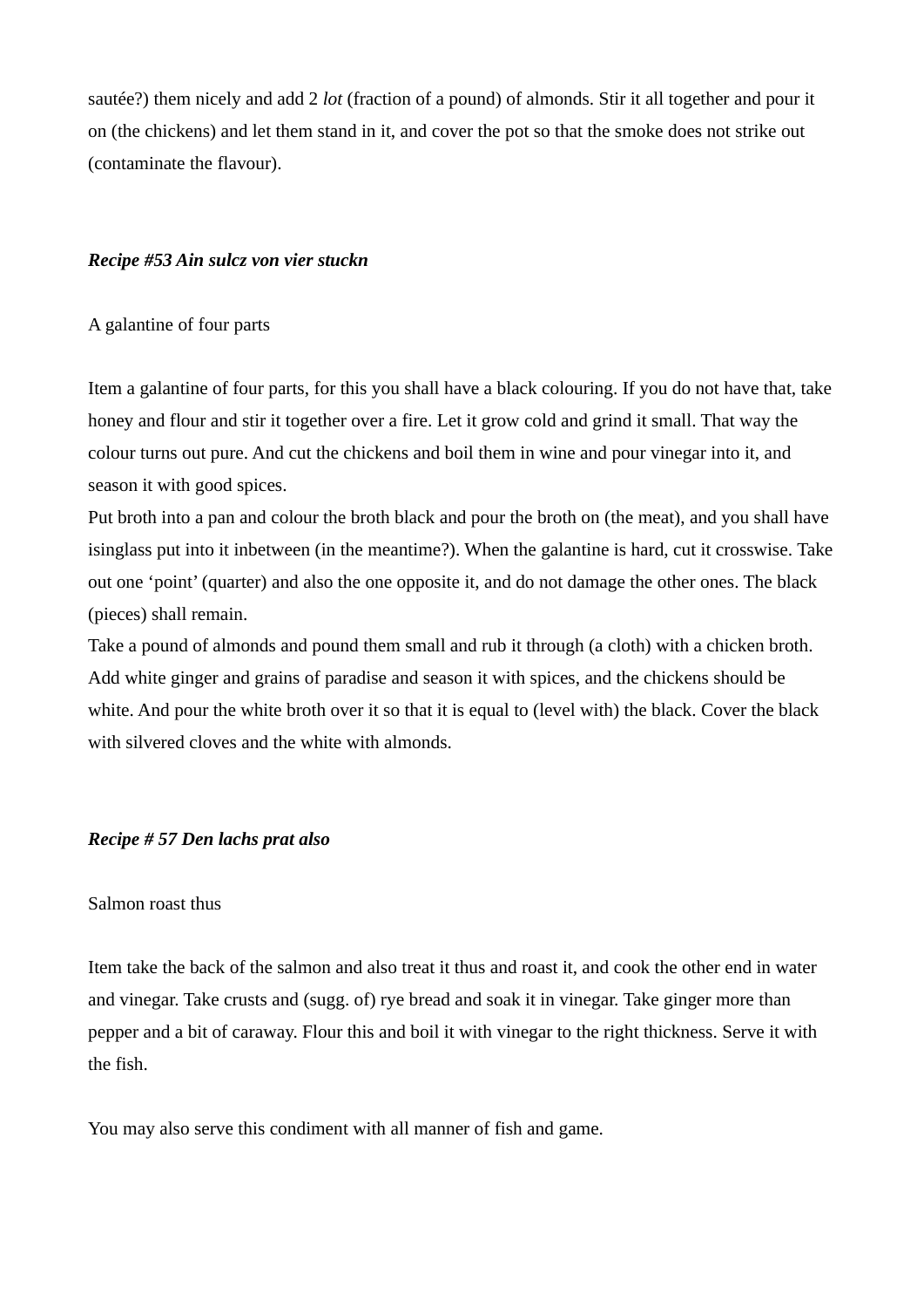sautée?) them nicely and add 2 *lot* (fraction of a pound) of almonds. Stir it all together and pour it on (the chickens) and let them stand in it, and cover the pot so that the smoke does not strike out (contaminate the flavour).

### *Recipe #53 Ain sulcz von vier stuckn*

A galantine of four parts

Item a galantine of four parts, for this you shall have a black colouring. If you do not have that, take honey and flour and stir it together over a fire. Let it grow cold and grind it small. That way the colour turns out pure. And cut the chickens and boil them in wine and pour vinegar into it, and season it with good spices.
Put broth into a pan and colour the broth black and pour the broth on (the meat), and you shall have isinglass put into it inbetween (in the meantime?). When the galantine is hard, cut it crosswise. Take out one 'point' (quarter) and also the one opposite it, and do not damage the other ones. The black (pieces) shall remain.
Take a pound of almonds and pound them small and rub it through (a cloth) with a chicken broth. Add white ginger and grains of paradise and season it with spices, and the chickens should be white. And pour the white broth over it so that it is equal to (level with) the black. Cover the black with silvered cloves and the white with almonds.

### *Recipe # 57 Den lachs prat also*

Salmon roast thus

Item take the back of the salmon and also treat it thus and roast it, and cook the other end in water and vinegar. Take crusts and (sugg. of) rye bread and soak it in vinegar. Take ginger more than pepper and a bit of caraway. Flour this and boil it with vinegar to the right thickness. Serve it with the fish.

You may also serve this condiment with all manner of fish and game.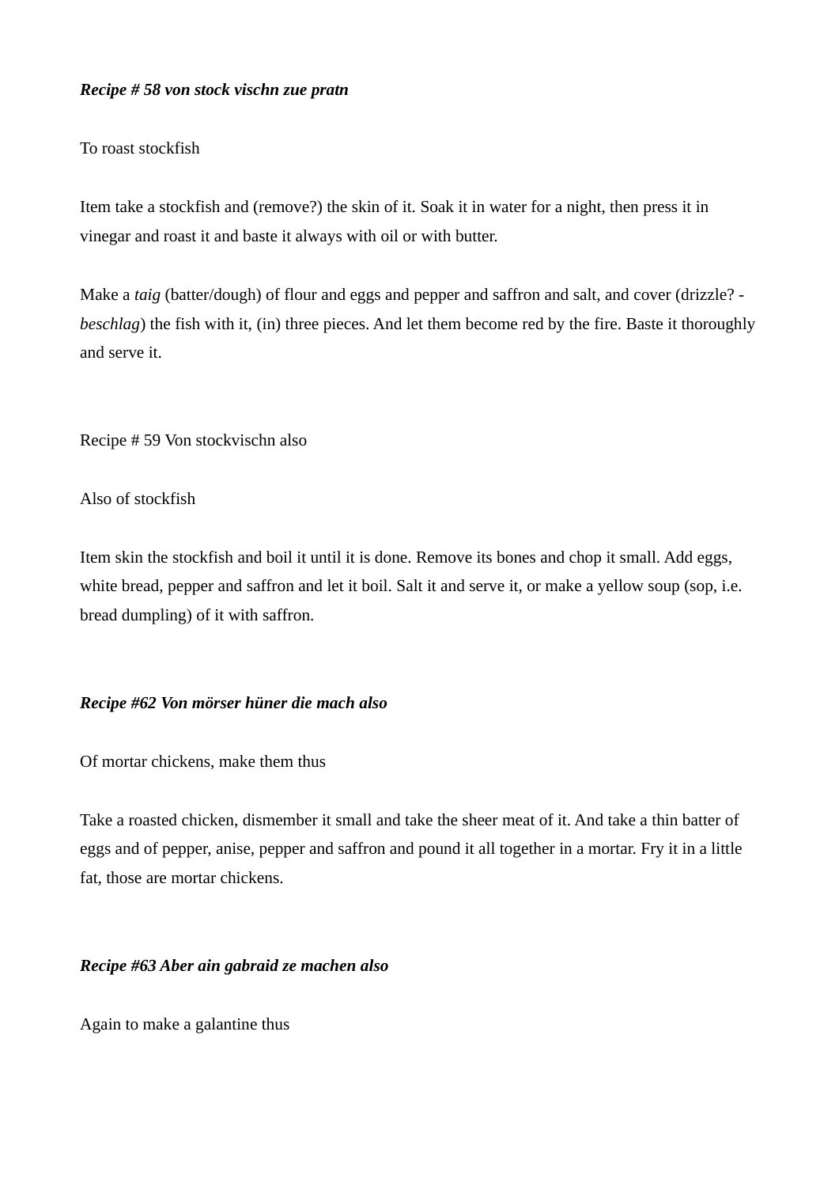***Recipe # 58 von stock vischn zue pratn***

To roast stockfish

Item take a stockfish and (remove?) the skin of it. Soak it in water for a night, then press it in vinegar and roast it and baste it always with oil or with butter.

Make a *taig* (batter/dough) of flour and eggs and pepper and saffron and salt, and cover (drizzle? - *beschlag*) the fish with it, (in) three pieces. And let them become red by the fire. Baste it thoroughly and serve it.

Recipe # 59 Von stockvischn also

Also of stockfish

Item skin the stockfish and boil it until it is done. Remove its bones and chop it small. Add eggs, white bread, pepper and saffron and let it boil. Salt it and serve it, or make a yellow soup (sop, i.e. bread dumpling) of it with saffron.

***Recipe #62 Von mörser hüner die mach also***

Of mortar chickens, make them thus

Take a roasted chicken, dismember it small and take the sheer meat of it. And take a thin batter of eggs and of pepper, anise, pepper and saffron and pound it all together in a mortar. Fry it in a little fat, those are mortar chickens.

***Recipe #63 Aber ain gabraid ze machen also***

Again to make a galantine thus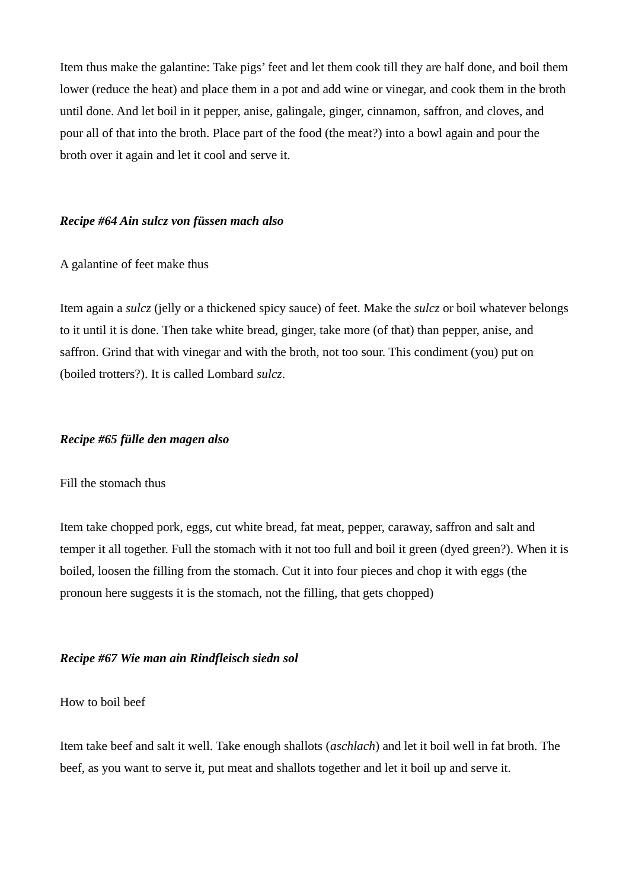Item thus make the galantine: Take pigs' feet and let them cook till they are half done, and boil them lower (reduce the heat) and place them in a pot and add wine or vinegar, and cook them in the broth until done. And let boil in it pepper, anise, galingale, ginger, cinnamon, saffron, and cloves, and pour all of that into the broth. Place part of the food (the meat?) into a bowl again and pour the broth over it again and let it cool and serve it.

***Recipe #64 Ain sulcz von füssen mach also***

A galantine of feet make thus

Item again a *sulcz* (jelly or a thickened spicy sauce) of feet. Make the *sulcz* or boil whatever belongs to it until it is done. Then take white bread, ginger, take more (of that) than pepper, anise, and saffron. Grind that with vinegar and with the broth, not too sour. This condiment (you) put on (boiled trotters?). It is called Lombard *sulcz*.

***Recipe #65 fülle den magen also***

Fill the stomach thus

Item take chopped pork, eggs, cut white bread, fat meat, pepper, caraway, saffron and salt and temper it all together. Full the stomach with it not too full and boil it green (dyed green?). When it is boiled, loosen the filling from the stomach. Cut it into four pieces and chop it with eggs (the pronoun here suggests it is the stomach, not the filling, that gets chopped)

***Recipe #67 Wie man ain Rindfleisch siedn sol***

How to boil beef

Item take beef and salt it well. Take enough shallots (*aschlach*) and let it boil well in fat broth. The beef, as you want to serve it, put meat and shallots together and let it boil up and serve it.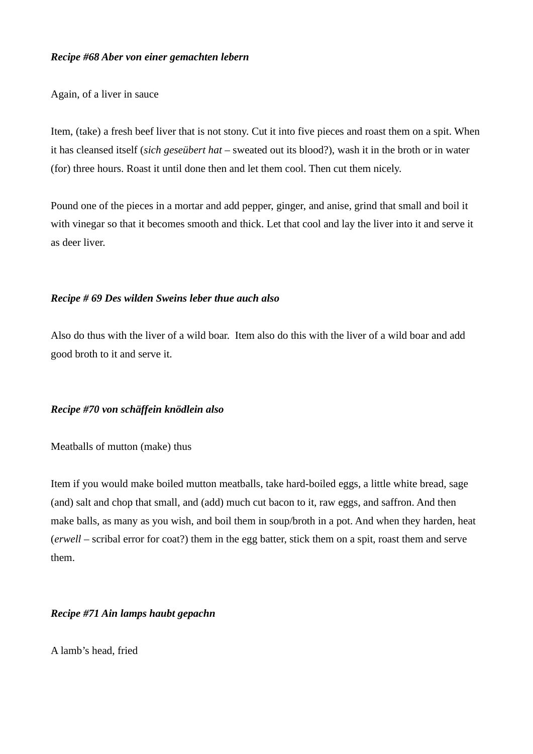***Recipe #68 Aber von einer gemachten lebern***

Again, of a liver in sauce

Item, (take) a fresh beef liver that is not stony. Cut it into five pieces and roast them on a spit. When it has cleansed itself (*sich geseübert hat* – sweated out its blood?), wash it in the broth or in water (for) three hours. Roast it until done then and let them cool. Then cut them nicely.

Pound one of the pieces in a mortar and add pepper, ginger, and anise, grind that small and boil it with vinegar so that it becomes smooth and thick. Let that cool and lay the liver into it and serve it as deer liver.

***Recipe # 69 Des wilden Sweins leber thue auch also***

Also do thus with the liver of a wild boar.  Item also do this with the liver of a wild boar and add good broth to it and serve it.

***Recipe #70 von schäffein knödlein also***

Meatballs of mutton (make) thus

Item if you would make boiled mutton meatballs, take hard-boiled eggs, a little white bread, sage (and) salt and chop that small, and (add) much cut bacon to it, raw eggs, and saffron. And then make balls, as many as you wish, and boil them in soup/broth in a pot. And when they harden, heat (*erwell* – scribal error for coat?) them in the egg batter, stick them on a spit, roast them and serve them.

***Recipe #71 Ain lamps haubt gepachn***

A lamb's head, fried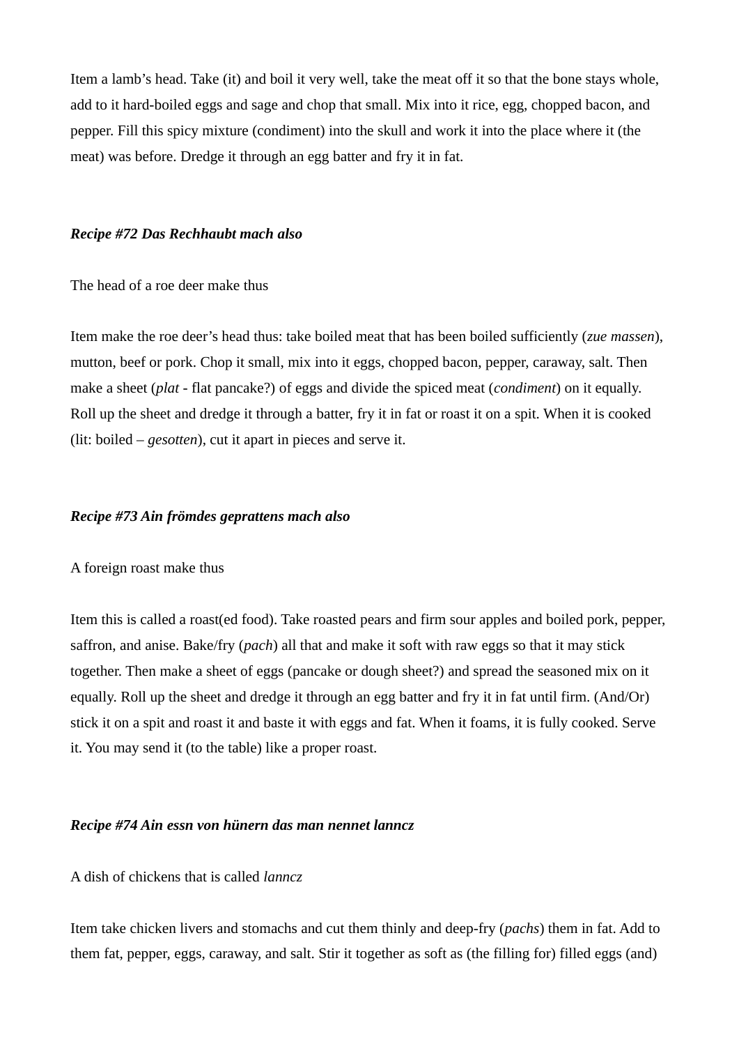Item a lamb's head. Take (it) and boil it very well, take the meat off it so that the bone stays whole, add to it hard-boiled eggs and sage and chop that small. Mix into it rice, egg, chopped bacon, and pepper. Fill this spicy mixture (condiment) into the skull and work it into the place where it (the meat) was before. Dredge it through an egg batter and fry it in fat.

***Recipe #72 Das Rechhaubt mach also***

The head of a roe deer make thus

Item make the roe deer's head thus: take boiled meat that has been boiled sufficiently (*zue massen*), mutton, beef or pork. Chop it small, mix into it eggs, chopped bacon, pepper, caraway, salt. Then make a sheet (*plat* - flat pancake?) of eggs and divide the spiced meat (*condiment*) on it equally. Roll up the sheet and dredge it through a batter, fry it in fat or roast it on a spit. When it is cooked (lit: boiled – *gesotten*), cut it apart in pieces and serve it.

***Recipe #73 Ain frömdes geprattens mach also***

A foreign roast make thus

Item this is called a roast(ed food). Take roasted pears and firm sour apples and boiled pork, pepper, saffron, and anise. Bake/fry (*pach*) all that and make it soft with raw eggs so that it may stick together. Then make a sheet of eggs (pancake or dough sheet?) and spread the seasoned mix on it equally. Roll up the sheet and dredge it through an egg batter and fry it in fat until firm. (And/Or) stick it on a spit and roast it and baste it with eggs and fat. When it foams, it is fully cooked. Serve it. You may send it (to the table) like a proper roast.

***Recipe #74 Ain essn von hünern das man nennet lanncz***

A dish of chickens that is called *lanncz*

Item take chicken livers and stomachs and cut them thinly and deep-fry (*pachs*) them in fat. Add to them fat, pepper, eggs, caraway, and salt. Stir it together as soft as (the filling for) filled eggs (and)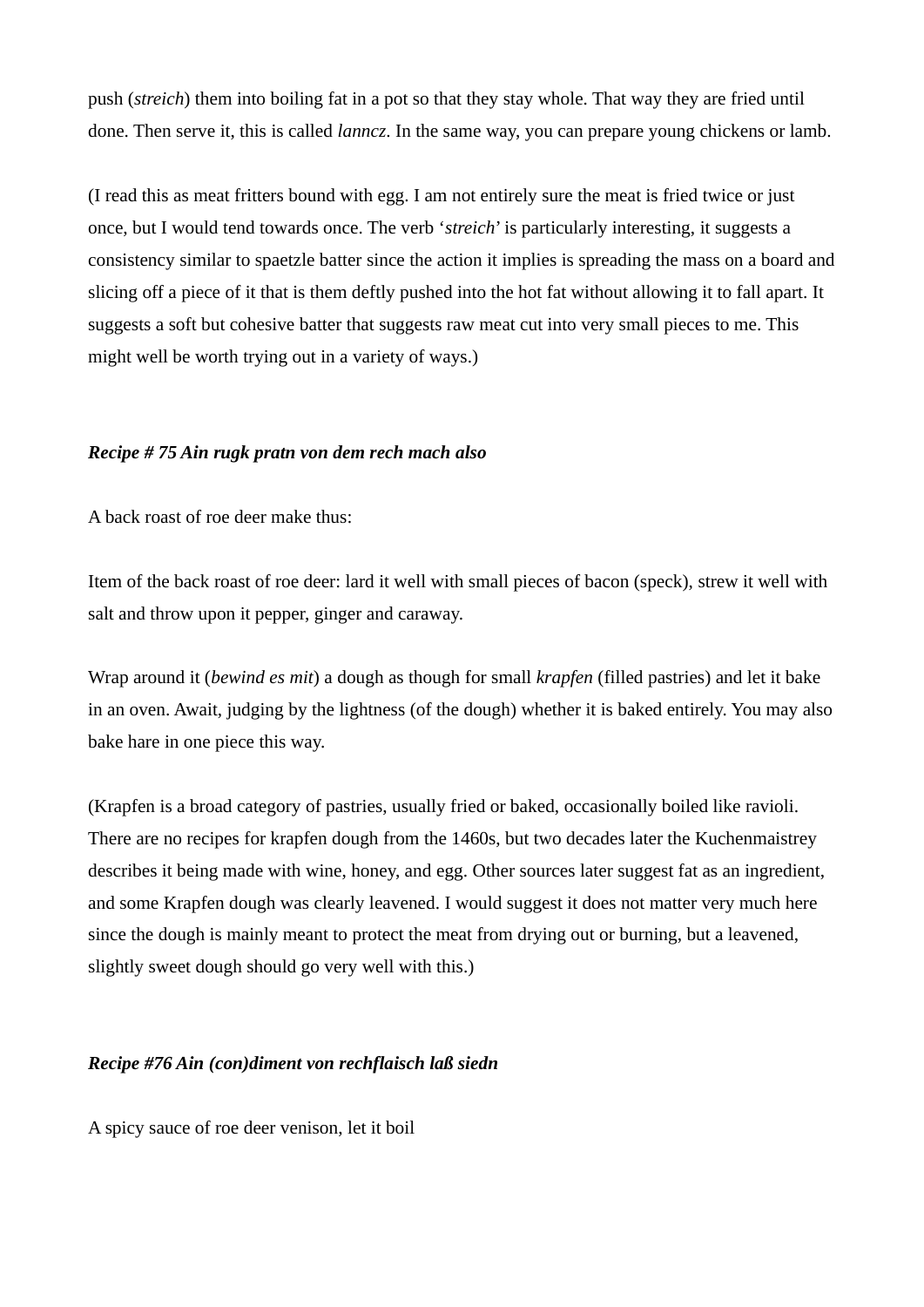push (*streich*) them into boiling fat in a pot so that they stay whole. That way they are fried until done. Then serve it, this is called *lanncz*. In the same way, you can prepare young chickens or lamb.

(I read this as meat fritters bound with egg. I am not entirely sure the meat is fried twice or just once, but I would tend towards once. The verb '*streich*' is particularly interesting, it suggests a consistency similar to spaetzle batter since the action it implies is spreading the mass on a board and slicing off a piece of it that is them deftly pushed into the hot fat without allowing it to fall apart. It suggests a soft but cohesive batter that suggests raw meat cut into very small pieces to me. This might well be worth trying out in a variety of ways.)

***Recipe # 75 Ain rugk pratn von dem rech mach also***

A back roast of roe deer make thus:

Item of the back roast of roe deer: lard it well with small pieces of bacon (speck), strew it well with salt and throw upon it pepper, ginger and caraway.

Wrap around it (*bewind es mit*) a dough as though for small *krapfen* (filled pastries) and let it bake in an oven. Await, judging by the lightness (of the dough) whether it is baked entirely. You may also bake hare in one piece this way.

(Krapfen is a broad category of pastries, usually fried or baked, occasionally boiled like ravioli. There are no recipes for krapfen dough from the 1460s, but two decades later the Kuchenmaistrey describes it being made with wine, honey, and egg. Other sources later suggest fat as an ingredient, and some Krapfen dough was clearly leavened. I would suggest it does not matter very much here since the dough is mainly meant to protect the meat from drying out or burning, but a leavened, slightly sweet dough should go very well with this.)

***Recipe #76 Ain (con)diment von rechflaisch laß siedn***

A spicy sauce of roe deer venison, let it boil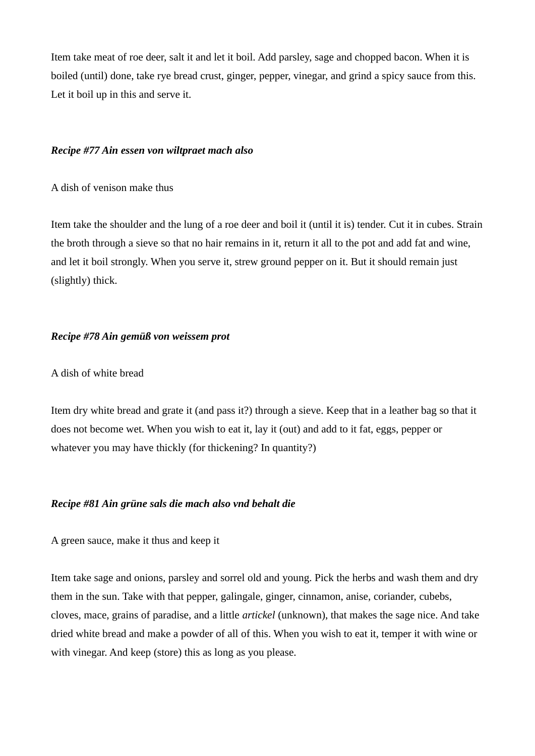Item take meat of roe deer, salt it and let it boil. Add parsley, sage and chopped bacon. When it is boiled (until) done, take rye bread crust, ginger, pepper, vinegar, and grind a spicy sauce from this. Let it boil up in this and serve it.

***Recipe #77 Ain essen von wiltpraet mach also***

A dish of venison make thus

Item take the shoulder and the lung of a roe deer and boil it (until it is) tender. Cut it in cubes. Strain the broth through a sieve so that no hair remains in it, return it all to the pot and add fat and wine, and let it boil strongly. When you serve it, strew ground pepper on it. But it should remain just (slightly) thick.

***Recipe #78 Ain gemüß von weissem prot***

A dish of white bread

Item dry white bread and grate it (and pass it?) through a sieve. Keep that in a leather bag so that it does not become wet. When you wish to eat it, lay it (out) and add to it fat, eggs, pepper or whatever you may have thickly (for thickening? In quantity?)

***Recipe #81 Ain grüne sals die mach also vnd behalt die***

A green sauce, make it thus and keep it

Item take sage and onions, parsley and sorrel old and young. Pick the herbs and wash them and dry them in the sun. Take with that pepper, galingale, ginger, cinnamon, anise, coriander, cubebs, cloves, mace, grains of paradise, and a little *artickel* (unknown), that makes the sage nice. And take dried white bread and make a powder of all of this. When you wish to eat it, temper it with wine or with vinegar. And keep (store) this as long as you please.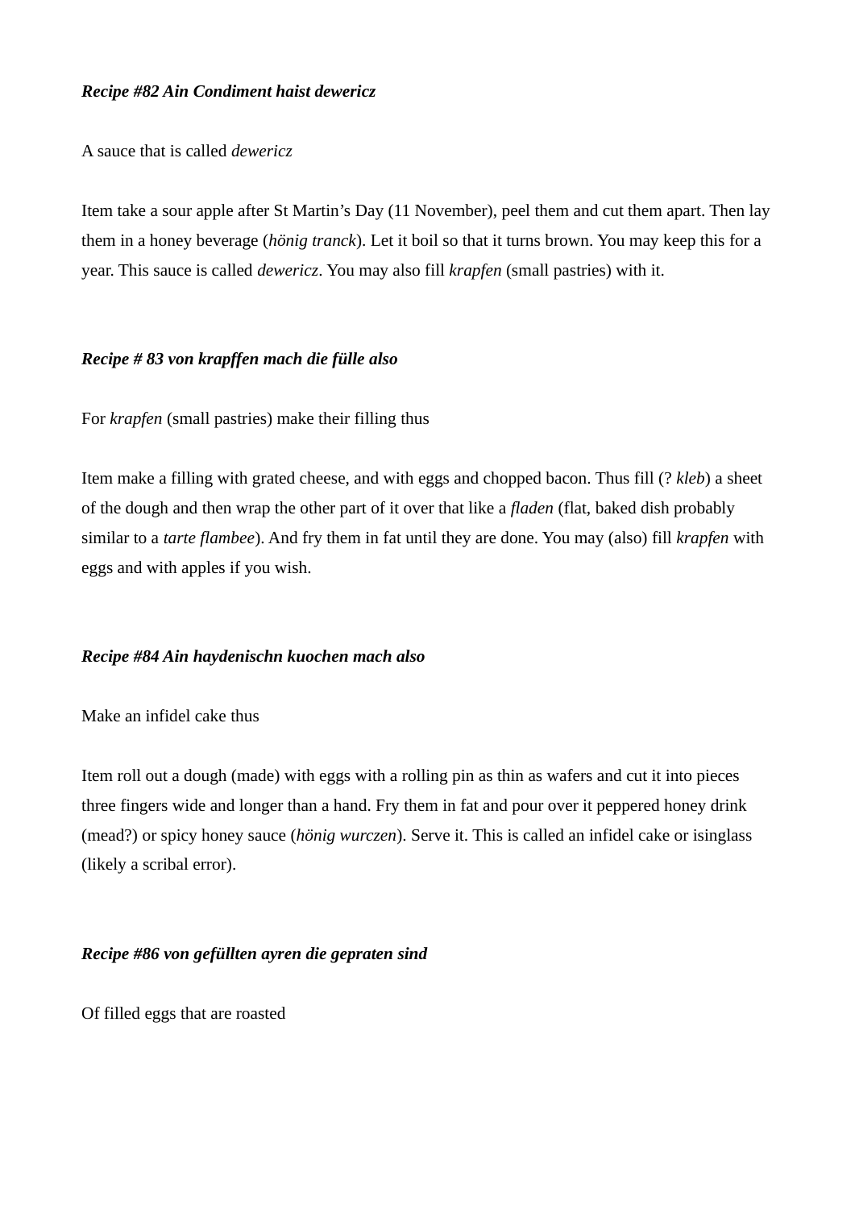***Recipe #82 Ain Condiment haist dewericz***

A sauce that is called *dewericz*

Item take a sour apple after St Martin's Day (11 November), peel them and cut them apart. Then lay them in a honey beverage (*hönig tranck*). Let it boil so that it turns brown. You may keep this for a year. This sauce is called *dewericz*. You may also fill *krapfen* (small pastries) with it.

***Recipe # 83 von krapffen mach die fülle also***

For *krapfen* (small pastries) make their filling thus

Item make a filling with grated cheese, and with eggs and chopped bacon. Thus fill (? *kleb*) a sheet of the dough and then wrap the other part of it over that like a *fladen* (flat, baked dish probably similar to a *tarte flambee*). And fry them in fat until they are done. You may (also) fill *krapfen* with eggs and with apples if you wish.

***Recipe #84 Ain haydenischn kuochen mach also***

Make an infidel cake thus

Item roll out a dough (made) with eggs with a rolling pin as thin as wafers and cut it into pieces three fingers wide and longer than a hand. Fry them in fat and pour over it peppered honey drink (mead?) or spicy honey sauce (*hönig wurczen*). Serve it. This is called an infidel cake or isinglass (likely a scribal error).

***Recipe #86 von gefüllten ayren die gepraten sind***

Of filled eggs that are roasted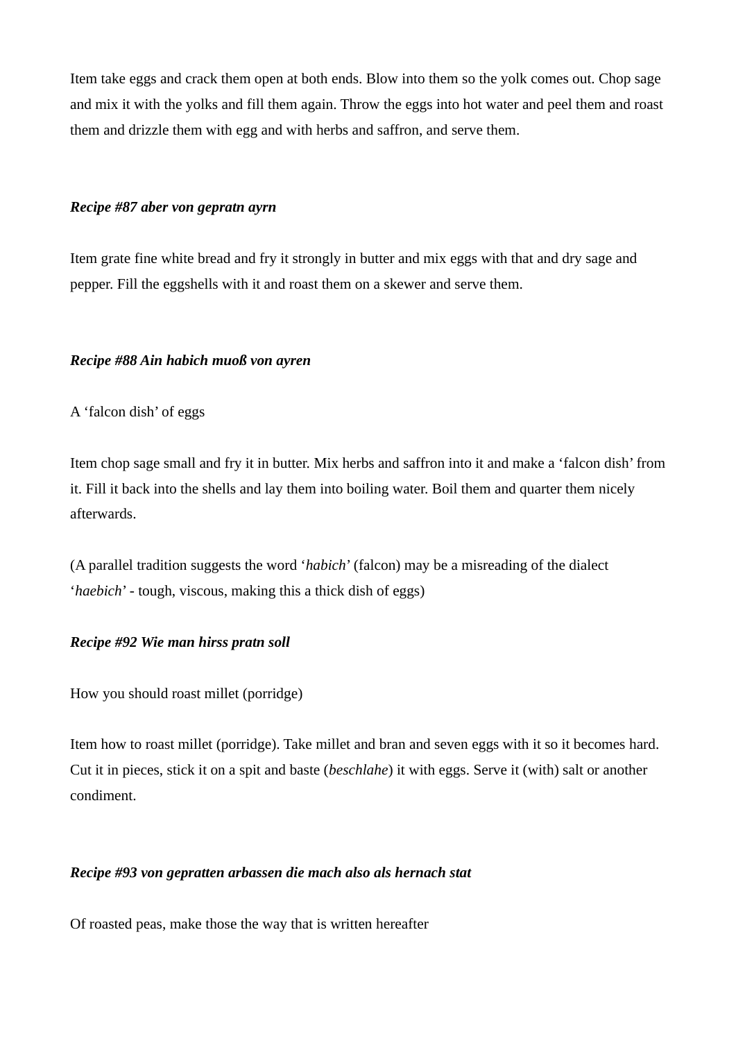Item take eggs and crack them open at both ends. Blow into them so the yolk comes out. Chop sage and mix it with the yolks and fill them again. Throw the eggs into hot water and peel them and roast them and drizzle them with egg and with herbs and saffron, and serve them.

***Recipe #87 aber von gepratn ayrn***

Item grate fine white bread and fry it strongly in butter and mix eggs with that and dry sage and pepper. Fill the eggshells with it and roast them on a skewer and serve them.

***Recipe #88 Ain habich muoß von ayren***

A 'falcon dish' of eggs

Item chop sage small and fry it in butter. Mix herbs and saffron into it and make a 'falcon dish' from it. Fill it back into the shells and lay them into boiling water. Boil them and quarter them nicely afterwards.

(A parallel tradition suggests the word '*habich*' (falcon) may be a misreading of the dialect '*haebich*' - tough, viscous, making this a thick dish of eggs)

***Recipe #92 Wie man hirss pratn soll***

How you should roast millet (porridge)

Item how to roast millet (porridge). Take millet and bran and seven eggs with it so it becomes hard. Cut it in pieces, stick it on a spit and baste (*beschlahe*) it with eggs. Serve it (with) salt or another condiment.

***Recipe #93 von gepratten arbassen die mach also als hernach stat***

Of roasted peas, make those the way that is written hereafter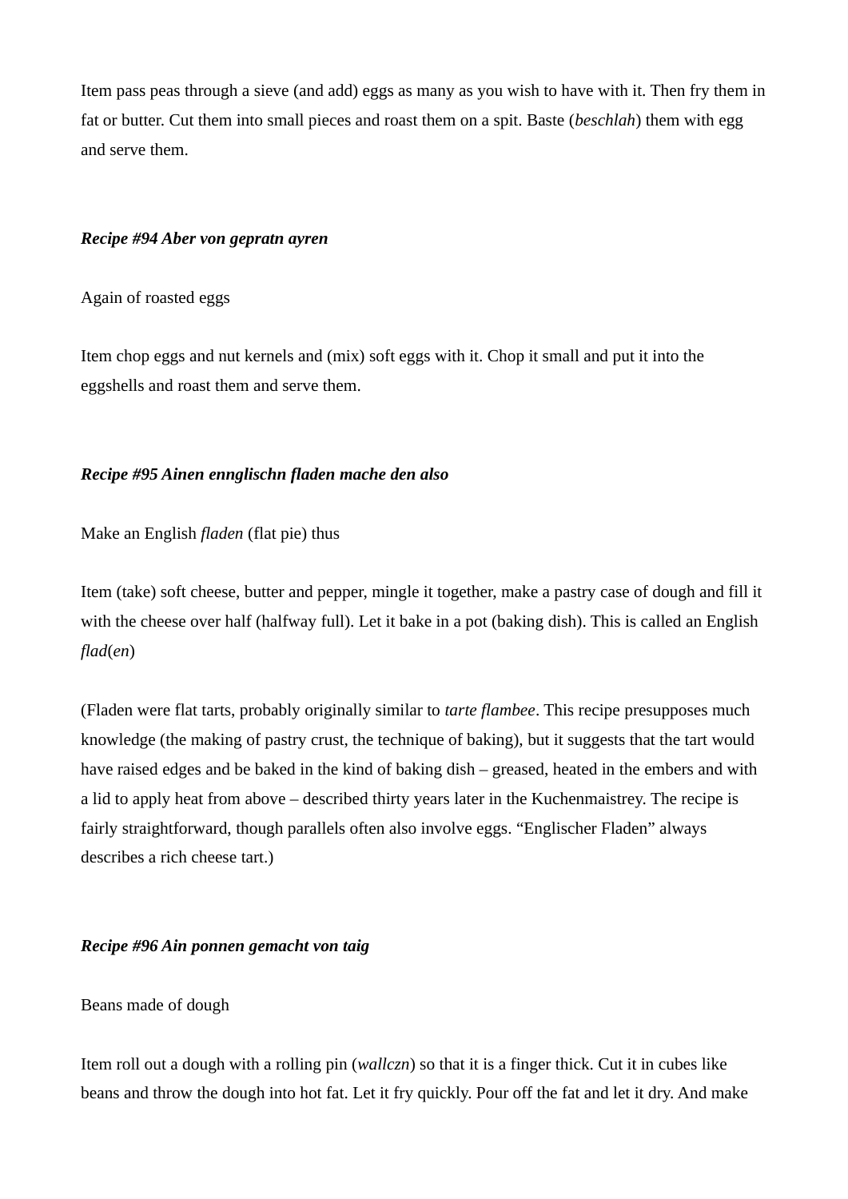Item pass peas through a sieve (and add) eggs as many as you wish to have with it. Then fry them in fat or butter. Cut them into small pieces and roast them on a spit. Baste (*beschlah*) them with egg and serve them.

***Recipe #94 Aber von gepratn ayren***

Again of roasted eggs

Item chop eggs and nut kernels and (mix) soft eggs with it. Chop it small and put it into the eggshells and roast them and serve them.

***Recipe #95 Ainen ennglischn fladen mache den also***

Make an English *fladen* (flat pie) thus

Item (take) soft cheese, butter and pepper, mingle it together, make a pastry case of dough and fill it with the cheese over half (halfway full). Let it bake in a pot (baking dish). This is called an English *flad*(*en*)

(Fladen were flat tarts, probably originally similar to *tarte flambee*. This recipe presupposes much knowledge (the making of pastry crust, the technique of baking), but it suggests that the tart would have raised edges and be baked in the kind of baking dish – greased, heated in the embers and with a lid to apply heat from above – described thirty years later in the Kuchenmaistrey. The recipe is fairly straightforward, though parallels often also involve eggs. "Englischer Fladen" always describes a rich cheese tart.)

***Recipe #96 Ain ponnen gemacht von taig***

Beans made of dough

Item roll out a dough with a rolling pin (*wallczn*) so that it is a finger thick. Cut it in cubes like beans and throw the dough into hot fat. Let it fry quickly. Pour off the fat and let it dry. And make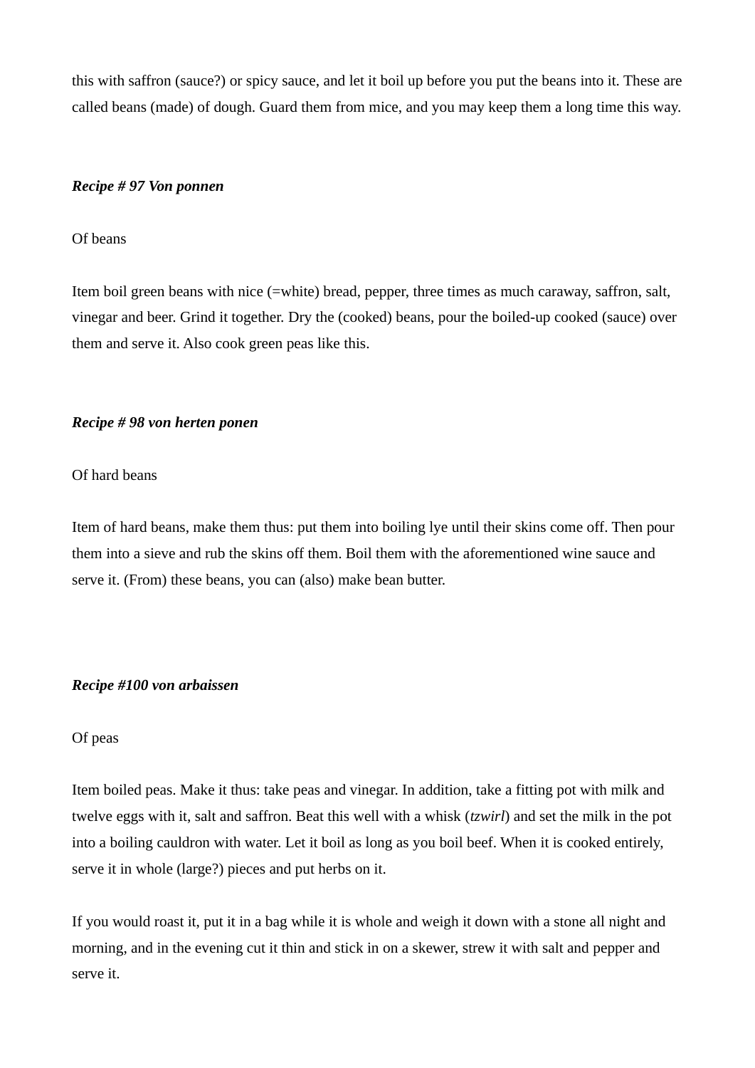this with saffron (sauce?) or spicy sauce, and let it boil up before you put the beans into it. These are called beans (made) of dough. Guard them from mice, and you may keep them a long time this way.

***Recipe # 97 Von ponnen***

Of beans

Item boil green beans with nice (=white) bread, pepper, three times as much caraway, saffron, salt, vinegar and beer. Grind it together. Dry the (cooked) beans, pour the boiled-up cooked (sauce) over them and serve it. Also cook green peas like this.

***Recipe # 98 von herten ponen***

Of hard beans

Item of hard beans, make them thus: put them into boiling lye until their skins come off. Then pour them into a sieve and rub the skins off them. Boil them with the aforementioned wine sauce and serve it. (From) these beans, you can (also) make bean butter.

***Recipe #100 von arbaissen***

Of peas

Item boiled peas. Make it thus: take peas and vinegar. In addition, take a fitting pot with milk and twelve eggs with it, salt and saffron. Beat this well with a whisk (*tzwirl*) and set the milk in the pot into a boiling cauldron with water. Let it boil as long as you boil beef. When it is cooked entirely, serve it in whole (large?) pieces and put herbs on it.

If you would roast it, put it in a bag while it is whole and weigh it down with a stone all night and morning, and in the evening cut it thin and stick in on a skewer, strew it with salt and pepper and serve it.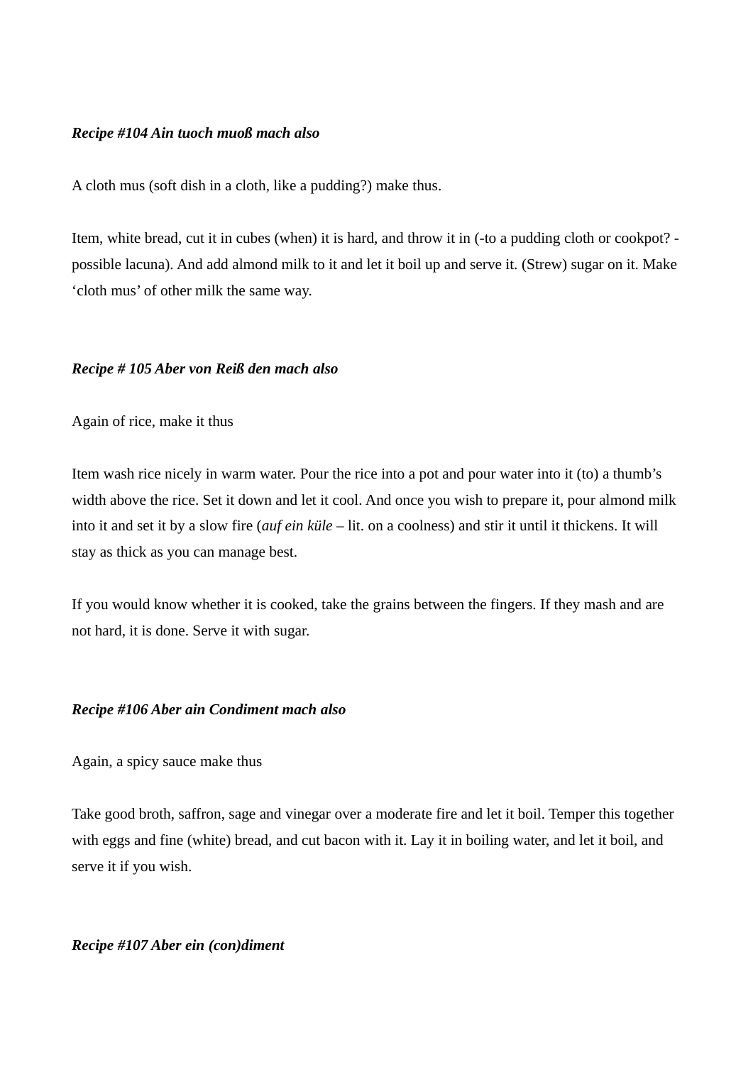***Recipe #104 Ain tuoch muoß mach also***

A cloth mus (soft dish in a cloth, like a pudding?) make thus.

Item, white bread, cut it in cubes (when) it is hard, and throw it in (-to a pudding cloth or cookpot? - possible lacuna). And add almond milk to it and let it boil up and serve it. (Strew) sugar on it. Make 'cloth mus' of other milk the same way.

***Recipe # 105 Aber von Reiß den mach also***

Again of rice, make it thus

Item wash rice nicely in warm water. Pour the rice into a pot and pour water into it (to) a thumb's width above the rice. Set it down and let it cool. And once you wish to prepare it, pour almond milk into it and set it by a slow fire (*auf ein küle* – lit. on a coolness) and stir it until it thickens. It will stay as thick as you can manage best.

If you would know whether it is cooked, take the grains between the fingers. If they mash and are not hard, it is done. Serve it with sugar.

***Recipe #106 Aber ain Condiment mach also***

Again, a spicy sauce make thus

Take good broth, saffron, sage and vinegar over a moderate fire and let it boil. Temper this together with eggs and fine (white) bread, and cut bacon with it. Lay it in boiling water, and let it boil, and serve it if you wish.

***Recipe #107 Aber ein (con)diment***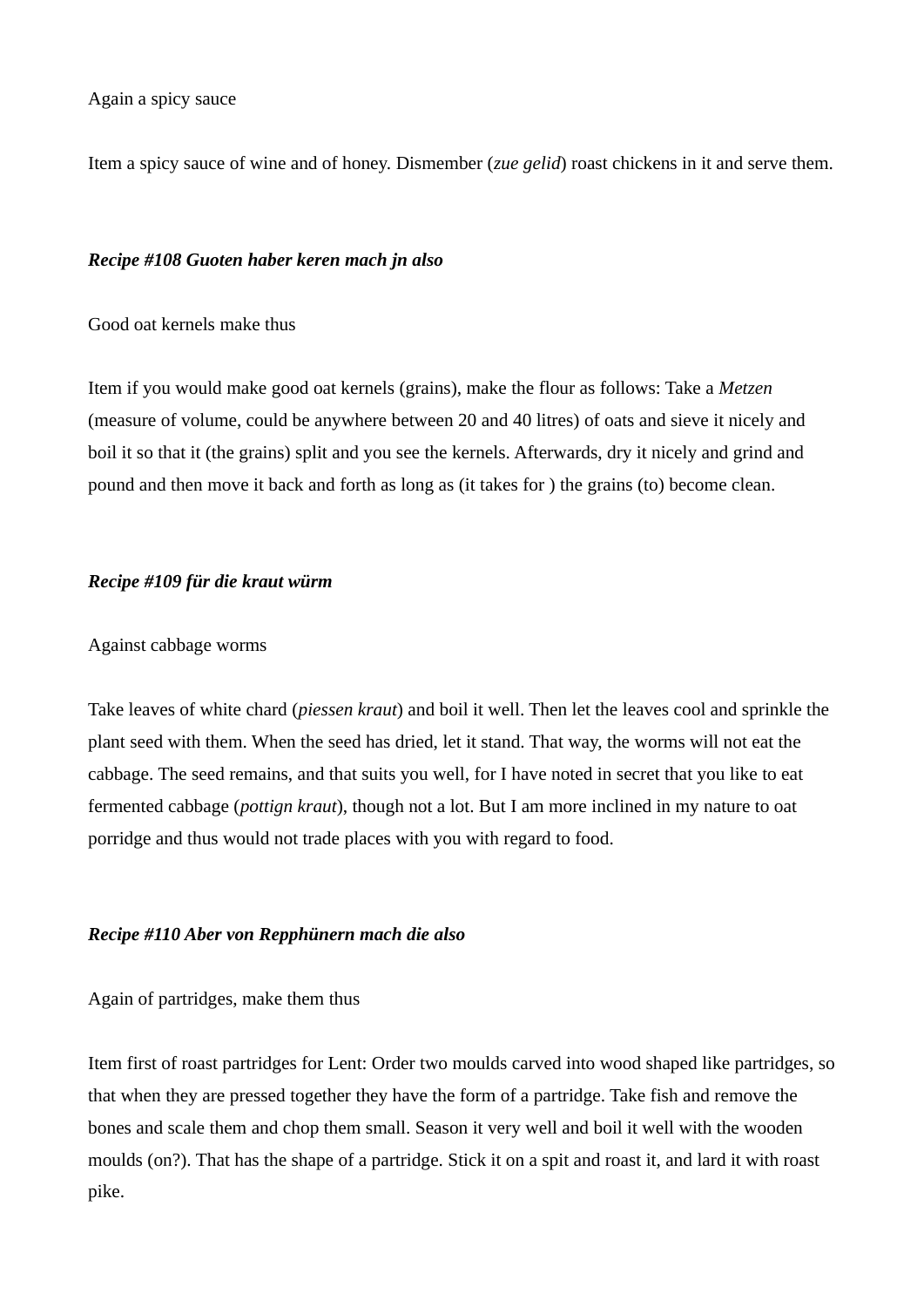Again a spicy sauce

Item a spicy sauce of wine and of honey. Dismember (*zue gelid*) roast chickens in it and serve them.

***Recipe #108 Guoten haber keren mach jn also***

Good oat kernels make thus

Item if you would make good oat kernels (grains), make the flour as follows: Take a *Metzen* (measure of volume, could be anywhere between 20 and 40 litres) of oats and sieve it nicely and boil it so that it (the grains) split and you see the kernels. Afterwards, dry it nicely and grind and pound and then move it back and forth as long as (it takes for ) the grains (to) become clean.

***Recipe #109 für die kraut würm***

Against cabbage worms

Take leaves of white chard (*piessen kraut*) and boil it well. Then let the leaves cool and sprinkle the plant seed with them. When the seed has dried, let it stand. That way, the worms will not eat the cabbage. The seed remains, and that suits you well, for I have noted in secret that you like to eat fermented cabbage (*pottign kraut*), though not a lot. But I am more inclined in my nature to oat porridge and thus would not trade places with you with regard to food.

***Recipe #110 Aber von Repphünern mach die also***

Again of partridges, make them thus

Item first of roast partridges for Lent: Order two moulds carved into wood shaped like partridges, so that when they are pressed together they have the form of a partridge. Take fish and remove the bones and scale them and chop them small. Season it very well and boil it well with the wooden moulds (on?). That has the shape of a partridge. Stick it on a spit and roast it, and lard it with roast pike.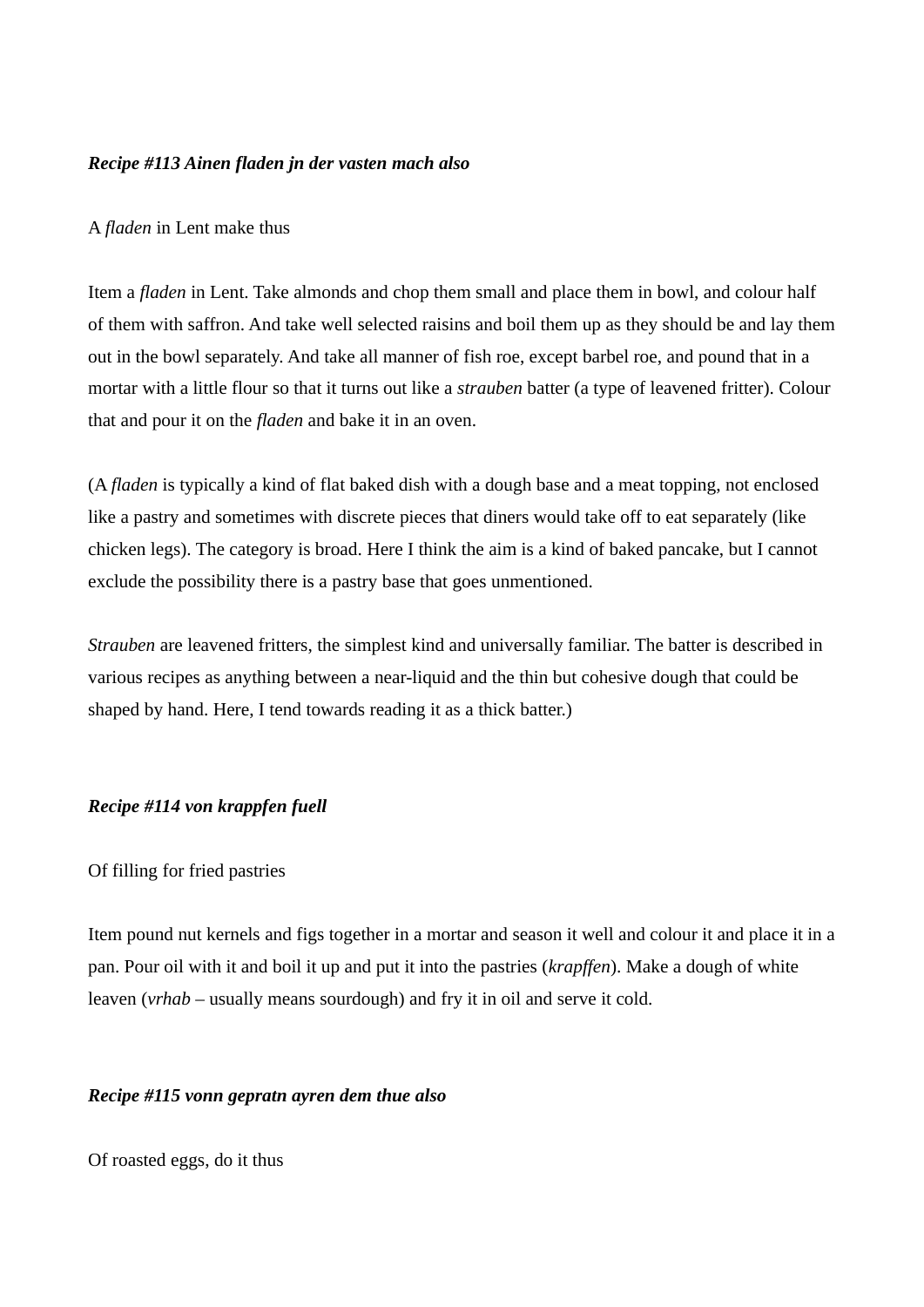***Recipe #113 Ainen fladen jn der vasten mach also***

A *fladen* in Lent make thus

Item a *fladen* in Lent. Take almonds and chop them small and place them in bowl, and colour half of them with saffron. And take well selected raisins and boil them up as they should be and lay them out in the bowl separately. And take all manner of fish roe, except barbel roe, and pound that in a mortar with a little flour so that it turns out like a *strauben* batter (a type of leavened fritter). Colour that and pour it on the *fladen* and bake it in an oven.

(A *fladen* is typically a kind of flat baked dish with a dough base and a meat topping, not enclosed like a pastry and sometimes with discrete pieces that diners would take off to eat separately (like chicken legs). The category is broad. Here I think the aim is a kind of baked pancake, but I cannot exclude the possibility there is a pastry base that goes unmentioned.

*Strauben* are leavened fritters, the simplest kind and universally familiar. The batter is described in various recipes as anything between a near-liquid and the thin but cohesive dough that could be shaped by hand. Here, I tend towards reading it as a thick batter.)

***Recipe #114 von krappfen fuell***

Of filling for fried pastries

Item pound nut kernels and figs together in a mortar and season it well and colour it and place it in a pan. Pour oil with it and boil it up and put it into the pastries (*krapffen*). Make a dough of white leaven (*vrhab* – usually means sourdough) and fry it in oil and serve it cold.

***Recipe #115 vonn gepratn ayren dem thue also***

Of roasted eggs, do it thus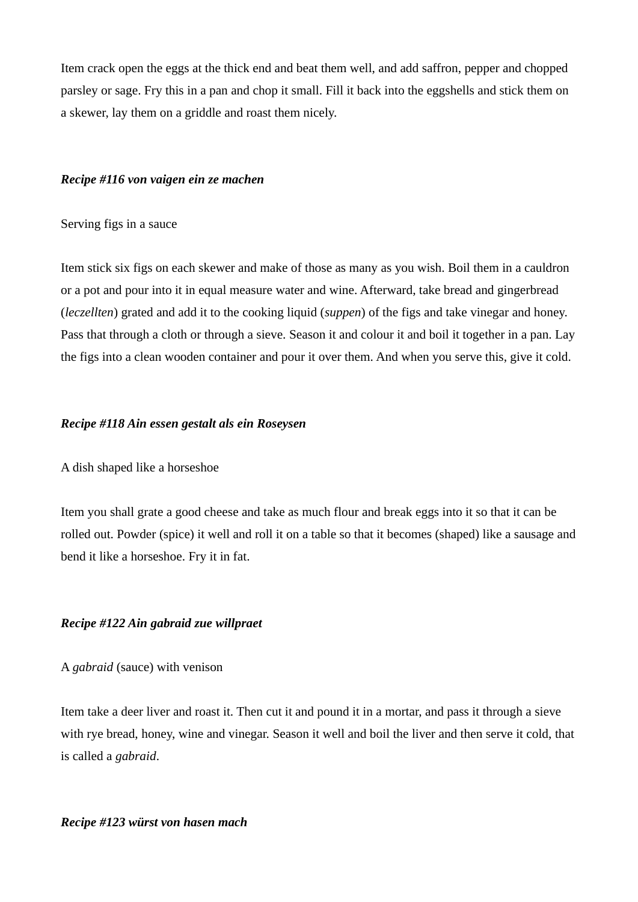Item crack open the eggs at the thick end and beat them well, and add saffron, pepper and chopped parsley or sage. Fry this in a pan and chop it small. Fill it back into the eggshells and stick them on a skewer, lay them on a griddle and roast them nicely.

***Recipe #116 von vaigen ein ze machen***

Serving figs in a sauce

Item stick six figs on each skewer and make of those as many as you wish. Boil them in a cauldron or a pot and pour into it in equal measure water and wine. Afterward, take bread and gingerbread (*leczellten*) grated and add it to the cooking liquid (*suppen*) of the figs and take vinegar and honey. Pass that through a cloth or through a sieve. Season it and colour it and boil it together in a pan. Lay the figs into a clean wooden container and pour it over them. And when you serve this, give it cold.

***Recipe #118 Ain essen gestalt als ein Roseysen***

A dish shaped like a horseshoe

Item you shall grate a good cheese and take as much flour and break eggs into it so that it can be rolled out. Powder (spice) it well and roll it on a table so that it becomes (shaped) like a sausage and bend it like a horseshoe. Fry it in fat.

***Recipe #122 Ain gabraid zue willpraet***

A *gabraid* (sauce) with venison

Item take a deer liver and roast it. Then cut it and pound it in a mortar, and pass it through a sieve with rye bread, honey, wine and vinegar. Season it well and boil the liver and then serve it cold, that is called a *gabraid*.

***Recipe #123 würst von hasen mach***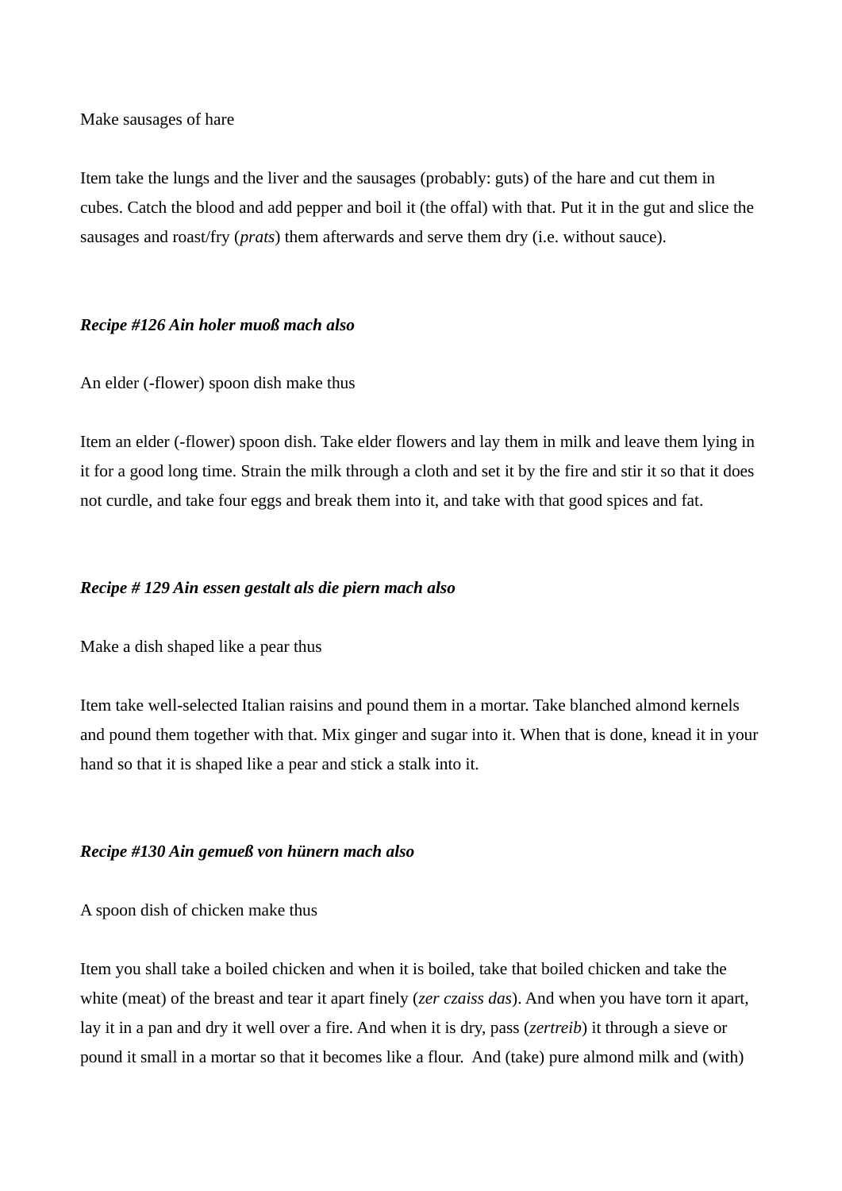Make sausages of hare

Item take the lungs and the liver and the sausages (probably: guts) of the hare and cut them in cubes. Catch the blood and add pepper and boil it (the offal) with that. Put it in the gut and slice the sausages and roast/fry (*prats*) them afterwards and serve them dry (i.e. without sauce).

***Recipe #126 Ain holer muoß mach also***

An elder (-flower) spoon dish make thus

Item an elder (-flower) spoon dish. Take elder flowers and lay them in milk and leave them lying in it for a good long time. Strain the milk through a cloth and set it by the fire and stir it so that it does not curdle, and take four eggs and break them into it, and take with that good spices and fat.

***Recipe # 129 Ain essen gestalt als die piern mach also***

Make a dish shaped like a pear thus

Item take well-selected Italian raisins and pound them in a mortar. Take blanched almond kernels and pound them together with that. Mix ginger and sugar into it. When that is done, knead it in your hand so that it is shaped like a pear and stick a stalk into it.

***Recipe #130 Ain gemueß von hünern mach also***

A spoon dish of chicken make thus

Item you shall take a boiled chicken and when it is boiled, take that boiled chicken and take the white (meat) of the breast and tear it apart finely (*zer czaiss das*). And when you have torn it apart, lay it in a pan and dry it well over a fire. And when it is dry, pass (*zertreib*) it through a sieve or pound it small in a mortar so that it becomes like a flour. And (take) pure almond milk and (with)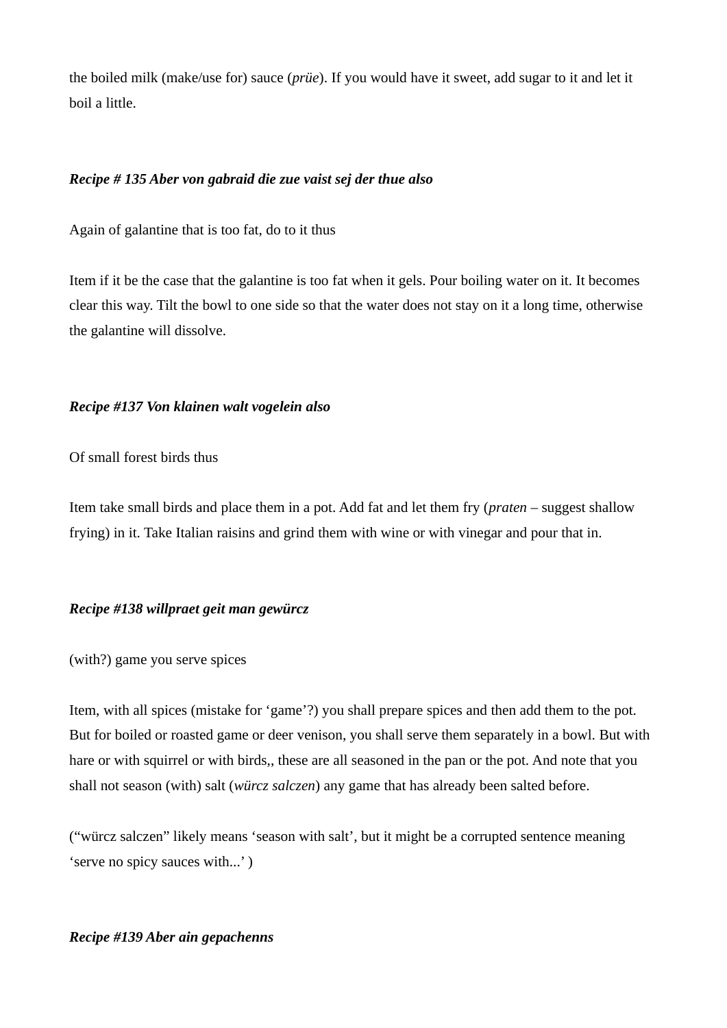the boiled milk (make/use for) sauce (*prüe*). If you would have it sweet, add sugar to it and let it boil a little.

***Recipe # 135 Aber von gabraid die zue vaist sej der thue also***

Again of galantine that is too fat, do to it thus

Item if it be the case that the galantine is too fat when it gels. Pour boiling water on it. It becomes clear this way. Tilt the bowl to one side so that the water does not stay on it a long time, otherwise the galantine will dissolve.

***Recipe #137 Von klainen walt vogelein also***

Of small forest birds thus

Item take small birds and place them in a pot. Add fat and let them fry (*praten* – suggest shallow frying) in it. Take Italian raisins and grind them with wine or with vinegar and pour that in.

***Recipe #138 willpraet geit man gewürcz***

(with?) game you serve spices

Item, with all spices (mistake for 'game'?) you shall prepare spices and then add them to the pot. But for boiled or roasted game or deer venison, you shall serve them separately in a bowl. But with hare or with squirrel or with birds,, these are all seasoned in the pan or the pot. And note that you shall not season (with) salt (*würcz salczen*) any game that has already been salted before.

("würcz salczen" likely means 'season with salt', but it might be a corrupted sentence meaning 'serve no spicy sauces with...' )

***Recipe #139 Aber ain gepachenns***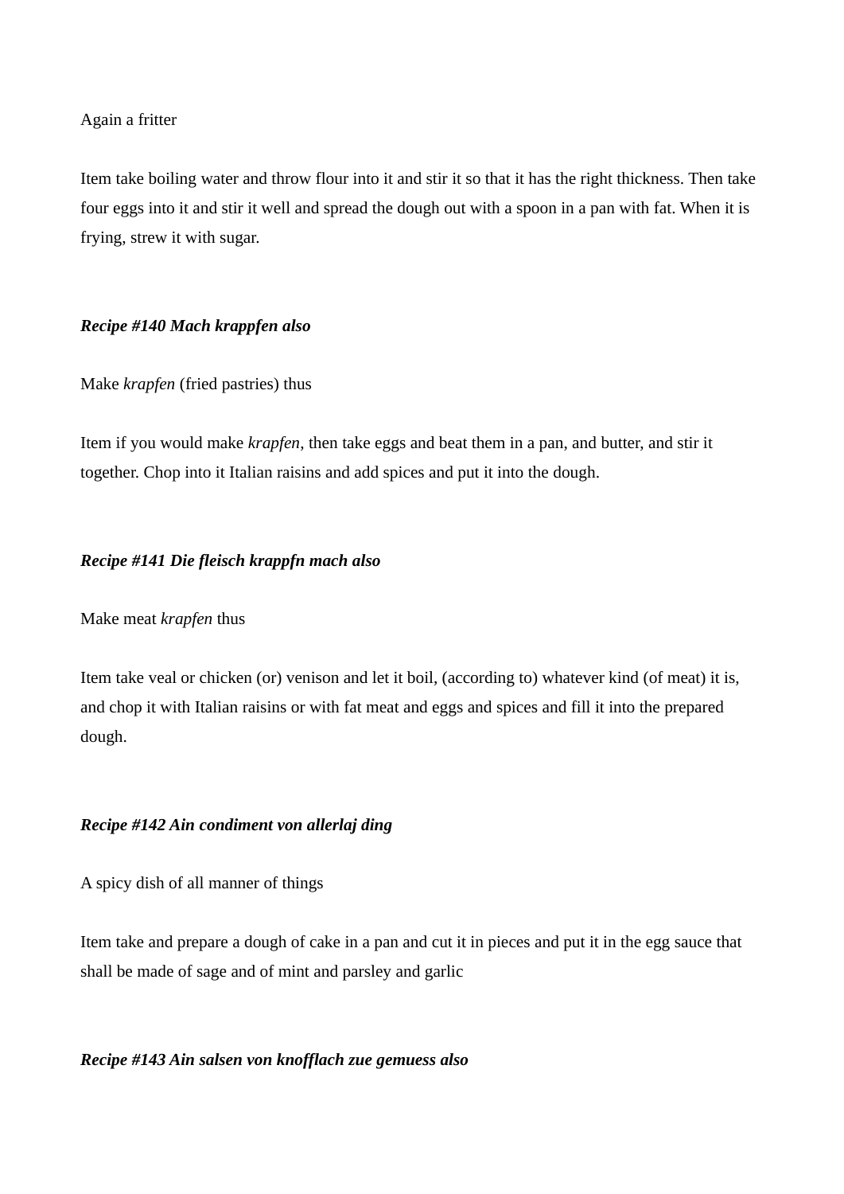Again a fritter

Item take boiling water and throw flour into it and stir it so that it has the right thickness. Then take four eggs into it and stir it well and spread the dough out with a spoon in a pan with fat. When it is frying, strew it with sugar.

***Recipe #140 Mach krappfen also***

Make *krapfen* (fried pastries) thus

Item if you would make *krapfen*, then take eggs and beat them in a pan, and butter, and stir it together. Chop into it Italian raisins and add spices and put it into the dough.

***Recipe #141 Die fleisch krappfn mach also***

Make meat *krapfen* thus

Item take veal or chicken (or) venison and let it boil, (according to) whatever kind (of meat) it is, and chop it with Italian raisins or with fat meat and eggs and spices and fill it into the prepared dough.

***Recipe #142 Ain condiment von allerlaj ding***

A spicy dish of all manner of things

Item take and prepare a dough of cake in a pan and cut it in pieces and put it in the egg sauce that shall be made of sage and of mint and parsley and garlic

***Recipe #143 Ain salsen von knofflach zue gemuess also***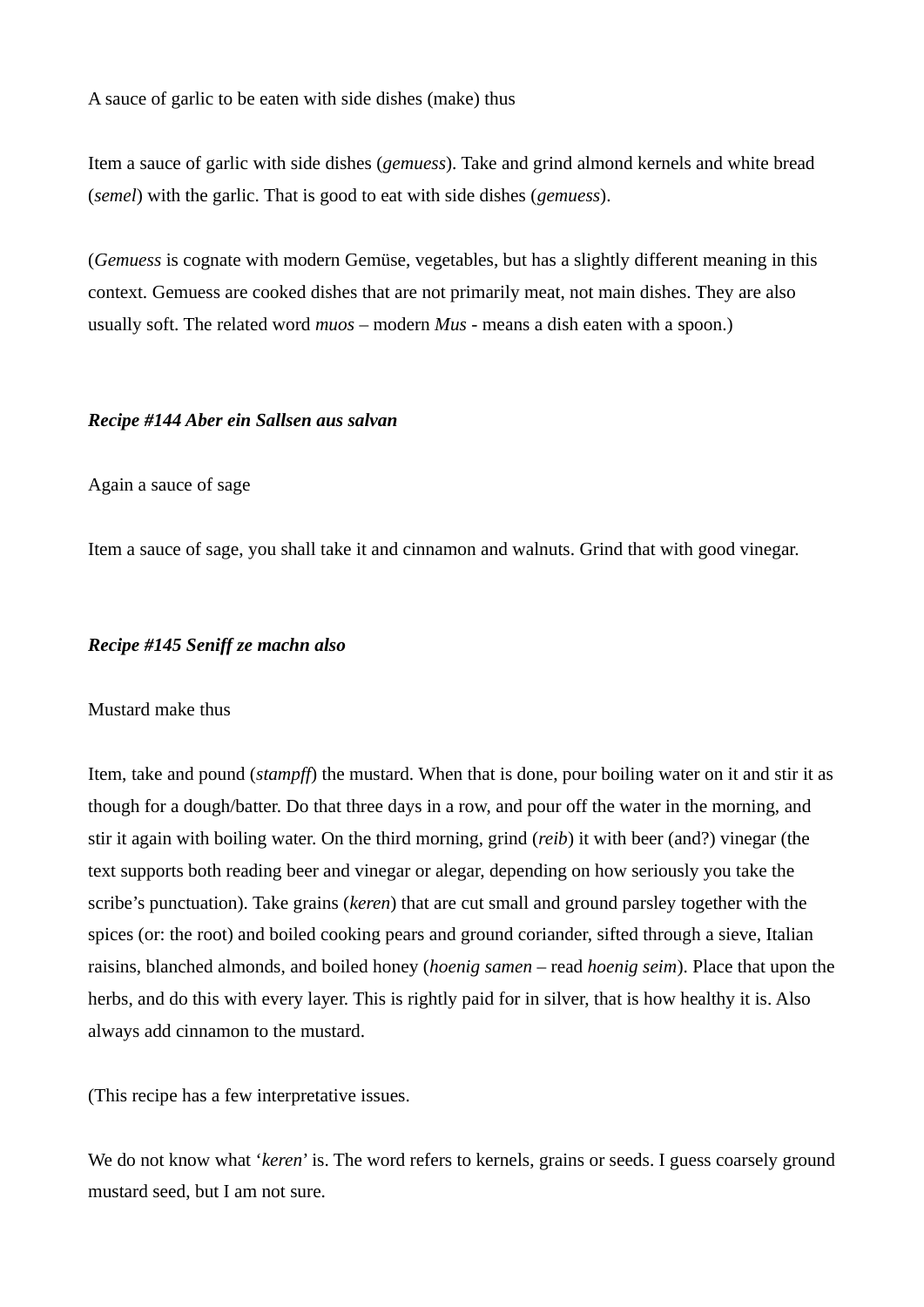A sauce of garlic to be eaten with side dishes (make) thus

Item a sauce of garlic with side dishes (*gemuess*). Take and grind almond kernels and white bread (*semel*) with the garlic. That is good to eat with side dishes (*gemuess*).

(*Gemuess* is cognate with modern Gemüse, vegetables, but has a slightly different meaning in this context. Gemuess are cooked dishes that are not primarily meat, not main dishes. They are also usually soft. The related word *muos* – modern *Mus* - means a dish eaten with a spoon.)

***Recipe #144 Aber ein Sallsen aus salvan***

Again a sauce of sage

Item a sauce of sage, you shall take it and cinnamon and walnuts. Grind that with good vinegar.

***Recipe #145 Seniff ze machn also***

Mustard make thus

Item, take and pound (*stampff*) the mustard. When that is done, pour boiling water on it and stir it as though for a dough/batter. Do that three days in a row, and pour off the water in the morning, and stir it again with boiling water. On the third morning, grind (*reib*) it with beer (and?) vinegar (the text supports both reading beer and vinegar or alegar, depending on how seriously you take the scribe's punctuation). Take grains (*keren*) that are cut small and ground parsley together with the spices (or: the root) and boiled cooking pears and ground coriander, sifted through a sieve, Italian raisins, blanched almonds, and boiled honey (*hoenig samen* – read *hoenig seim*). Place that upon the herbs, and do this with every layer. This is rightly paid for in silver, that is how healthy it is. Also always add cinnamon to the mustard.

(This recipe has a few interpretative issues.

We do not know what '*keren*' is. The word refers to kernels, grains or seeds. I guess coarsely ground mustard seed, but I am not sure.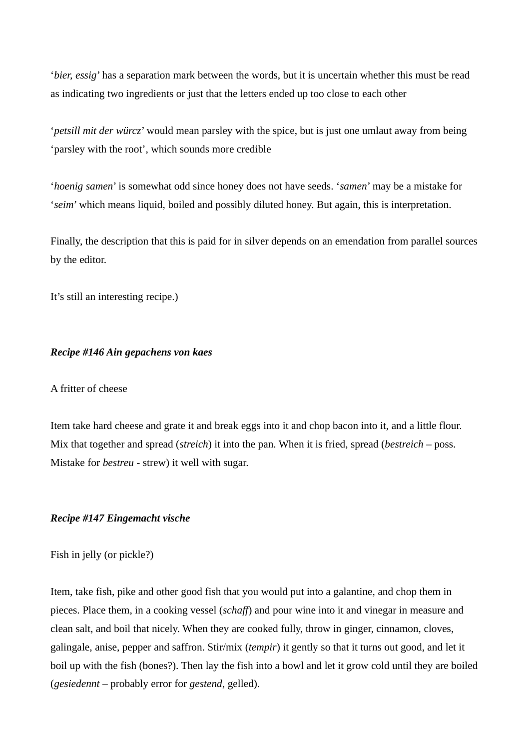‘*bier, essig*’ has a separation mark between the words, but it is uncertain whether this must be read as indicating two ingredients or just that the letters ended up too close to each other

‘*petsill mit der würcz*’ would mean parsley with the spice, but is just one umlaut away from being ‘parsley with the root’, which sounds more credible

‘*hoenig samen*’ is somewhat odd since honey does not have seeds. ‘*samen*’ may be a mistake for ‘*seim*’ which means liquid, boiled and possibly diluted honey. But again, this is interpretation.

Finally, the description that this is paid for in silver depends on an emendation from parallel sources by the editor.

It’s still an interesting recipe.)

***Recipe #146 Ain gepachens von kaes***

A fritter of cheese

Item take hard cheese and grate it and break eggs into it and chop bacon into it, and a little flour. Mix that together and spread (*streich*) it into the pan. When it is fried, spread (*bestreich* – poss. Mistake for *bestreu* - strew) it well with sugar.

***Recipe #147 Eingemacht vische***

Fish in jelly (or pickle?)

Item, take fish, pike and other good fish that you would put into a galantine, and chop them in pieces. Place them, in a cooking vessel (*schaff*) and pour wine into it and vinegar in measure and clean salt, and boil that nicely. When they are cooked fully, throw in ginger, cinnamon, cloves, galingale, anise, pepper and saffron. Stir/mix (*tempir*) it gently so that it turns out good, and let it boil up with the fish (bones?). Then lay the fish into a bowl and let it grow cold until they are boiled (*gesiedennt* – probably error for *gestend*, gelled).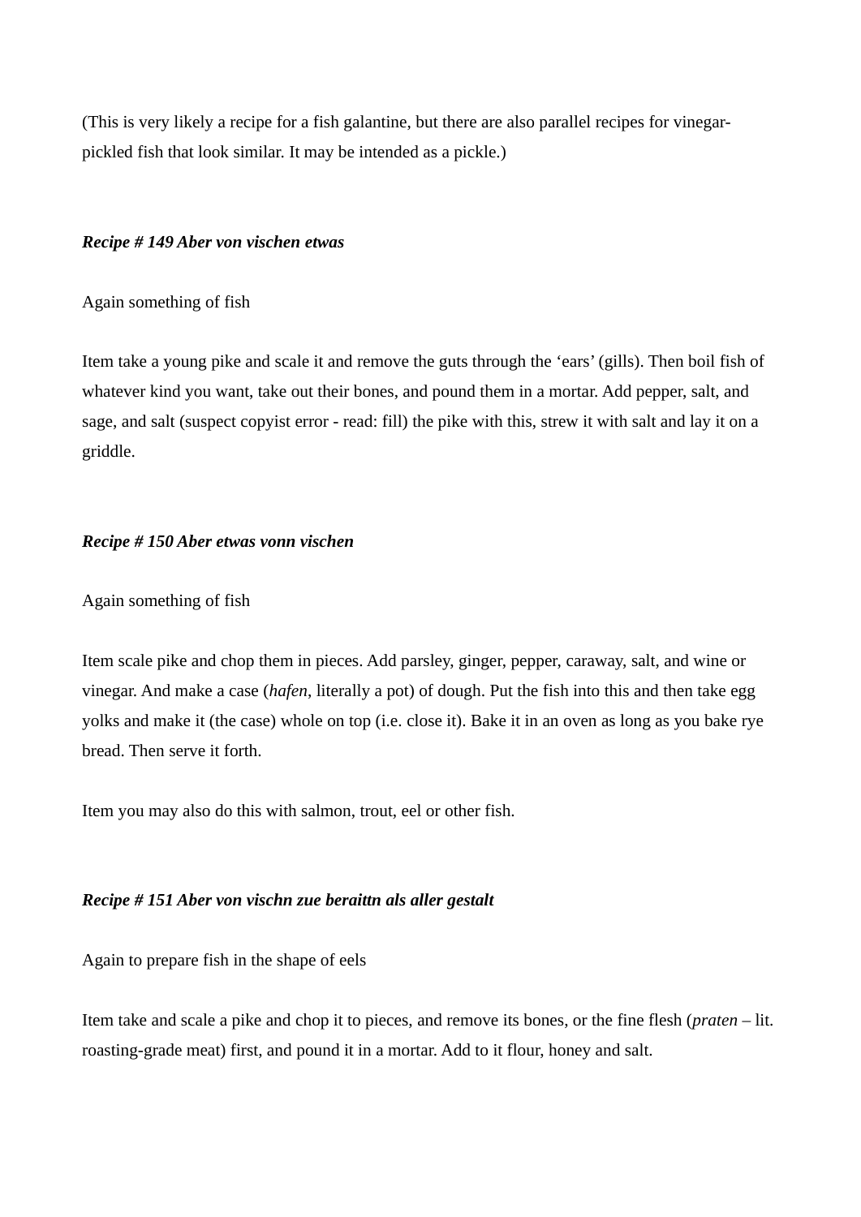(This is very likely a recipe for a fish galantine, but there are also parallel recipes for vinegar-pickled fish that look similar. It may be intended as a pickle.)

***Recipe # 149 Aber von vischen etwas***

Again something of fish

Item take a young pike and scale it and remove the guts through the 'ears' (gills). Then boil fish of whatever kind you want, take out their bones, and pound them in a mortar. Add pepper, salt, and sage, and salt (suspect copyist error - read: fill) the pike with this, strew it with salt and lay it on a griddle.

***Recipe # 150 Aber etwas vonn vischen***

Again something of fish

Item scale pike and chop them in pieces. Add parsley, ginger, pepper, caraway, salt, and wine or vinegar. And make a case (*hafen*, literally a pot) of dough. Put the fish into this and then take egg yolks and make it (the case) whole on top (i.e. close it). Bake it in an oven as long as you bake rye bread. Then serve it forth.

Item you may also do this with salmon, trout, eel or other fish.

***Recipe # 151 Aber von vischn zue beraittn als aller gestalt***

Again to prepare fish in the shape of eels

Item take and scale a pike and chop it to pieces, and remove its bones, or the fine flesh (*praten* – lit. roasting-grade meat) first, and pound it in a mortar. Add to it flour, honey and salt.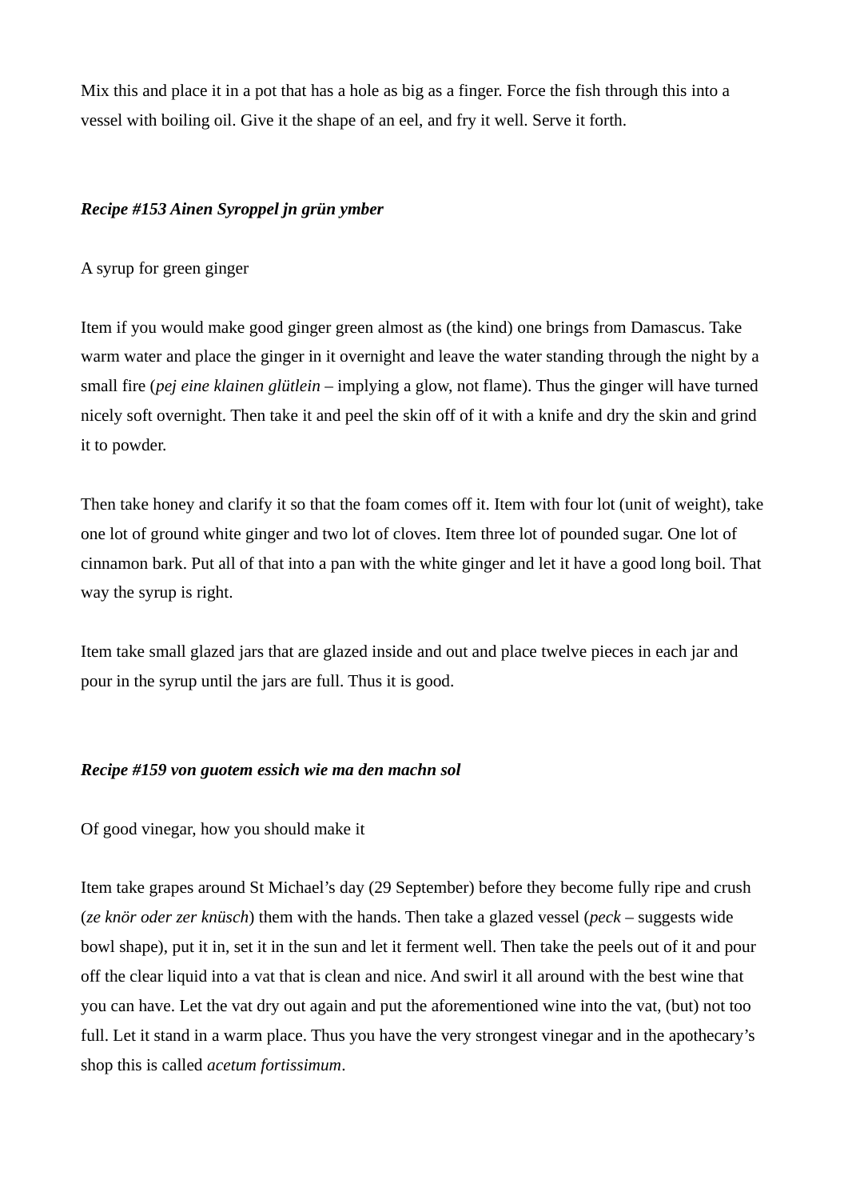Mix this and place it in a pot that has a hole as big as a finger. Force the fish through this into a vessel with boiling oil. Give it the shape of an eel, and fry it well. Serve it forth.

***Recipe #153 Ainen Syroppel jn grün ymber***

A syrup for green ginger

Item if you would make good ginger green almost as (the kind) one brings from Damascus. Take warm water and place the ginger in it overnight and leave the water standing through the night by a small fire (*pej eine klainen glütlein* – implying a glow, not flame). Thus the ginger will have turned nicely soft overnight. Then take it and peel the skin off of it with a knife and dry the skin and grind it to powder.

Then take honey and clarify it so that the foam comes off it. Item with four lot (unit of weight), take one lot of ground white ginger and two lot of cloves. Item three lot of pounded sugar. One lot of cinnamon bark. Put all of that into a pan with the white ginger and let it have a good long boil. That way the syrup is right.

Item take small glazed jars that are glazed inside and out and place twelve pieces in each jar and pour in the syrup until the jars are full. Thus it is good.

***Recipe #159 von guotem essich wie ma den machn sol***

Of good vinegar, how you should make it

Item take grapes around St Michael's day (29 September) before they become fully ripe and crush (*ze knör oder zer knüsch*) them with the hands. Then take a glazed vessel (*peck* – suggests wide bowl shape), put it in, set it in the sun and let it ferment well. Then take the peels out of it and pour off the clear liquid into a vat that is clean and nice. And swirl it all around with the best wine that you can have. Let the vat dry out again and put the aforementioned wine into the vat, (but) not too full. Let it stand in a warm place. Thus you have the very strongest vinegar and in the apothecary's shop this is called *acetum fortissimum*.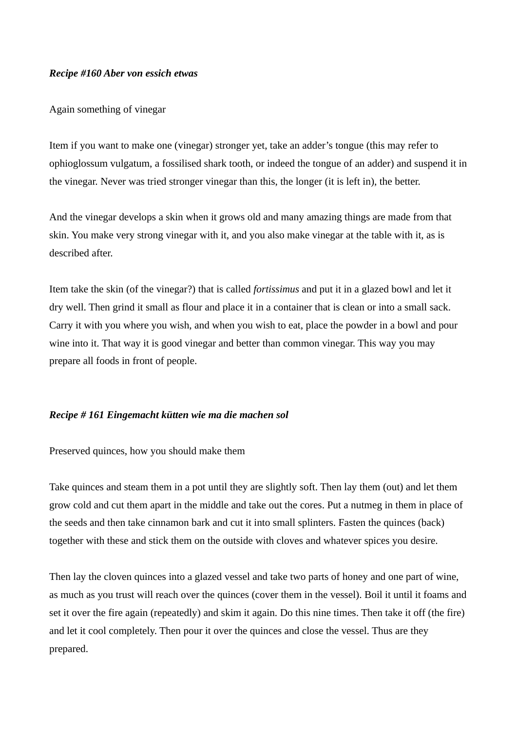***Recipe #160 Aber von essich etwas***

Again something of vinegar

Item if you want to make one (vinegar) stronger yet, take an adder's tongue (this may refer to ophioglossum vulgatum, a fossilised shark tooth, or indeed the tongue of an adder) and suspend it in the vinegar. Never was tried stronger vinegar than this, the longer (it is left in), the better.

And the vinegar develops a skin when it grows old and many amazing things are made from that skin. You make very strong vinegar with it, and you also make vinegar at the table with it, as is described after.

Item take the skin (of the vinegar?) that is called *fortissimus* and put it in a glazed bowl and let it dry well. Then grind it small as flour and place it in a container that is clean or into a small sack. Carry it with you where you wish, and when you wish to eat, place the powder in a bowl and pour wine into it. That way it is good vinegar and better than common vinegar. This way you may prepare all foods in front of people.

***Recipe # 161 Eingemacht kütten wie ma die machen sol***

Preserved quinces, how you should make them

Take quinces and steam them in a pot until they are slightly soft. Then lay them (out) and let them grow cold and cut them apart in the middle and take out the cores. Put a nutmeg in them in place of the seeds and then take cinnamon bark and cut it into small splinters. Fasten the quinces (back) together with these and stick them on the outside with cloves and whatever spices you desire.

Then lay the cloven quinces into a glazed vessel and take two parts of honey and one part of wine, as much as you trust will reach over the quinces (cover them in the vessel). Boil it until it foams and set it over the fire again (repeatedly) and skim it again. Do this nine times. Then take it off (the fire) and let it cool completely. Then pour it over the quinces and close the vessel. Thus are they prepared.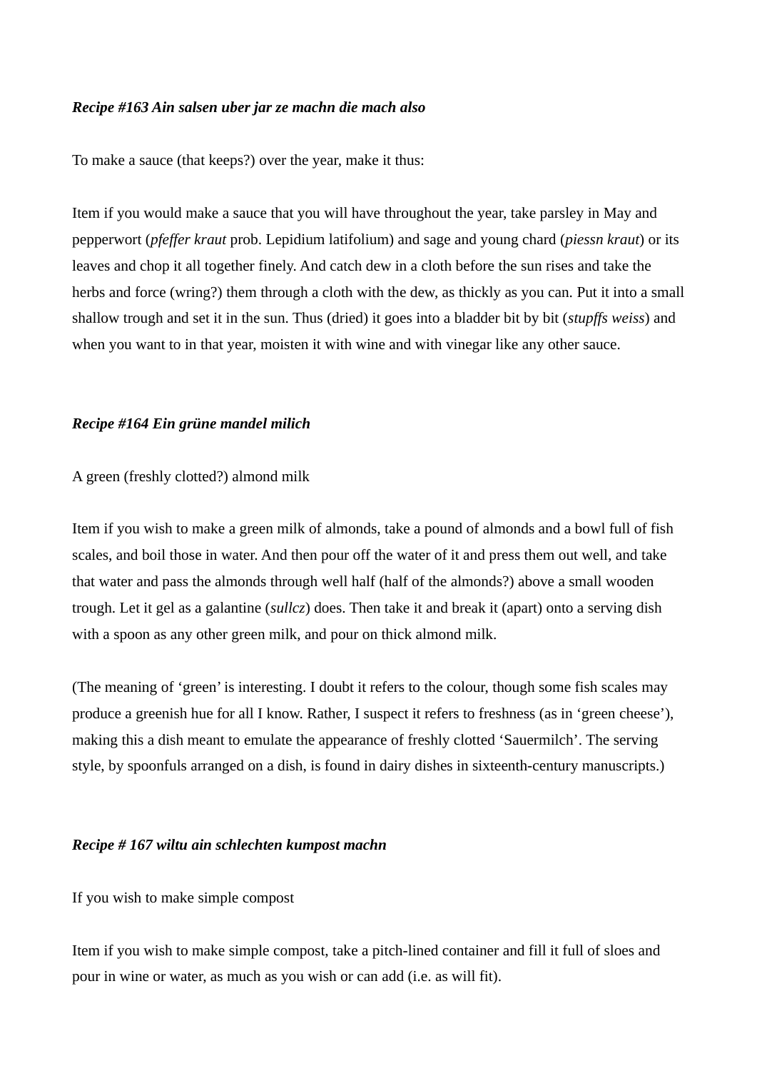***Recipe #163 Ain salsen uber jar ze machn die mach also***

To make a sauce (that keeps?) over the year, make it thus:

Item if you would make a sauce that you will have throughout the year, take parsley in May and pepperwort (*pfeffer kraut* prob. Lepidium latifolium) and sage and young chard (*piessn kraut*) or its leaves and chop it all together finely. And catch dew in a cloth before the sun rises and take the herbs and force (wring?) them through a cloth with the dew, as thickly as you can. Put it into a small shallow trough and set it in the sun. Thus (dried) it goes into a bladder bit by bit (*stupffs weiss*) and when you want to in that year, moisten it with wine and with vinegar like any other sauce.

***Recipe #164 Ein grüne mandel milich***

A green (freshly clotted?) almond milk

Item if you wish to make a green milk of almonds, take a pound of almonds and a bowl full of fish scales, and boil those in water. And then pour off the water of it and press them out well, and take that water and pass the almonds through well half (half of the almonds?) above a small wooden trough. Let it gel as a galantine (*sullcz*) does. Then take it and break it (apart) onto a serving dish with a spoon as any other green milk, and pour on thick almond milk.

(The meaning of 'green' is interesting. I doubt it refers to the colour, though some fish scales may produce a greenish hue for all I know. Rather, I suspect it refers to freshness (as in 'green cheese'), making this a dish meant to emulate the appearance of freshly clotted 'Sauermilch'. The serving style, by spoonfuls arranged on a dish, is found in dairy dishes in sixteenth-century manuscripts.)

***Recipe # 167 wiltu ain schlechten kumpost machn***

If you wish to make simple compost

Item if you wish to make simple compost, take a pitch-lined container and fill it full of sloes and pour in wine or water, as much as you wish or can add (i.e. as will fit).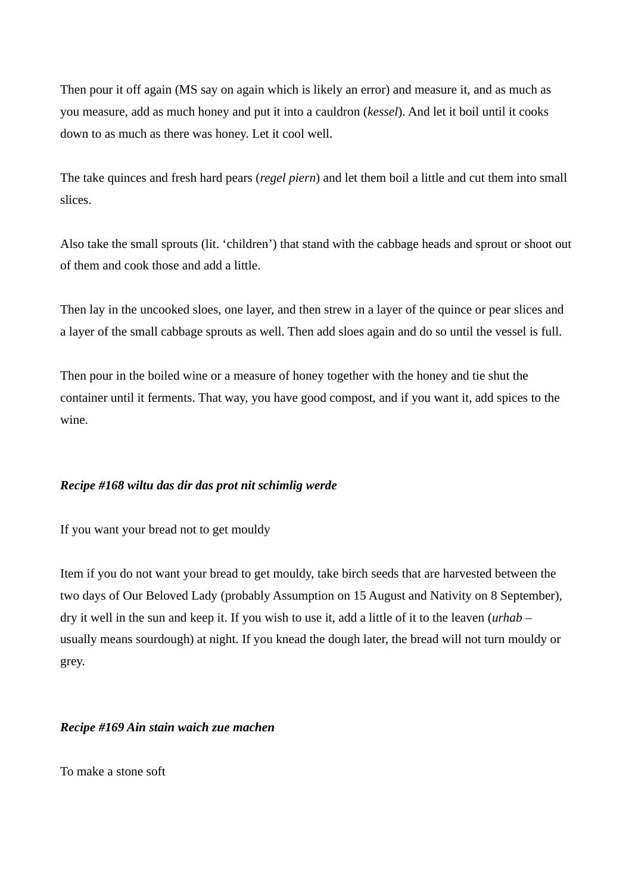Then pour it off again (MS say on again which is likely an error) and measure it, and as much as you measure, add as much honey and put it into a cauldron (*kessel*). And let it boil until it cooks down to as much as there was honey. Let it cool well.

The take quinces and fresh hard pears (*regel piern*) and let them boil a little and cut them into small slices.

Also take the small sprouts (lit. 'children') that stand with the cabbage heads and sprout or shoot out of them and cook those and add a little.

Then lay in the uncooked sloes, one layer, and then strew in a layer of the quince or pear slices and a layer of the small cabbage sprouts as well. Then add sloes again and do so until the vessel is full.

Then pour in the boiled wine or a measure of honey together with the honey and tie shut the container until it ferments. That way, you have good compost, and if you want it, add spices to the wine.

***Recipe #168 wiltu das dir das prot nit schimlig werde***

If you want your bread not to get mouldy

Item if you do not want your bread to get mouldy, take birch seeds that are harvested between the two days of Our Beloved Lady (probably Assumption on 15 August and Nativity on 8 September), dry it well in the sun and keep it. If you wish to use it, add a little of it to the leaven (*urhab* – usually means sourdough) at night. If you knead the dough later, the bread will not turn mouldy or grey.

***Recipe #169 Ain stain waich zue machen***

To make a stone soft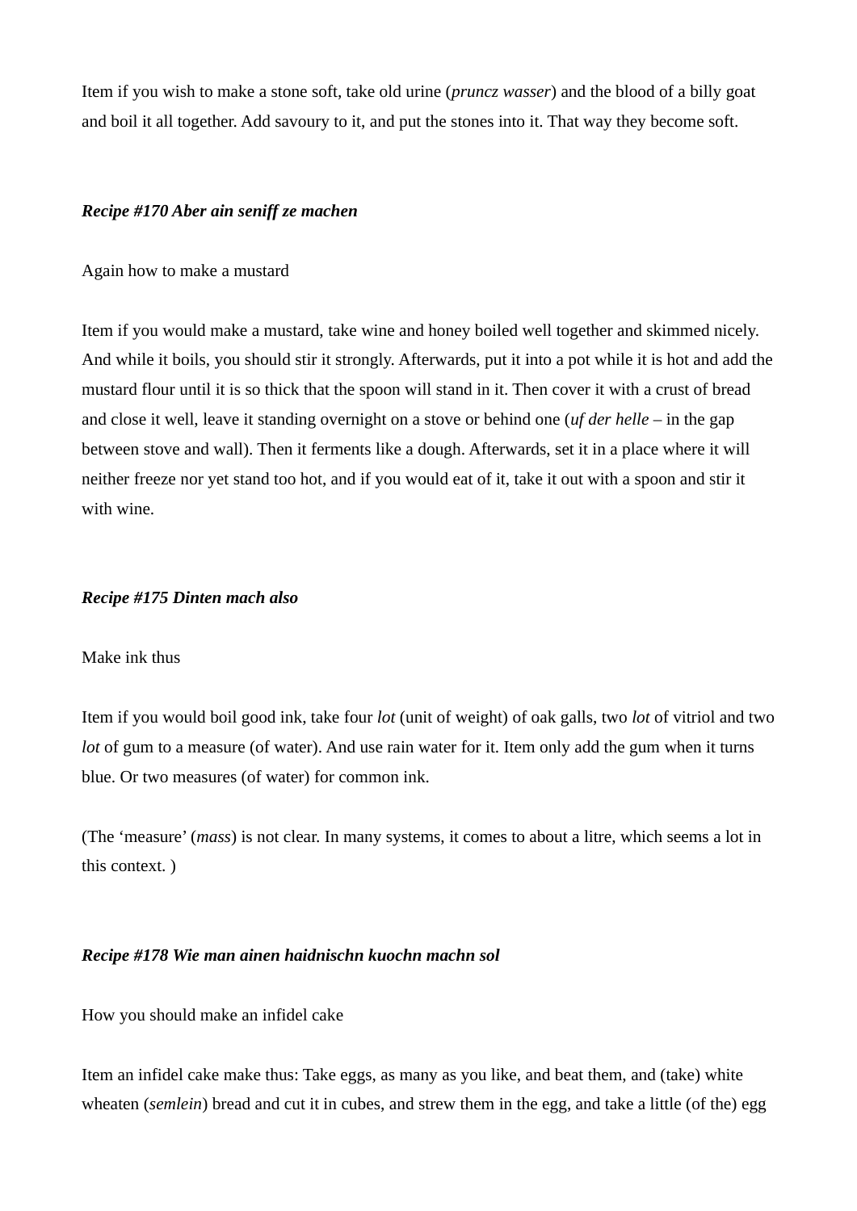Item if you wish to make a stone soft, take old urine (*pruncz wasser*) and the blood of a billy goat and boil it all together. Add savoury to it, and put the stones into it. That way they become soft.

***Recipe #170 Aber ain seniff ze machen***

Again how to make a mustard

Item if you would make a mustard, take wine and honey boiled well together and skimmed nicely. And while it boils, you should stir it strongly. Afterwards, put it into a pot while it is hot and add the mustard flour until it is so thick that the spoon will stand in it. Then cover it with a crust of bread and close it well, leave it standing overnight on a stove or behind one (*uf der helle* – in the gap between stove and wall). Then it ferments like a dough. Afterwards, set it in a place where it will neither freeze nor yet stand too hot, and if you would eat of it, take it out with a spoon and stir it with wine.

***Recipe #175 Dinten mach also***

Make ink thus

Item if you would boil good ink, take four *lot* (unit of weight) of oak galls, two *lot* of vitriol and two *lot* of gum to a measure (of water). And use rain water for it. Item only add the gum when it turns blue. Or two measures (of water) for common ink.

(The 'measure' (*mass*) is not clear. In many systems, it comes to about a litre, which seems a lot in this context. )

***Recipe #178 Wie man ainen haidnischn kuochn machn sol***

How you should make an infidel cake

Item an infidel cake make thus: Take eggs, as many as you like, and beat them, and (take) white wheaten (*semlein*) bread and cut it in cubes, and strew them in the egg, and take a little (of the) egg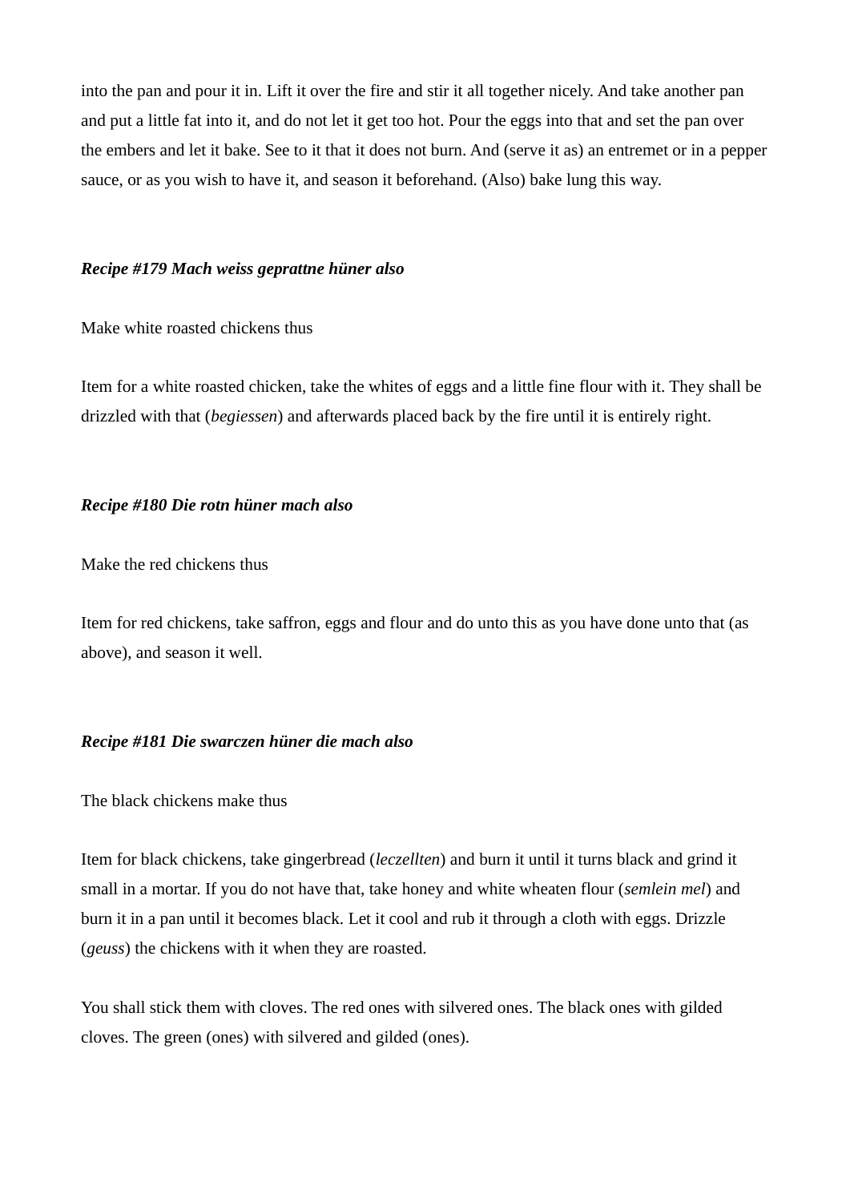into the pan and pour it in. Lift it over the fire and stir it all together nicely. And take another pan and put a little fat into it, and do not let it get too hot. Pour the eggs into that and set the pan over the embers and let it bake. See to it that it does not burn. And (serve it as) an entremet or in a pepper sauce, or as you wish to have it, and season it beforehand. (Also) bake lung this way.

***Recipe #179 Mach weiss geprattne hüner also***

Make white roasted chickens thus

Item for a white roasted chicken, take the whites of eggs and a little fine flour with it. They shall be drizzled with that (*begiessen*) and afterwards placed back by the fire until it is entirely right.

***Recipe #180 Die rotn hüner mach also***

Make the red chickens thus

Item for red chickens, take saffron, eggs and flour and do unto this as you have done unto that (as above), and season it well.

***Recipe #181 Die swarczen hüner die mach also***

The black chickens make thus

Item for black chickens, take gingerbread (*leczellten*) and burn it until it turns black and grind it small in a mortar. If you do not have that, take honey and white wheaten flour (*semlein mel*) and burn it in a pan until it becomes black. Let it cool and rub it through a cloth with eggs. Drizzle (*geuss*) the chickens with it when they are roasted.

You shall stick them with cloves. The red ones with silvered ones. The black ones with gilded cloves. The green (ones) with silvered and gilded (ones).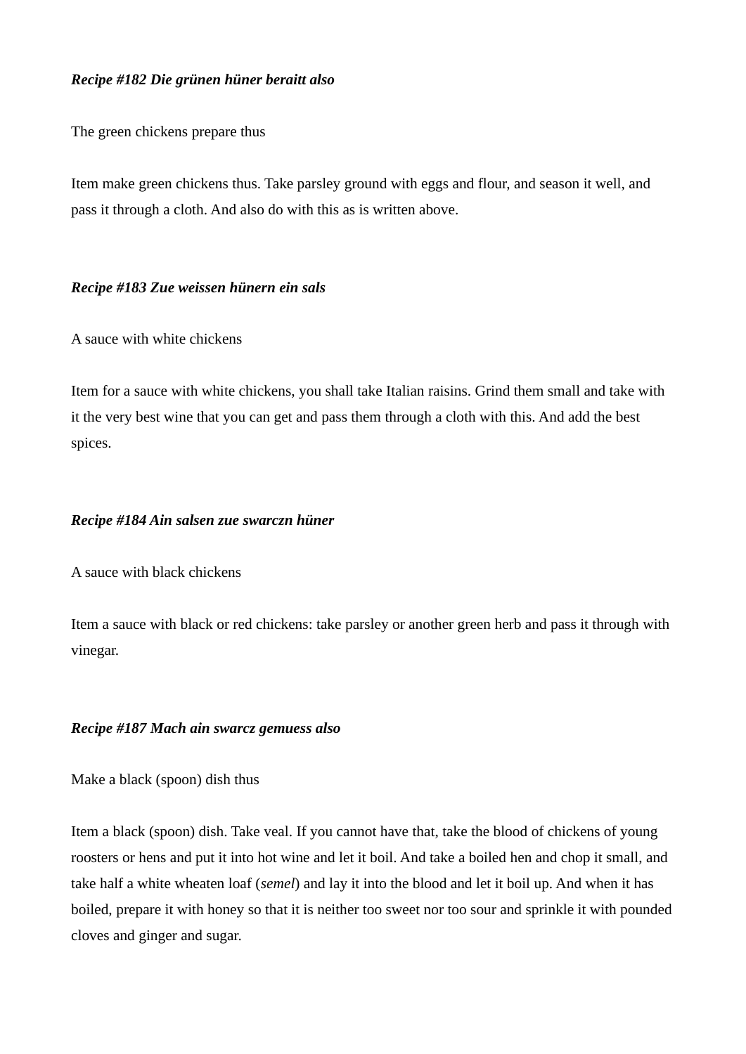***Recipe #182 Die grünen hüner beraitt also***

The green chickens prepare thus

Item make green chickens thus. Take parsley ground with eggs and flour, and season it well, and pass it through a cloth. And also do with this as is written above.

***Recipe #183 Zue weissen hünern ein sals***

A sauce with white chickens

Item for a sauce with white chickens, you shall take Italian raisins. Grind them small and take with it the very best wine that you can get and pass them through a cloth with this. And add the best spices.

***Recipe #184 Ain salsen zue swarczn hüner***

A sauce with black chickens

Item a sauce with black or red chickens: take parsley or another green herb and pass it through with vinegar.

***Recipe #187 Mach ain swarcz gemuess also***

Make a black (spoon) dish thus

Item a black (spoon) dish. Take veal. If you cannot have that, take the blood of chickens of young roosters or hens and put it into hot wine and let it boil. And take a boiled hen and chop it small, and take half a white wheaten loaf (*semel*) and lay it into the blood and let it boil up. And when it has boiled, prepare it with honey so that it is neither too sweet nor too sour and sprinkle it with pounded cloves and ginger and sugar.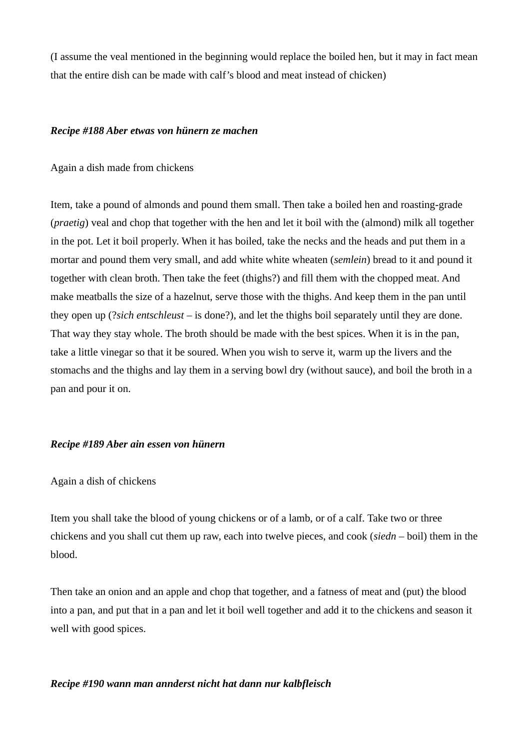(I assume the veal mentioned in the beginning would replace the boiled hen, but it may in fact mean that the entire dish can be made with calf's blood and meat instead of chicken)

***Recipe #188 Aber etwas von hünern ze machen***

Again a dish made from chickens

Item, take a pound of almonds and pound them small. Then take a boiled hen and roasting-grade (*praetig*) veal and chop that together with the hen and let it boil with the (almond) milk all together in the pot. Let it boil properly. When it has boiled, take the necks and the heads and put them in a mortar and pound them very small, and add white white wheaten (*semlein*) bread to it and pound it together with clean broth. Then take the feet (thighs?) and fill them with the chopped meat. And make meatballs the size of a hazelnut, serve those with the thighs. And keep them in the pan until they open up (?*sich entschleust* – is done?), and let the thighs boil separately until they are done. That way they stay whole. The broth should be made with the best spices. When it is in the pan, take a little vinegar so that it be soured. When you wish to serve it, warm up the livers and the stomachs and the thighs and lay them in a serving bowl dry (without sauce), and boil the broth in a pan and pour it on.

***Recipe #189 Aber ain essen von hünern***

Again a dish of chickens

Item you shall take the blood of young chickens or of a lamb, or of a calf. Take two or three chickens and you shall cut them up raw, each into twelve pieces, and cook (*siedn* – boil) them in the blood.

Then take an onion and an apple and chop that together, and a fatness of meat and (put) the blood into a pan, and put that in a pan and let it boil well together and add it to the chickens and season it well with good spices.

***Recipe #190 wann man annderst nicht hat dann nur kalbfleisch***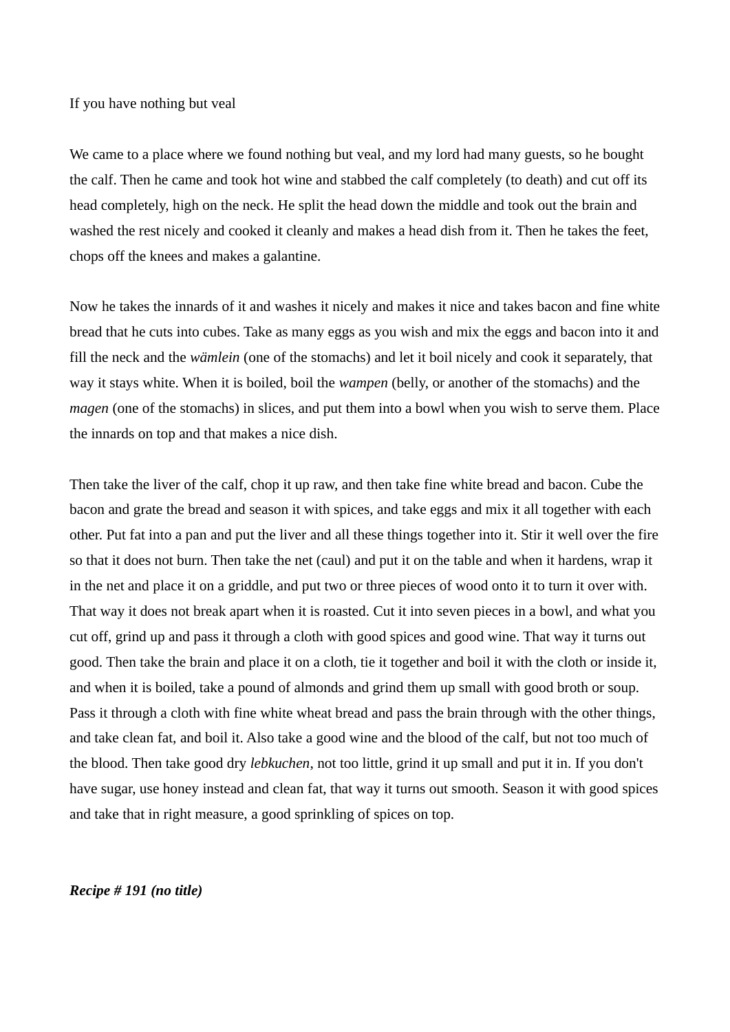If you have nothing but veal

We came to a place where we found nothing but veal, and my lord had many guests, so he bought the calf. Then he came and took hot wine and stabbed the calf completely (to death) and cut off its head completely, high on the neck. He split the head down the middle and took out the brain and washed the rest nicely and cooked it cleanly and makes a head dish from it. Then he takes the feet, chops off the knees and makes a galantine.

Now he takes the innards of it and washes it nicely and makes it nice and takes bacon and fine white bread that he cuts into cubes. Take as many eggs as you wish and mix the eggs and bacon into it and fill the neck and the *wämlein* (one of the stomachs) and let it boil nicely and cook it separately, that way it stays white. When it is boiled, boil the *wampen* (belly, or another of the stomachs) and the *magen* (one of the stomachs) in slices, and put them into a bowl when you wish to serve them. Place the innards on top and that makes a nice dish.

Then take the liver of the calf, chop it up raw, and then take fine white bread and bacon. Cube the bacon and grate the bread and season it with spices, and take eggs and mix it all together with each other. Put fat into a pan and put the liver and all these things together into it. Stir it well over the fire so that it does not burn. Then take the net (caul) and put it on the table and when it hardens, wrap it in the net and place it on a griddle, and put two or three pieces of wood onto it to turn it over with. That way it does not break apart when it is roasted. Cut it into seven pieces in a bowl, and what you cut off, grind up and pass it through a cloth with good spices and good wine. That way it turns out good. Then take the brain and place it on a cloth, tie it together and boil it with the cloth or inside it, and when it is boiled, take a pound of almonds and grind them up small with good broth or soup. Pass it through a cloth with fine white wheat bread and pass the brain through with the other things, and take clean fat, and boil it. Also take a good wine and the blood of the calf, but not too much of the blood. Then take good dry *lebkuchen*, not too little, grind it up small and put it in. If you don't have sugar, use honey instead and clean fat, that way it turns out smooth. Season it with good spices and take that in right measure, a good sprinkling of spices on top.

***Recipe # 191 (no title)***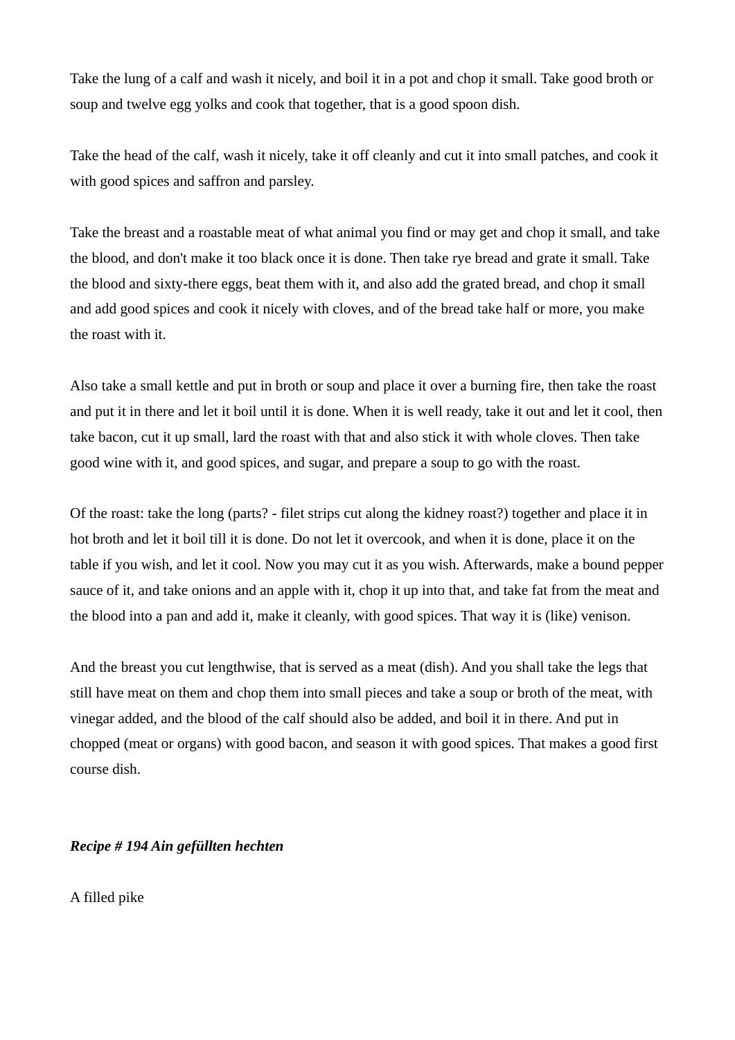Take the lung of a calf and wash it nicely, and boil it in a pot and chop it small. Take good broth or soup and twelve egg yolks and cook that together, that is a good spoon dish.

Take the head of the calf, wash it nicely, take it off cleanly and cut it into small patches, and cook it with good spices and saffron and parsley.

Take the breast and a roastable meat of what animal you find or may get and chop it small, and take the blood, and don't make it too black once it is done. Then take rye bread and grate it small. Take the blood and sixty-there eggs, beat them with it, and also add the grated bread, and chop it small and add good spices and cook it nicely with cloves, and of the bread take half or more, you make the roast with it.

Also take a small kettle and put in broth or soup and place it over a burning fire, then take the roast and put it in there and let it boil until it is done. When it is well ready, take it out and let it cool, then take bacon, cut it up small, lard the roast with that and also stick it with whole cloves. Then take good wine with it, and good spices, and sugar, and prepare a soup to go with the roast.

Of the roast: take the long (parts? - filet strips cut along the kidney roast?) together and place it in hot broth and let it boil till it is done. Do not let it overcook, and when it is done, place it on the table if you wish, and let it cool. Now you may cut it as you wish. Afterwards, make a bound pepper sauce of it, and take onions and an apple with it, chop it up into that, and take fat from the meat and the blood into a pan and add it, make it cleanly, with good spices. That way it is (like) venison.

And the breast you cut lengthwise, that is served as a meat (dish). And you shall take the legs that still have meat on them and chop them into small pieces and take a soup or broth of the meat, with vinegar added, and the blood of the calf should also be added, and boil it in there. And put in chopped (meat or organs) with good bacon, and season it with good spices. That makes a good first course dish.

***Recipe # 194 Ain gefüllten hechten***

A filled pike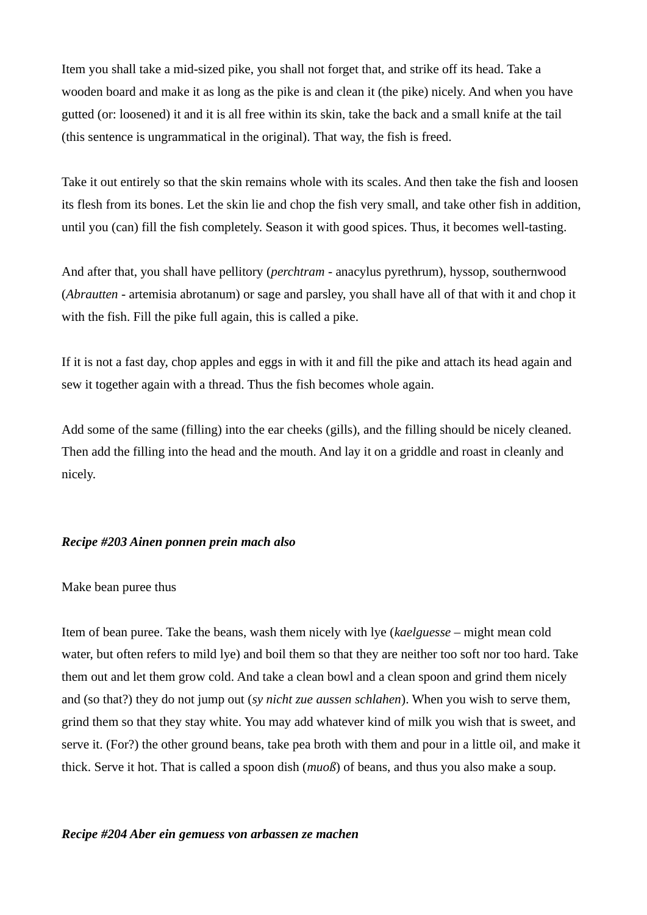Item you shall take a mid-sized pike, you shall not forget that, and strike off its head. Take a wooden board and make it as long as the pike is and clean it (the pike) nicely. And when you have gutted (or: loosened) it and it is all free within its skin, take the back and a small knife at the tail (this sentence is ungrammatical in the original). That way, the fish is freed.

Take it out entirely so that the skin remains whole with its scales. And then take the fish and loosen its flesh from its bones. Let the skin lie and chop the fish very small, and take other fish in addition, until you (can) fill the fish completely. Season it with good spices. Thus, it becomes well-tasting.

And after that, you shall have pellitory (*perchtram* - anacylus pyrethrum), hyssop, southernwood (*Abrautten* - artemisia abrotanum) or sage and parsley, you shall have all of that with it and chop it with the fish. Fill the pike full again, this is called a pike.

If it is not a fast day, chop apples and eggs in with it and fill the pike and attach its head again and sew it together again with a thread. Thus the fish becomes whole again.

Add some of the same (filling) into the ear cheeks (gills), and the filling should be nicely cleaned. Then add the filling into the head and the mouth. And lay it on a griddle and roast in cleanly and nicely.

***Recipe #203 Ainen ponnen prein mach also***

Make bean puree thus

Item of bean puree. Take the beans, wash them nicely with lye (*kaelguesse* – might mean cold water, but often refers to mild lye) and boil them so that they are neither too soft nor too hard. Take them out and let them grow cold. And take a clean bowl and a clean spoon and grind them nicely and (so that?) they do not jump out (*sy nicht zue aussen schlahen*). When you wish to serve them, grind them so that they stay white. You may add whatever kind of milk you wish that is sweet, and serve it. (For?) the other ground beans, take pea broth with them and pour in a little oil, and make it thick. Serve it hot. That is called a spoon dish (*muoß*) of beans, and thus you also make a soup.

***Recipe #204 Aber ein gemuess von arbassen ze machen***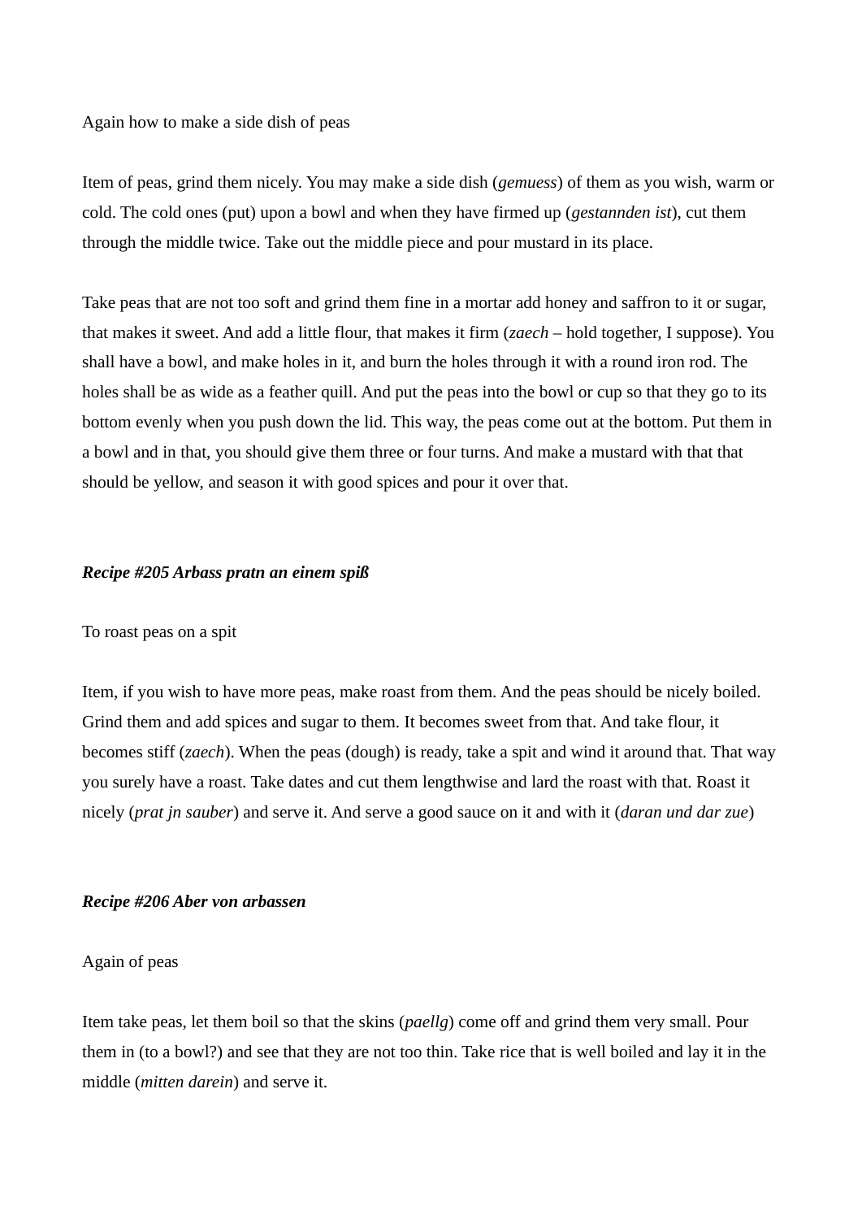Again how to make a side dish of peas

Item of peas, grind them nicely. You may make a side dish (*gemuess*) of them as you wish, warm or cold. The cold ones (put) upon a bowl and when they have firmed up (*gestannden ist*), cut them through the middle twice. Take out the middle piece and pour mustard in its place.

Take peas that are not too soft and grind them fine in a mortar add honey and saffron to it or sugar, that makes it sweet. And add a little flour, that makes it firm (*zaech* – hold together, I suppose). You shall have a bowl, and make holes in it, and burn the holes through it with a round iron rod. The holes shall be as wide as a feather quill. And put the peas into the bowl or cup so that they go to its bottom evenly when you push down the lid. This way, the peas come out at the bottom. Put them in a bowl and in that, you should give them three or four turns. And make a mustard with that that should be yellow, and season it with good spices and pour it over that.

***Recipe #205 Arbass pratn an einem spiß***

To roast peas on a spit

Item, if you wish to have more peas, make roast from them. And the peas should be nicely boiled. Grind them and add spices and sugar to them. It becomes sweet from that. And take flour, it becomes stiff (*zaech*). When the peas (dough) is ready, take a spit and wind it around that. That way you surely have a roast. Take dates and cut them lengthwise and lard the roast with that. Roast it nicely (*prat jn sauber*) and serve it. And serve a good sauce on it and with it (*daran und dar zue*)

***Recipe #206 Aber von arbassen***

Again of peas

Item take peas, let them boil so that the skins (*paellg*) come off and grind them very small. Pour them in (to a bowl?) and see that they are not too thin. Take rice that is well boiled and lay it in the middle (*mitten darein*) and serve it.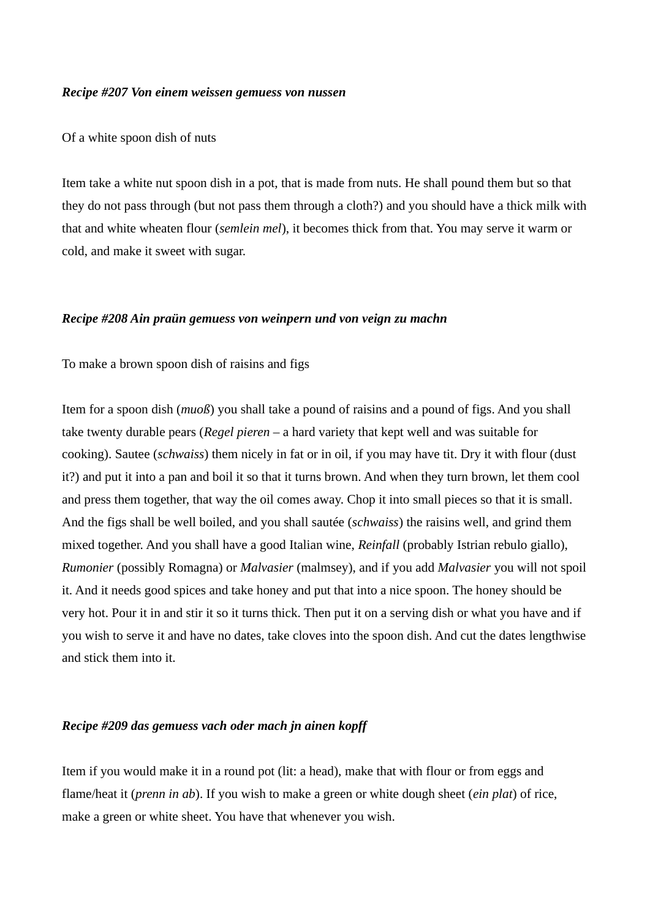***Recipe #207 Von einem weissen gemuess von nussen***

Of a white spoon dish of nuts

Item take a white nut spoon dish in a pot, that is made from nuts. He shall pound them but so that they do not pass through (but not pass them through a cloth?) and you should have a thick milk with that and white wheaten flour (*semlein mel*), it becomes thick from that. You may serve it warm or cold, and make it sweet with sugar.

***Recipe #208 Ain praün gemuess von weinpern und von veign zu machn***

To make a brown spoon dish of raisins and figs

Item for a spoon dish (*muoß*) you shall take a pound of raisins and a pound of figs. And you shall take twenty durable pears (*Regel pieren* – a hard variety that kept well and was suitable for cooking). Sautee (*schwaiss*) them nicely in fat or in oil, if you may have tit. Dry it with flour (dust it?) and put it into a pan and boil it so that it turns brown. And when they turn brown, let them cool and press them together, that way the oil comes away. Chop it into small pieces so that it is small. And the figs shall be well boiled, and you shall sautée (*schwaiss*) the raisins well, and grind them mixed together. And you shall have a good Italian wine, *Reinfall* (probably Istrian rebulo giallo), *Rumonier* (possibly Romagna) or *Malvasier* (malmsey), and if you add *Malvasier* you will not spoil it. And it needs good spices and take honey and put that into a nice spoon. The honey should be very hot. Pour it in and stir it so it turns thick. Then put it on a serving dish or what you have and if you wish to serve it and have no dates, take cloves into the spoon dish. And cut the dates lengthwise and stick them into it.

***Recipe #209 das gemuess vach oder mach jn ainen kopff***

Item if you would make it in a round pot (lit: a head), make that with flour or from eggs and flame/heat it (*prenn in ab*). If you wish to make a green or white dough sheet (*ein plat*) of rice, make a green or white sheet. You have that whenever you wish.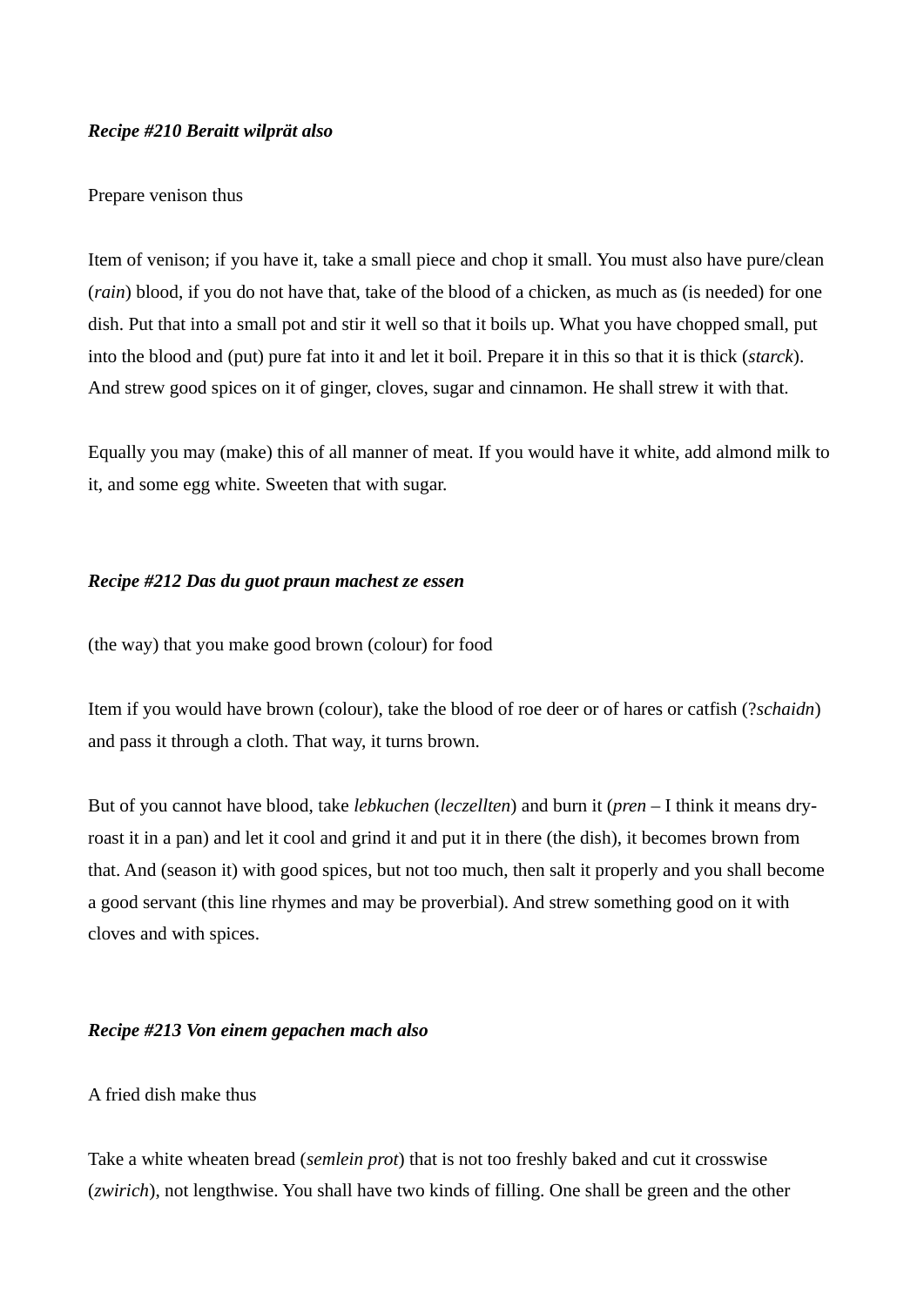***Recipe #210 Beraitt wilprät also***

Prepare venison thus

Item of venison; if you have it, take a small piece and chop it small. You must also have pure/clean (*rain*) blood, if you do not have that, take of the blood of a chicken, as much as (is needed) for one dish. Put that into a small pot and stir it well so that it boils up. What you have chopped small, put into the blood and (put) pure fat into it and let it boil. Prepare it in this so that it is thick (*starck*). And strew good spices on it of ginger, cloves, sugar and cinnamon. He shall strew it with that.

Equally you may (make) this of all manner of meat. If you would have it white, add almond milk to it, and some egg white. Sweeten that with sugar.

***Recipe #212 Das du guot praun machest ze essen***

(the way) that you make good brown (colour) for food

Item if you would have brown (colour), take the blood of roe deer or of hares or catfish (?*schaidn*) and pass it through a cloth. That way, it turns brown.

But of you cannot have blood, take *lebkuchen* (*leczellten*) and burn it (*pren* – I think it means dry-roast it in a pan) and let it cool and grind it and put it in there (the dish), it becomes brown from that. And (season it) with good spices, but not too much, then salt it properly and you shall become a good servant (this line rhymes and may be proverbial). And strew something good on it with cloves and with spices.

***Recipe #213 Von einem gepachen mach also***

A fried dish make thus

Take a white wheaten bread (*semlein prot*) that is not too freshly baked and cut it crosswise (*zwirich*), not lengthwise. You shall have two kinds of filling. One shall be green and the other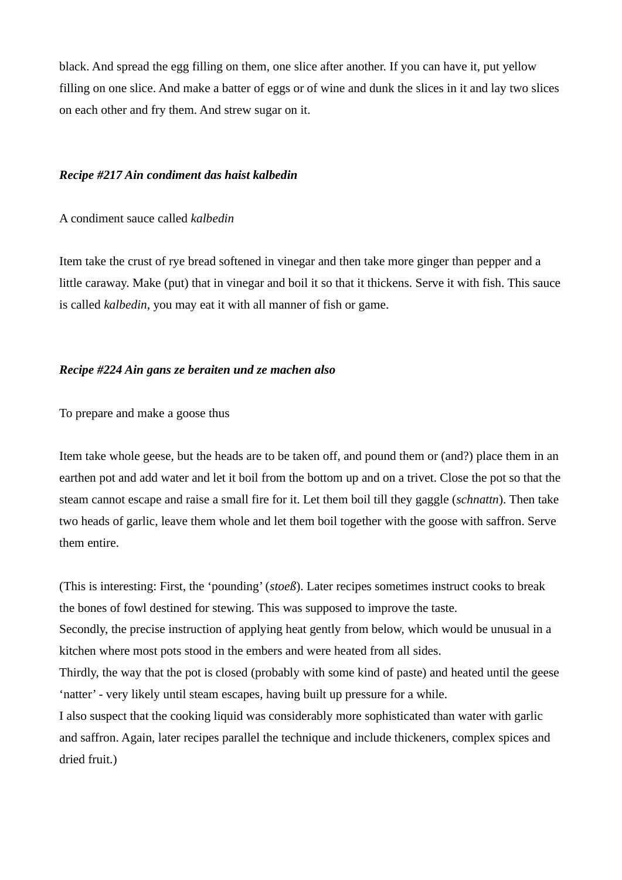black. And spread the egg filling on them, one slice after another. If you can have it, put yellow filling on one slice. And make a batter of eggs or of wine and dunk the slices in it and lay two slices on each other and fry them. And strew sugar on it.

***Recipe #217 Ain condiment das haist kalbedin***

A condiment sauce called *kalbedin*

Item take the crust of rye bread softened in vinegar and then take more ginger than pepper and a little caraway. Make (put) that in vinegar and boil it so that it thickens. Serve it with fish. This sauce is called *kalbedin*, you may eat it with all manner of fish or game.

***Recipe #224 Ain gans ze beraiten und ze machen also***

To prepare and make a goose thus

Item take whole geese, but the heads are to be taken off, and pound them or (and?) place them in an earthen pot and add water and let it boil from the bottom up and on a trivet. Close the pot so that the steam cannot escape and raise a small fire for it. Let them boil till they gaggle (*schnattn*). Then take two heads of garlic, leave them whole and let them boil together with the goose with saffron. Serve them entire.

(This is interesting: First, the ‘pounding’ (*stoeß*). Later recipes sometimes instruct cooks to break the bones of fowl destined for stewing. This was supposed to improve the taste.
Secondly, the precise instruction of applying heat gently from below, which would be unusual in a kitchen where most pots stood in the embers and were heated from all sides.
Thirdly, the way that the pot is closed (probably with some kind of paste) and heated until the geese ‘natter’ - very likely until steam escapes, having built up pressure for a while.
I also suspect that the cooking liquid was considerably more sophisticated than water with garlic and saffron. Again, later recipes parallel the technique and include thickeners, complex spices and dried fruit.)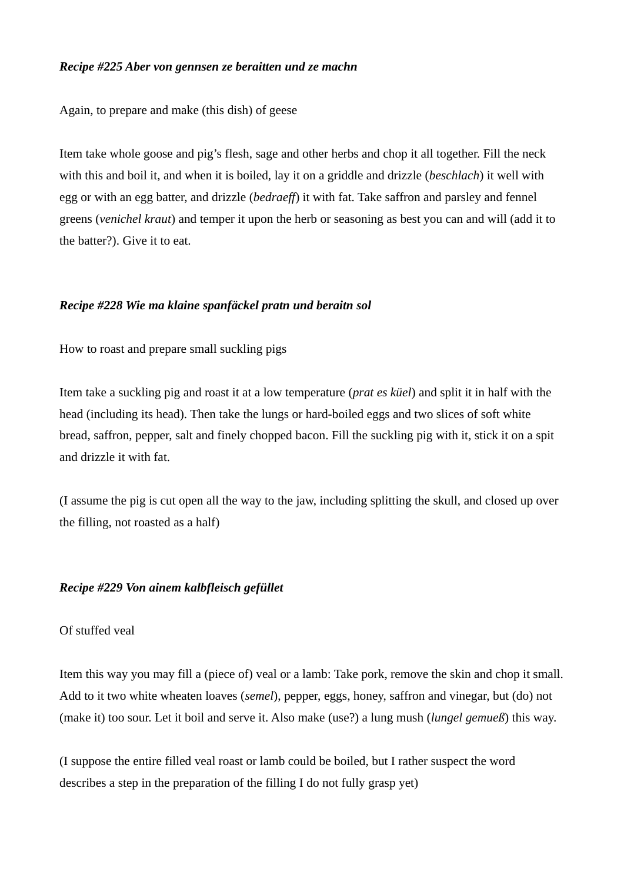***Recipe #225 Aber von gennsen ze beraitten und ze machn***

Again, to prepare and make (this dish) of geese

Item take whole goose and pig's flesh, sage and other herbs and chop it all together. Fill the neck with this and boil it, and when it is boiled, lay it on a griddle and drizzle (*beschlach*) it well with egg or with an egg batter, and drizzle (*bedraeff*) it with fat. Take saffron and parsley and fennel greens (*venichel kraut*) and temper it upon the herb or seasoning as best you can and will (add it to the batter?). Give it to eat.

***Recipe #228 Wie ma klaine spanfäckel pratn und beraitn sol***

How to roast and prepare small suckling pigs

Item take a suckling pig and roast it at a low temperature (*prat es küel*) and split it in half with the head (including its head). Then take the lungs or hard-boiled eggs and two slices of soft white bread, saffron, pepper, salt and finely chopped bacon. Fill the suckling pig with it, stick it on a spit and drizzle it with fat.

(I assume the pig is cut open all the way to the jaw, including splitting the skull, and closed up over the filling, not roasted as a half)

***Recipe #229 Von ainem kalbfleisch gefüllet***

Of stuffed veal

Item this way you may fill a (piece of) veal or a lamb: Take pork, remove the skin and chop it small. Add to it two white wheaten loaves (*semel*), pepper, eggs, honey, saffron and vinegar, but (do) not (make it) too sour. Let it boil and serve it. Also make (use?) a lung mush (*lungel gemueß*) this way.

(I suppose the entire filled veal roast or lamb could be boiled, but I rather suspect the word describes a step in the preparation of the filling I do not fully grasp yet)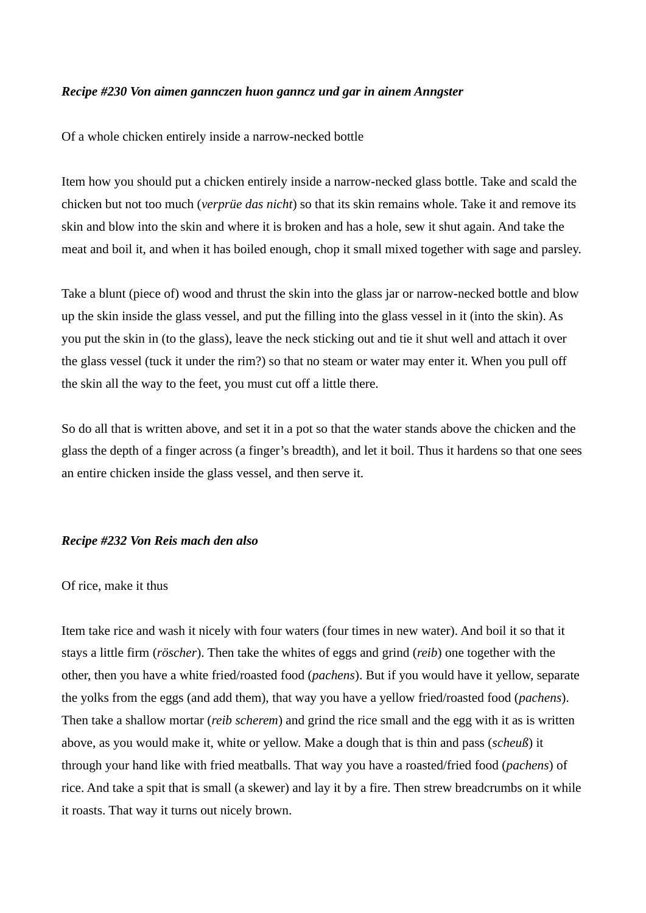***Recipe #230 Von aimen gannczen huon ganncz und gar in ainem Anngster***

Of a whole chicken entirely inside a narrow-necked bottle

Item how you should put a chicken entirely inside a narrow-necked glass bottle. Take and scald the chicken but not too much (*verprüe das nicht*) so that its skin remains whole. Take it and remove its skin and blow into the skin and where it is broken and has a hole, sew it shut again. And take the meat and boil it, and when it has boiled enough, chop it small mixed together with sage and parsley.

Take a blunt (piece of) wood and thrust the skin into the glass jar or narrow-necked bottle and blow up the skin inside the glass vessel, and put the filling into the glass vessel in it (into the skin). As you put the skin in (to the glass), leave the neck sticking out and tie it shut well and attach it over the glass vessel (tuck it under the rim?) so that no steam or water may enter it. When you pull off the skin all the way to the feet, you must cut off a little there.

So do all that is written above, and set it in a pot so that the water stands above the chicken and the glass the depth of a finger across (a finger's breadth), and let it boil. Thus it hardens so that one sees an entire chicken inside the glass vessel, and then serve it.

***Recipe #232 Von Reis mach den also***

Of rice, make it thus

Item take rice and wash it nicely with four waters (four times in new water). And boil it so that it stays a little firm (*röscher*). Then take the whites of eggs and grind (*reib*) one together with the other, then you have a white fried/roasted food (*pachens*). But if you would have it yellow, separate the yolks from the eggs (and add them), that way you have a yellow fried/roasted food (*pachens*). Then take a shallow mortar (*reib scherem*) and grind the rice small and the egg with it as is written above, as you would make it, white or yellow. Make a dough that is thin and pass (*scheuß*) it through your hand like with fried meatballs. That way you have a roasted/fried food (*pachens*) of rice. And take a spit that is small (a skewer) and lay it by a fire. Then strew breadcrumbs on it while it roasts. That way it turns out nicely brown.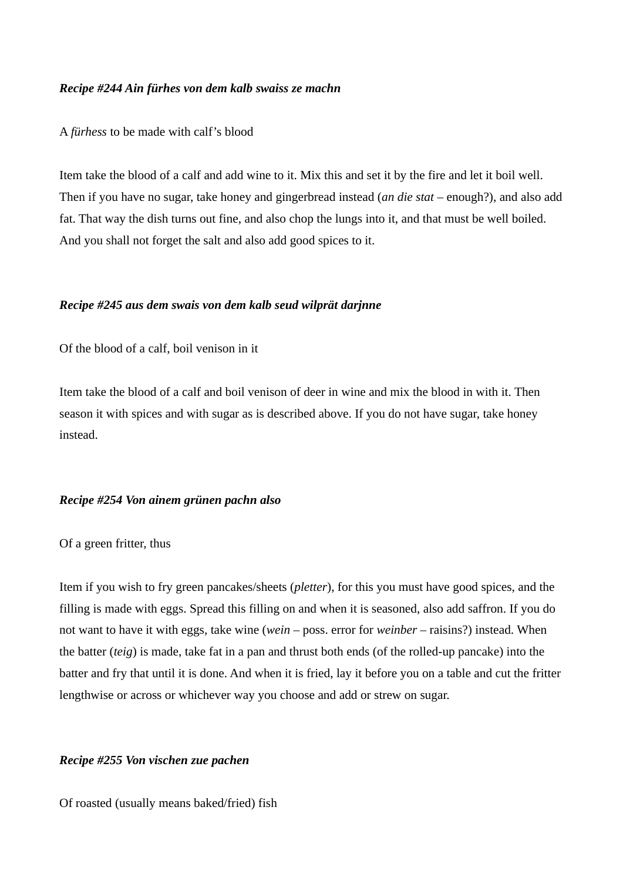***Recipe #244 Ain fürhes von dem kalb swaiss ze machn***

A *fürhess* to be made with calf's blood

Item take the blood of a calf and add wine to it. Mix this and set it by the fire and let it boil well. Then if you have no sugar, take honey and gingerbread instead (*an die stat* – enough?), and also add fat. That way the dish turns out fine, and also chop the lungs into it, and that must be well boiled. And you shall not forget the salt and also add good spices to it.

***Recipe #245 aus dem swais von dem kalb seud wilprät darjnne***

Of the blood of a calf, boil venison in it

Item take the blood of a calf and boil venison of deer in wine and mix the blood in with it. Then season it with spices and with sugar as is described above. If you do not have sugar, take honey instead.

***Recipe #254 Von ainem grünen pachn also***

Of a green fritter, thus

Item if you wish to fry green pancakes/sheets (*pletter*), for this you must have good spices, and the filling is made with eggs. Spread this filling on and when it is seasoned, also add saffron. If you do not want to have it with eggs, take wine (*wein* – poss. error for *weinber* – raisins?) instead. When the batter (*teig*) is made, take fat in a pan and thrust both ends (of the rolled-up pancake) into the batter and fry that until it is done. And when it is fried, lay it before you on a table and cut the fritter lengthwise or across or whichever way you choose and add or strew on sugar.

***Recipe #255 Von vischen zue pachen***

Of roasted (usually means baked/fried) fish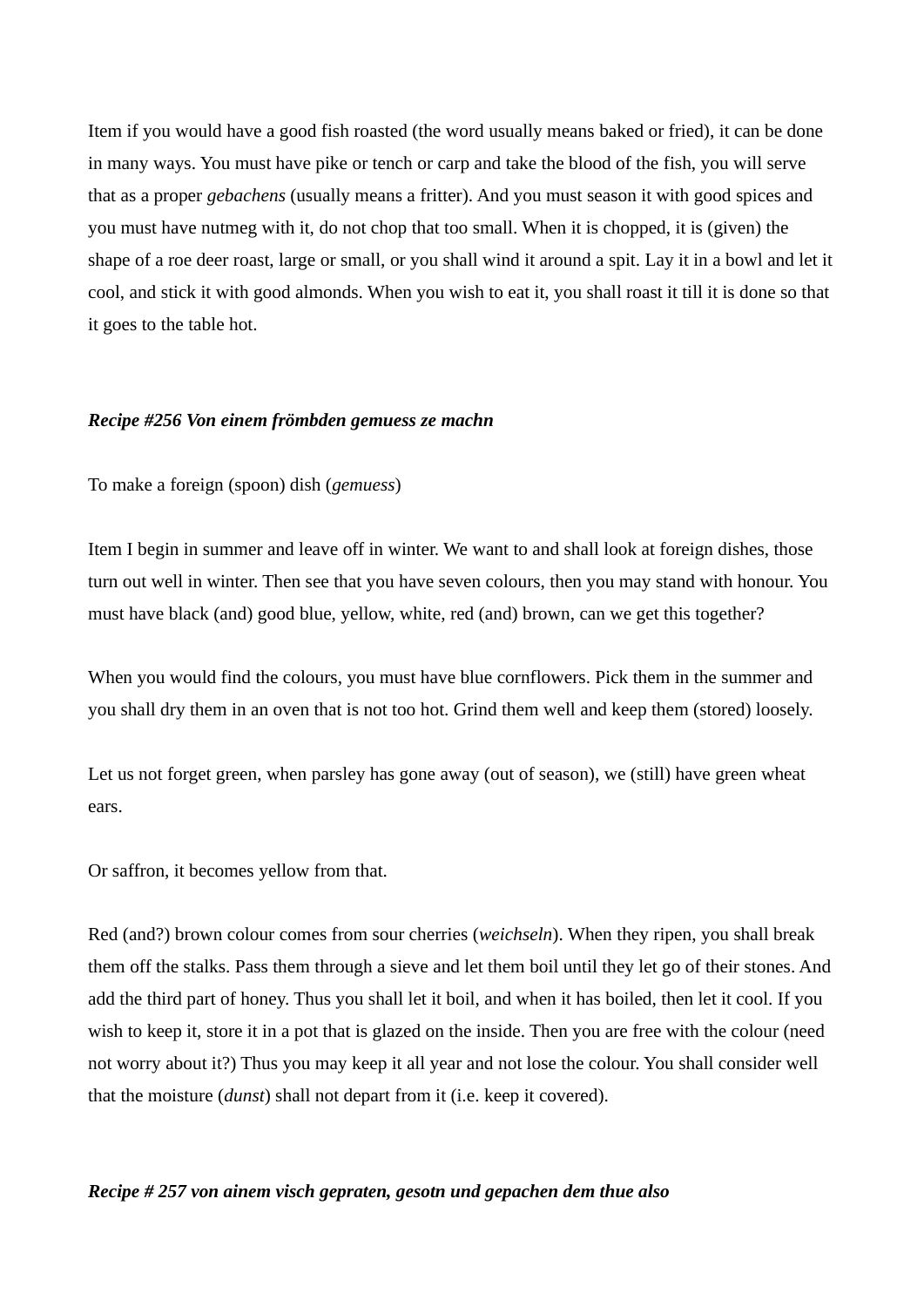Item if you would have a good fish roasted (the word usually means baked or fried), it can be done in many ways. You must have pike or tench or carp and take the blood of the fish, you will serve that as a proper *gebachens* (usually means a fritter). And you must season it with good spices and you must have nutmeg with it, do not chop that too small. When it is chopped, it is (given) the shape of a roe deer roast, large or small, or you shall wind it around a spit. Lay it in a bowl and let it cool, and stick it with good almonds. When you wish to eat it, you shall roast it till it is done so that it goes to the table hot.

***Recipe #256 Von einem frömbden gemuess ze machn***

To make a foreign (spoon) dish (*gemuess*)

Item I begin in summer and leave off in winter. We want to and shall look at foreign dishes, those turn out well in winter. Then see that you have seven colours, then you may stand with honour. You must have black (and) good blue, yellow, white, red (and) brown, can we get this together?

When you would find the colours, you must have blue cornflowers. Pick them in the summer and you shall dry them in an oven that is not too hot. Grind them well and keep them (stored) loosely.

Let us not forget green, when parsley has gone away (out of season), we (still) have green wheat ears.

Or saffron, it becomes yellow from that.

Red (and?) brown colour comes from sour cherries (*weichseln*). When they ripen, you shall break them off the stalks. Pass them through a sieve and let them boil until they let go of their stones. And add the third part of honey. Thus you shall let it boil, and when it has boiled, then let it cool. If you wish to keep it, store it in a pot that is glazed on the inside. Then you are free with the colour (need not worry about it?) Thus you may keep it all year and not lose the colour. You shall consider well that the moisture (*dunst*) shall not depart from it (i.e. keep it covered).

***Recipe # 257 von ainem visch gepraten, gesotn und gepachen dem thue also***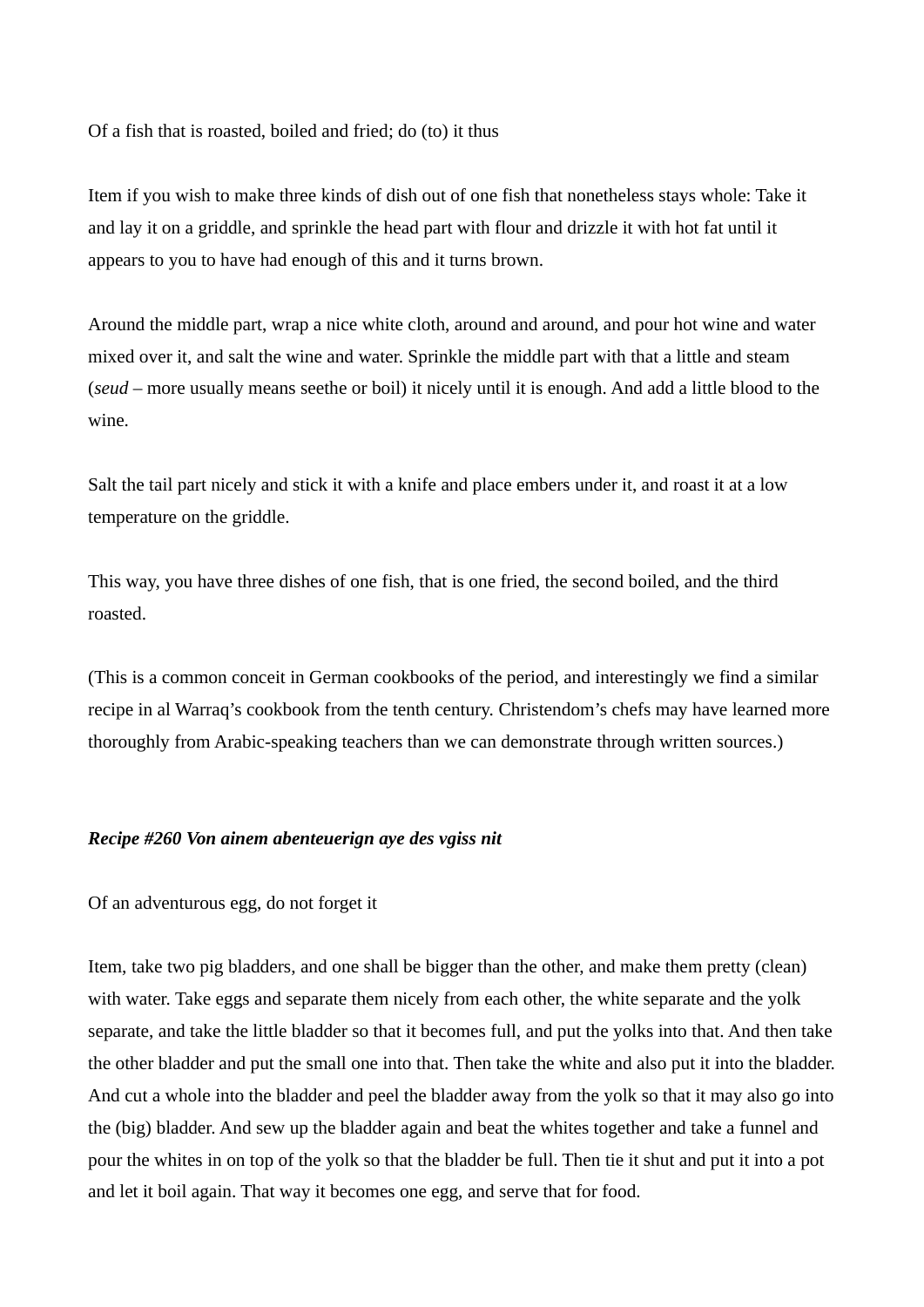Of a fish that is roasted, boiled and fried; do (to) it thus

Item if you wish to make three kinds of dish out of one fish that nonetheless stays whole: Take it and lay it on a griddle, and sprinkle the head part with flour and drizzle it with hot fat until it appears to you to have had enough of this and it turns brown.

Around the middle part, wrap a nice white cloth, around and around, and pour hot wine and water mixed over it, and salt the wine and water. Sprinkle the middle part with that a little and steam (*seud* – more usually means seethe or boil) it nicely until it is enough. And add a little blood to the wine.

Salt the tail part nicely and stick it with a knife and place embers under it, and roast it at a low temperature on the griddle.

This way, you have three dishes of one fish, that is one fried, the second boiled, and the third roasted.

(This is a common conceit in German cookbooks of the period, and interestingly we find a similar recipe in al Warraq's cookbook from the tenth century. Christendom's chefs may have learned more thoroughly from Arabic-speaking teachers than we can demonstrate through written sources.)

***Recipe #260 Von ainem abenteuerign aye des vgiss nit***

Of an adventurous egg, do not forget it

Item, take two pig bladders, and one shall be bigger than the other, and make them pretty (clean) with water. Take eggs and separate them nicely from each other, the white separate and the yolk separate, and take the little bladder so that it becomes full, and put the yolks into that. And then take the other bladder and put the small one into that. Then take the white and also put it into the bladder. And cut a whole into the bladder and peel the bladder away from the yolk so that it may also go into the (big) bladder. And sew up the bladder again and beat the whites together and take a funnel and pour the whites in on top of the yolk so that the bladder be full. Then tie it shut and put it into a pot and let it boil again. That way it becomes one egg, and serve that for food.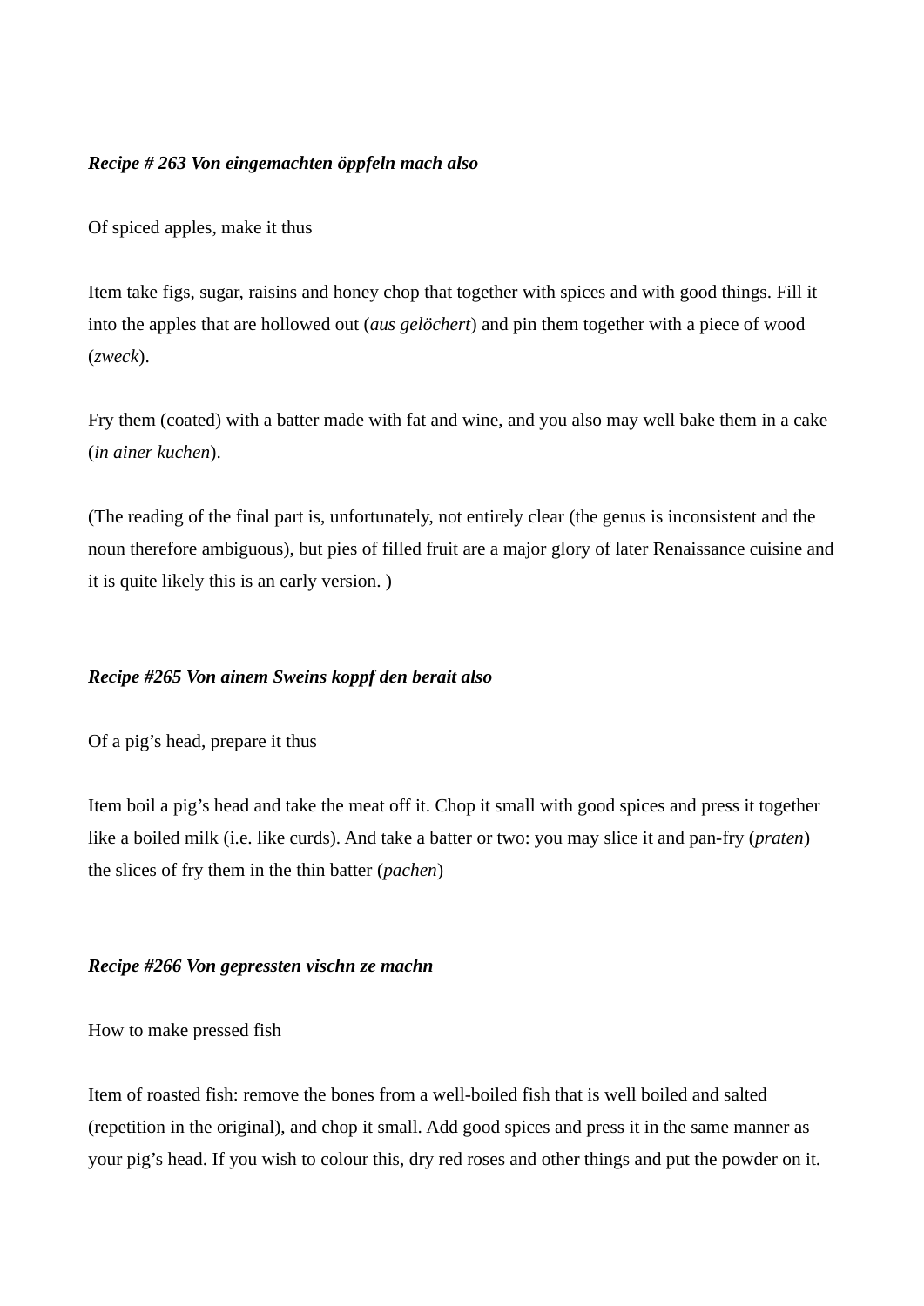***Recipe # 263 Von eingemachten öppfeln mach also***

Of spiced apples, make it thus

Item take figs, sugar, raisins and honey chop that together with spices and with good things. Fill it into the apples that are hollowed out (*aus gelöchert*) and pin them together with a piece of wood (*zweck*).

Fry them (coated) with a batter made with fat and wine, and you also may well bake them in a cake (*in ainer kuchen*).

(The reading of the final part is, unfortunately, not entirely clear (the genus is inconsistent and the noun therefore ambiguous), but pies of filled fruit are a major glory of later Renaissance cuisine and it is quite likely this is an early version. )

***Recipe #265 Von ainem Sweins koppf den berait also***

Of a pig's head, prepare it thus

Item boil a pig's head and take the meat off it. Chop it small with good spices and press it together like a boiled milk (i.e. like curds). And take a batter or two: you may slice it and pan-fry (*praten*) the slices of fry them in the thin batter (*pachen*)

***Recipe #266 Von gepressten vischn ze machn***

How to make pressed fish

Item of roasted fish: remove the bones from a well-boiled fish that is well boiled and salted (repetition in the original), and chop it small. Add good spices and press it in the same manner as your pig's head. If you wish to colour this, dry red roses and other things and put the powder on it.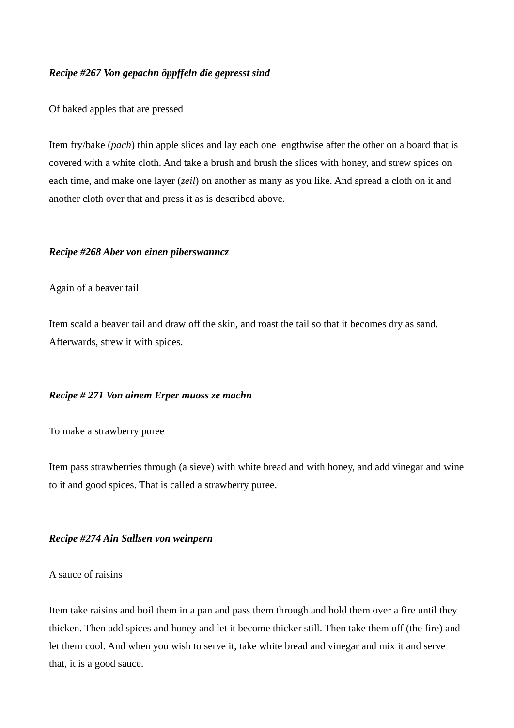***Recipe #267 Von gepachn öppffeln die gepresst sind***

Of baked apples that are pressed

Item fry/bake (*pach*) thin apple slices and lay each one lengthwise after the other on a board that is covered with a white cloth. And take a brush and brush the slices with honey, and strew spices on each time, and make one layer (*zeil*) on another as many as you like. And spread a cloth on it and another cloth over that and press it as is described above.

***Recipe #268 Aber von einen piberswanncz***

Again of a beaver tail

Item scald a beaver tail and draw off the skin, and roast the tail so that it becomes dry as sand. Afterwards, strew it with spices.

***Recipe # 271 Von ainem Erper muoss ze machn***

To make a strawberry puree

Item pass strawberries through (a sieve) with white bread and with honey, and add vinegar and wine to it and good spices. That is called a strawberry puree.

***Recipe #274 Ain Sallsen von weinpern***

A sauce of raisins

Item take raisins and boil them in a pan and pass them through and hold them over a fire until they thicken. Then add spices and honey and let it become thicker still. Then take them off (the fire) and let them cool. And when you wish to serve it, take white bread and vinegar and mix it and serve that, it is a good sauce.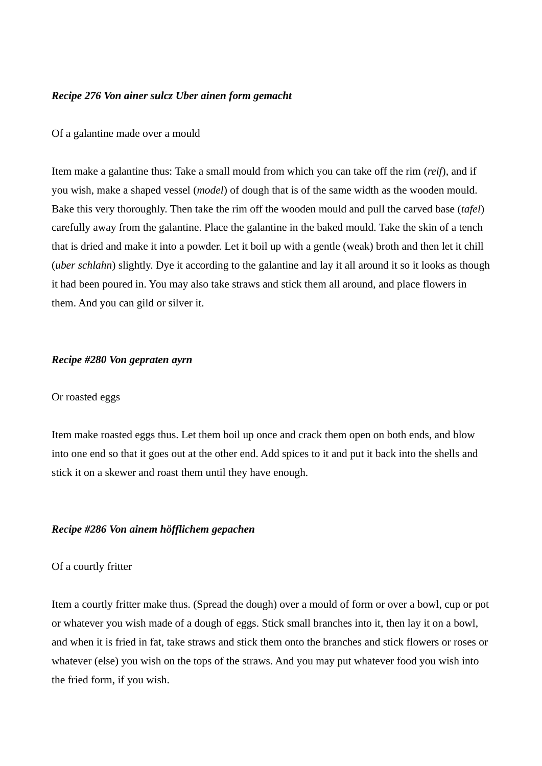***Recipe 276 Von ainer sulcz Uber ainen form gemacht***

Of a galantine made over a mould

Item make a galantine thus: Take a small mould from which you can take off the rim (*reif*), and if you wish, make a shaped vessel (*model*) of dough that is of the same width as the wooden mould. Bake this very thoroughly. Then take the rim off the wooden mould and pull the carved base (*tafel*) carefully away from the galantine. Place the galantine in the baked mould. Take the skin of a tench that is dried and make it into a powder. Let it boil up with a gentle (weak) broth and then let it chill (*uber schlahn*) slightly. Dye it according to the galantine and lay it all around it so it looks as though it had been poured in. You may also take straws and stick them all around, and place flowers in them. And you can gild or silver it.

***Recipe #280 Von gepraten ayrn***

Or roasted eggs

Item make roasted eggs thus. Let them boil up once and crack them open on both ends, and blow into one end so that it goes out at the other end. Add spices to it and put it back into the shells and stick it on a skewer and roast them until they have enough.

***Recipe #286 Von ainem höfflichem gepachen***

Of a courtly fritter

Item a courtly fritter make thus. (Spread the dough) over a mould of form or over a bowl, cup or pot or whatever you wish made of a dough of eggs. Stick small branches into it, then lay it on a bowl, and when it is fried in fat, take straws and stick them onto the branches and stick flowers or roses or whatever (else) you wish on the tops of the straws. And you may put whatever food you wish into the fried form, if you wish.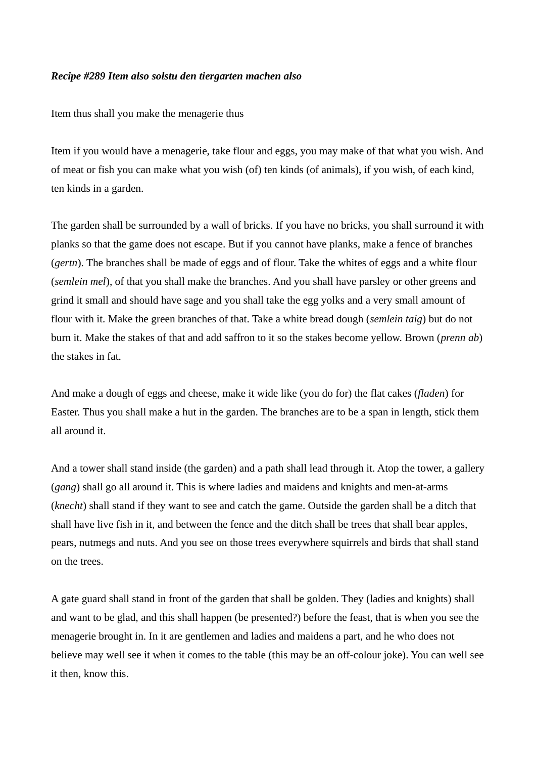***Recipe #289 Item also solstu den tiergarten machen also***

Item thus shall you make the menagerie thus

Item if you would have a menagerie, take flour and eggs, you may make of that what you wish. And of meat or fish you can make what you wish (of) ten kinds (of animals), if you wish, of each kind, ten kinds in a garden.

The garden shall be surrounded by a wall of bricks. If you have no bricks, you shall surround it with planks so that the game does not escape. But if you cannot have planks, make a fence of branches (*gertn*). The branches shall be made of eggs and of flour. Take the whites of eggs and a white flour (*semlein mel*), of that you shall make the branches. And you shall have parsley or other greens and grind it small and should have sage and you shall take the egg yolks and a very small amount of flour with it. Make the green branches of that. Take a white bread dough (*semlein taig*) but do not burn it. Make the stakes of that and add saffron to it so the stakes become yellow. Brown (*prenn ab*) the stakes in fat.

And make a dough of eggs and cheese, make it wide like (you do for) the flat cakes (*fladen*) for Easter. Thus you shall make a hut in the garden. The branches are to be a span in length, stick them all around it.

And a tower shall stand inside (the garden) and a path shall lead through it. Atop the tower, a gallery (*gang*) shall go all around it. This is where ladies and maidens and knights and men-at-arms (*knecht*) shall stand if they want to see and catch the game. Outside the garden shall be a ditch that shall have live fish in it, and between the fence and the ditch shall be trees that shall bear apples, pears, nutmegs and nuts. And you see on those trees everywhere squirrels and birds that shall stand on the trees.

A gate guard shall stand in front of the garden that shall be golden. They (ladies and knights) shall and want to be glad, and this shall happen (be presented?) before the feast, that is when you see the menagerie brought in. In it are gentlemen and ladies and maidens a part, and he who does not believe may well see it when it comes to the table (this may be an off-colour joke). You can well see it then, know this.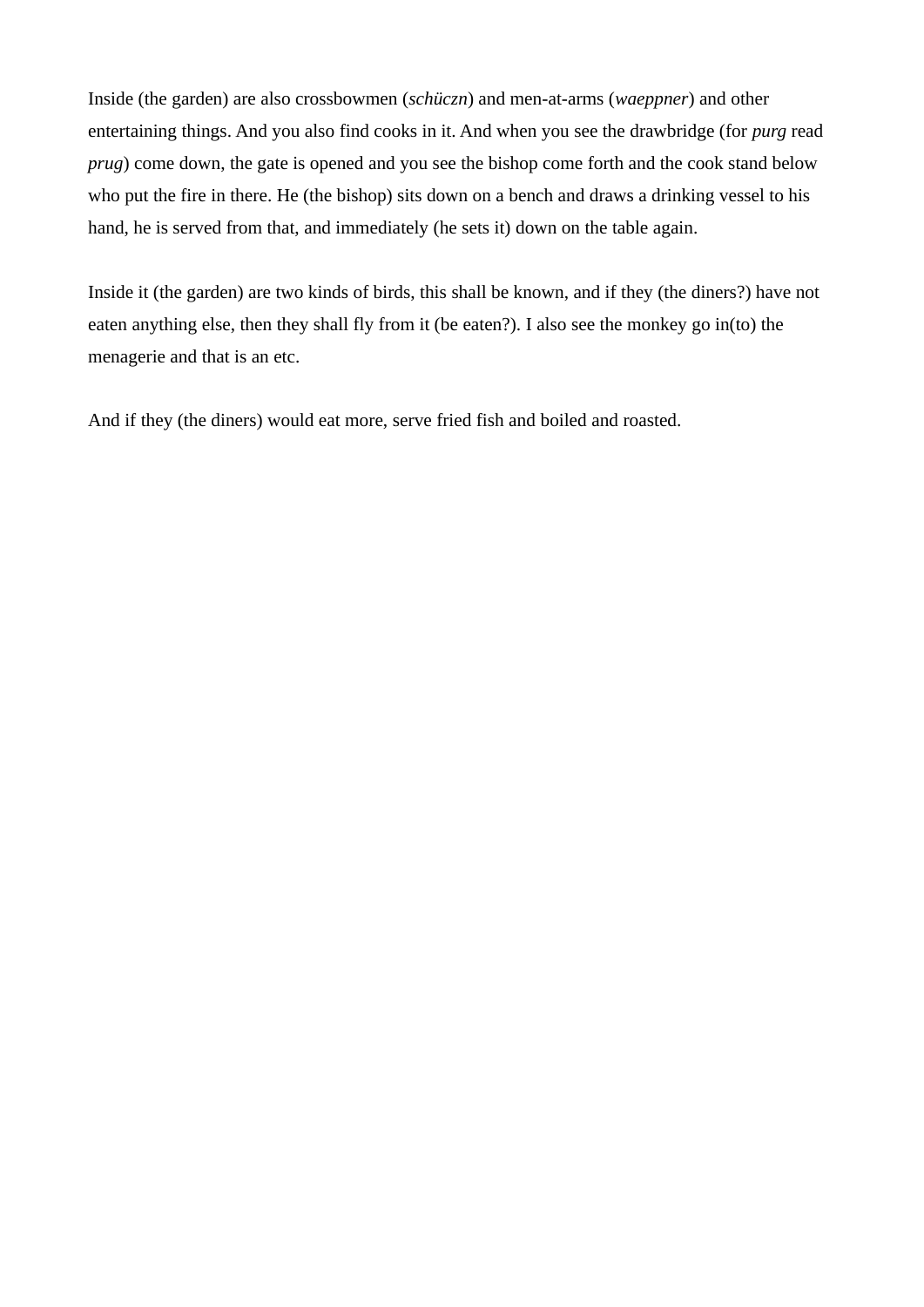Inside (the garden) are also crossbowmen (*schüczn*) and men-at-arms (*waeppner*) and other entertaining things. And you also find cooks in it. And when you see the drawbridge (for *purg* read *prug*) come down, the gate is opened and you see the bishop come forth and the cook stand below who put the fire in there. He (the bishop) sits down on a bench and draws a drinking vessel to his hand, he is served from that, and immediately (he sets it) down on the table again.

Inside it (the garden) are two kinds of birds, this shall be known, and if they (the diners?) have not eaten anything else, then they shall fly from it (be eaten?). I also see the monkey go in(to) the menagerie and that is an etc.

And if they (the diners) would eat more, serve fried fish and boiled and roasted.